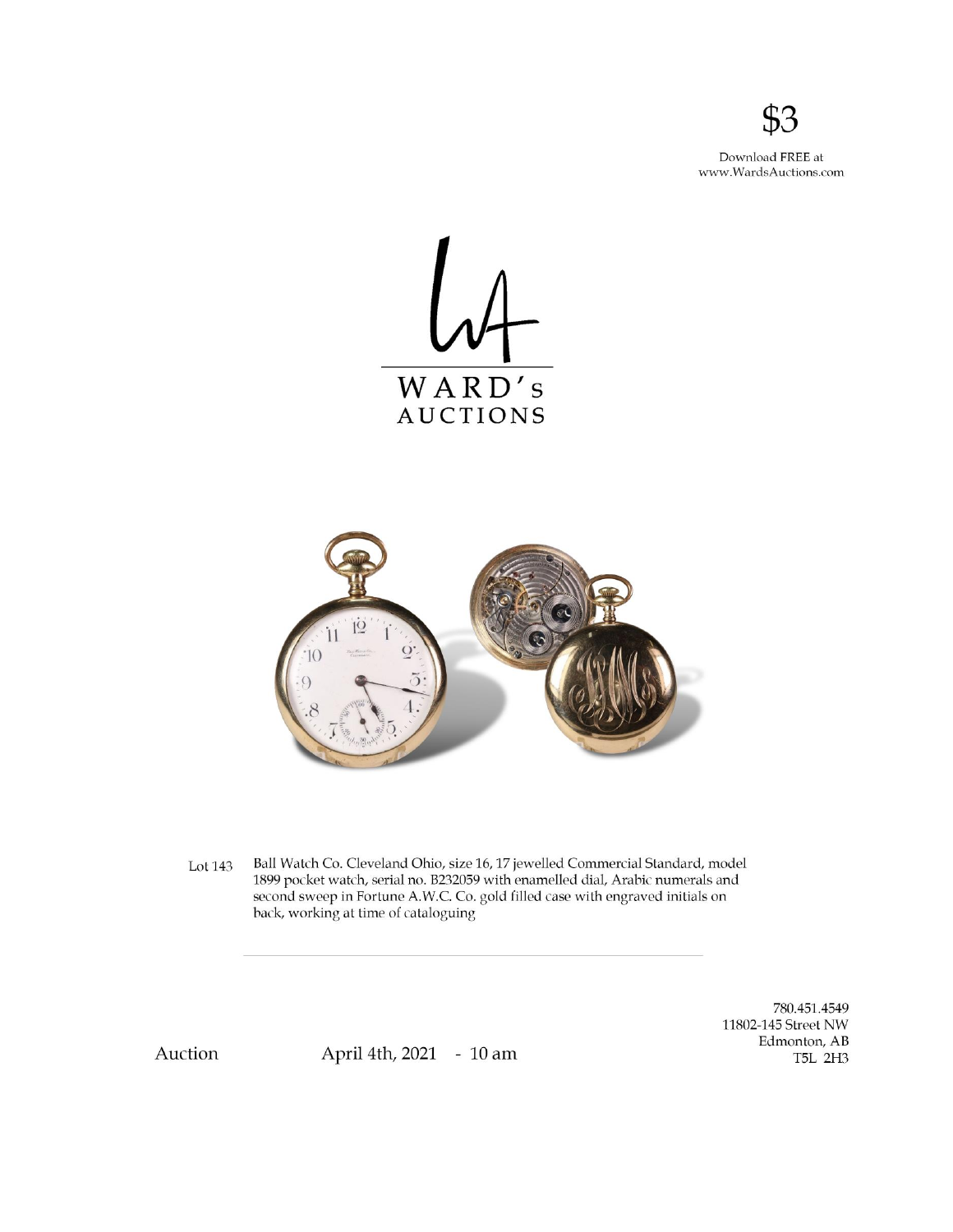$3

Download FREE at
www.WardsAuctions.com

WARD's
AUCTIONS

Lot 143 Ball Watch Co. Cleveland Ohio, size 16, 17 jewelled Commercial Standard, model 1899 pocket watch, serial no. B232059 with enamelled dial, Arabic numerals and second sweep in Fortune A.W.C. Co. gold filled case with engraved initials on back, working at time of cataloguing

---

Auction April 4th, 2021 - 10 am

780.451.4549
11802-145 Street NW
Edmonton, AB
T5L 2H3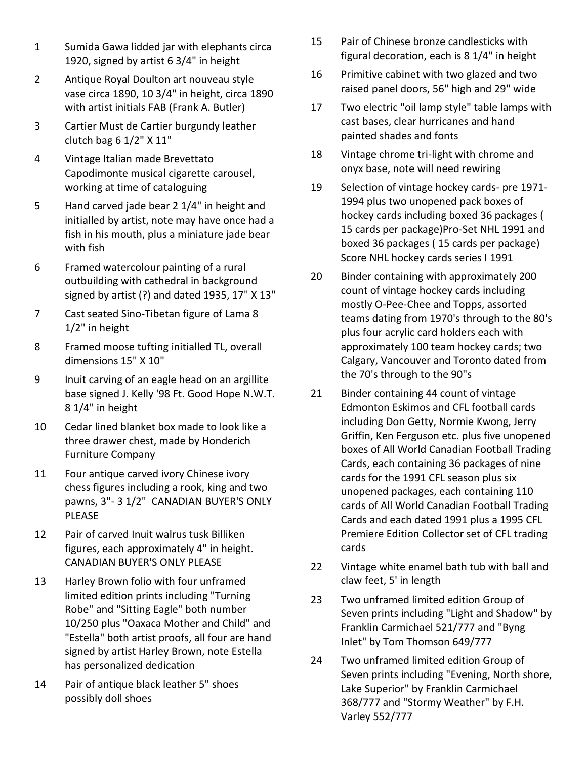1 Sumida Gawa lidded jar with elephants circa 1920, signed by artist 6 3/4" in height

2 Antique Royal Doulton art nouveau style vase circa 1890, 10 3/4" in height, circa 1890 with artist initials FAB (Frank A. Butler)

3 Cartier Must de Cartier burgundy leather clutch bag 6 1/2" X 11"

4 Vintage Italian made Brevettato Capodimonte musical cigarette carousel, working at time of cataloguing

5 Hand carved jade bear 2 1/4" in height and initialled by artist, note may have once had a fish in his mouth, plus a miniature jade bear with fish

6 Framed watercolour painting of a rural outbuilding with cathedral in background signed by artist (?) and dated 1935, 17" X 13"

7 Cast seated Sino-Tibetan figure of Lama 8 1/2" in height

8 Framed moose tufting initialled TL, overall dimensions 15" X 10"

9 Inuit carving of an eagle head on an argillite base signed J. Kelly '98 Ft. Good Hope N.W.T. 8 1/4" in height

10 Cedar lined blanket box made to look like a three drawer chest, made by Honderich Furniture Company

11 Four antique carved ivory Chinese ivory chess figures including a rook, king and two pawns, 3"- 3 1/2" CANADIAN BUYER'S ONLY PLEASE

12 Pair of carved Inuit walrus tusk Billiken figures, each approximately 4" in height. CANADIAN BUYER'S ONLY PLEASE

13 Harley Brown folio with four unframed limited edition prints including "Turning Robe" and "Sitting Eagle" both number 10/250 plus "Oaxaca Mother and Child" and "Estella" both artist proofs, all four are hand signed by artist Harley Brown, note Estella has personalized dedication

14 Pair of antique black leather 5" shoes possibly doll shoes

15 Pair of Chinese bronze candlesticks with figural decoration, each is 8 1/4" in height

16 Primitive cabinet with two glazed and two raised panel doors, 56" high and 29" wide

17 Two electric "oil lamp style" table lamps with cast bases, clear hurricanes and hand painted shades and fonts

18 Vintage chrome tri-light with chrome and onyx base, note will need rewiring

19 Selection of vintage hockey cards- pre 1971-1994 plus two unopened pack boxes of hockey cards including boxed 36 packages ( 15 cards per package)Pro-Set NHL 1991 and boxed 36 packages ( 15 cards per package) Score NHL hockey cards series I 1991

20 Binder containing with approximately 200 count of vintage hockey cards including mostly O-Pee-Chee and Topps, assorted teams dating from 1970's through to the 80's plus four acrylic card holders each with approximately 100 team hockey cards; two Calgary, Vancouver and Toronto dated from the 70's through to the 90"s

21 Binder containing 44 count of vintage Edmonton Eskimos and CFL football cards including Don Getty, Normie Kwong, Jerry Griffin, Ken Ferguson etc. plus five unopened boxes of All World Canadian Football Trading Cards, each containing 36 packages of nine cards for the 1991 CFL season plus six unopened packages, each containing 110 cards of All World Canadian Football Trading Cards and each dated 1991 plus a 1995 CFL Premiere Edition Collector set of CFL trading cards

22 Vintage white enamel bath tub with ball and claw feet, 5' in length

23 Two unframed limited edition Group of Seven prints including "Light and Shadow" by Franklin Carmichael 521/777 and "Byng Inlet" by Tom Thomson 649/777

24 Two unframed limited edition Group of Seven prints including "Evening, North shore, Lake Superior" by Franklin Carmichael 368/777 and "Stormy Weather" by F.H. Varley 552/777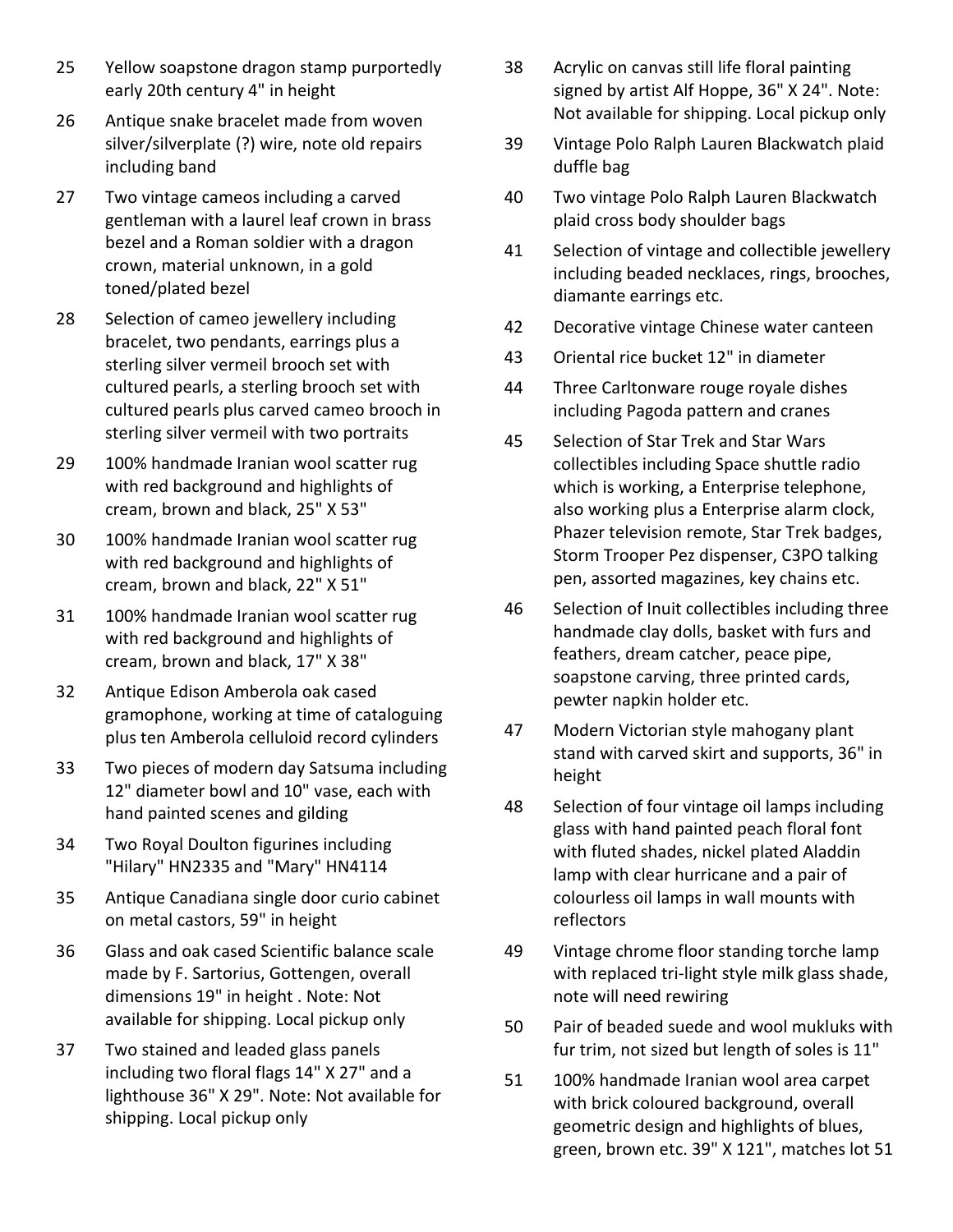25 Yellow soapstone dragon stamp purportedly early 20th century 4" in height

26 Antique snake bracelet made from woven silver/silverplate (?) wire, note old repairs including band

27 Two vintage cameos including a carved gentleman with a laurel leaf crown in brass bezel and a Roman soldier with a dragon crown, material unknown, in a gold toned/plated bezel

28 Selection of cameo jewellery including bracelet, two pendants, earrings plus a sterling silver vermeil brooch set with cultured pearls, a sterling brooch set with cultured pearls plus carved cameo brooch in sterling silver vermeil with two portraits

29 100% handmade Iranian wool scatter rug with red background and highlights of cream, brown and black, 25" X 53"

30 100% handmade Iranian wool scatter rug with red background and highlights of cream, brown and black, 22" X 51"

31 100% handmade Iranian wool scatter rug with red background and highlights of cream, brown and black, 17" X 38"

32 Antique Edison Amberola oak cased gramophone, working at time of cataloguing plus ten Amberola celluloid record cylinders

33 Two pieces of modern day Satsuma including 12" diameter bowl and 10" vase, each with hand painted scenes and gilding

34 Two Royal Doulton figurines including "Hilary" HN2335 and "Mary" HN4114

35 Antique Canadiana single door curio cabinet on metal castors, 59" in height

36 Glass and oak cased Scientific balance scale made by F. Sartorius, Gottengen, overall dimensions 19" in height . Note: Not available for shipping. Local pickup only

37 Two stained and leaded glass panels including two floral flags 14" X 27" and a lighthouse 36" X 29". Note: Not available for shipping. Local pickup only

38 Acrylic on canvas still life floral painting signed by artist Alf Hoppe, 36" X 24". Note: Not available for shipping. Local pickup only

39 Vintage Polo Ralph Lauren Blackwatch plaid duffle bag

40 Two vintage Polo Ralph Lauren Blackwatch plaid cross body shoulder bags

41 Selection of vintage and collectible jewellery including beaded necklaces, rings, brooches, diamante earrings etc.

42 Decorative vintage Chinese water canteen

43 Oriental rice bucket 12" in diameter

44 Three Carltonware rouge royale dishes including Pagoda pattern and cranes

45 Selection of Star Trek and Star Wars collectibles including Space shuttle radio which is working, a Enterprise telephone, also working plus a Enterprise alarm clock, Phazer television remote, Star Trek badges, Storm Trooper Pez dispenser, C3PO talking pen, assorted magazines, key chains etc.

46 Selection of Inuit collectibles including three handmade clay dolls, basket with furs and feathers, dream catcher, peace pipe, soapstone carving, three printed cards, pewter napkin holder etc.

47 Modern Victorian style mahogany plant stand with carved skirt and supports, 36" in height

48 Selection of four vintage oil lamps including glass with hand painted peach floral font with fluted shades, nickel plated Aladdin lamp with clear hurricane and a pair of colourless oil lamps in wall mounts with reflectors

49 Vintage chrome floor standing torche lamp with replaced tri-light style milk glass shade, note will need rewiring

50 Pair of beaded suede and wool mukluks with fur trim, not sized but length of soles is 11"

51 100% handmade Iranian wool area carpet with brick coloured background, overall geometric design and highlights of blues, green, brown etc. 39" X 121", matches lot 51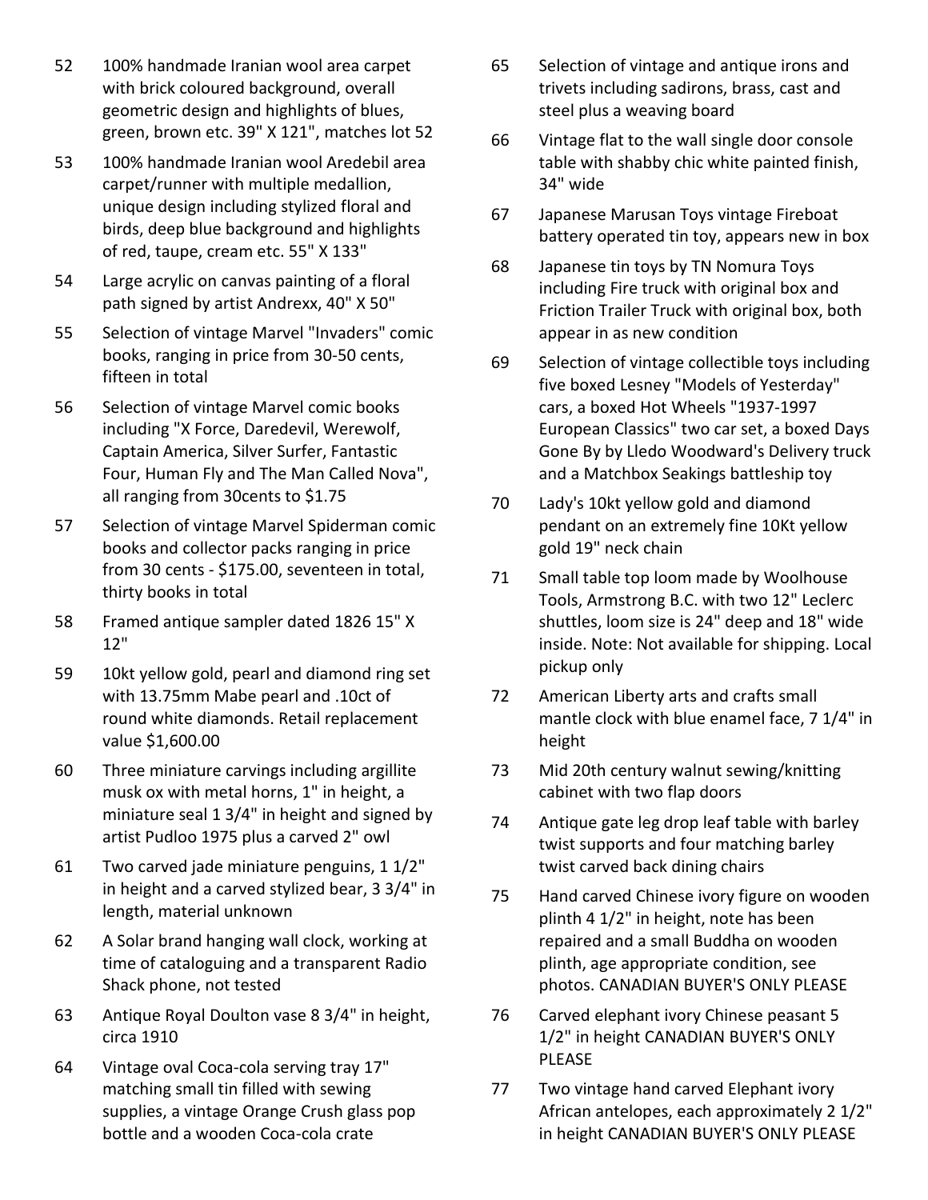52 100% handmade Iranian wool area carpet with brick coloured background, overall geometric design and highlights of blues, green, brown etc. 39" X 121", matches lot 52

53 100% handmade Iranian wool Aredebil area carpet/runner with multiple medallion, unique design including stylized floral and birds, deep blue background and highlights of red, taupe, cream etc. 55" X 133"

54 Large acrylic on canvas painting of a floral path signed by artist Andrexx, 40" X 50"

55 Selection of vintage Marvel "Invaders" comic books, ranging in price from 30-50 cents, fifteen in total

56 Selection of vintage Marvel comic books including "X Force, Daredevil, Werewolf, Captain America, Silver Surfer, Fantastic Four, Human Fly and The Man Called Nova", all ranging from 30cents to $1.75

57 Selection of vintage Marvel Spiderman comic books and collector packs ranging in price from 30 cents - $175.00, seventeen in total, thirty books in total

58 Framed antique sampler dated 1826 15" X 12"

59 10kt yellow gold, pearl and diamond ring set with 13.75mm Mabe pearl and .10ct of round white diamonds. Retail replacement value $1,600.00

60 Three miniature carvings including argillite musk ox with metal horns, 1" in height, a miniature seal 1 3/4" in height and signed by artist Pudloo 1975 plus a carved 2" owl

61 Two carved jade miniature penguins, 1 1/2" in height and a carved stylized bear, 3 3/4" in length, material unknown

62 A Solar brand hanging wall clock, working at time of cataloguing and a transparent Radio Shack phone, not tested

63 Antique Royal Doulton vase 8 3/4" in height, circa 1910

64 Vintage oval Coca-cola serving tray 17" matching small tin filled with sewing supplies, a vintage Orange Crush glass pop bottle and a wooden Coca-cola crate

65 Selection of vintage and antique irons and trivets including sadirons, brass, cast and steel plus a weaving board

66 Vintage flat to the wall single door console table with shabby chic white painted finish, 34" wide

67 Japanese Marusan Toys vintage Fireboat battery operated tin toy, appears new in box

68 Japanese tin toys by TN Nomura Toys including Fire truck with original box and Friction Trailer Truck with original box, both appear in as new condition

69 Selection of vintage collectible toys including five boxed Lesney "Models of Yesterday" cars, a boxed Hot Wheels "1937-1997 European Classics" two car set, a boxed Days Gone By by Lledo Woodward's Delivery truck and a Matchbox Seakings battleship toy

70 Lady's 10kt yellow gold and diamond pendant on an extremely fine 10Kt yellow gold 19" neck chain

71 Small table top loom made by Woolhouse Tools, Armstrong B.C. with two 12" Leclerc shuttles, loom size is 24" deep and 18" wide inside. Note: Not available for shipping. Local pickup only

72 American Liberty arts and crafts small mantle clock with blue enamel face, 7 1/4" in height

73 Mid 20th century walnut sewing/knitting cabinet with two flap doors

74 Antique gate leg drop leaf table with barley twist supports and four matching barley twist carved back dining chairs

75 Hand carved Chinese ivory figure on wooden plinth 4 1/2" in height, note has been repaired and a small Buddha on wooden plinth, age appropriate condition, see photos. CANADIAN BUYER'S ONLY PLEASE

76 Carved elephant ivory Chinese peasant 5 1/2" in height CANADIAN BUYER'S ONLY PLEASE

77 Two vintage hand carved Elephant ivory African antelopes, each approximately 2 1/2" in height CANADIAN BUYER'S ONLY PLEASE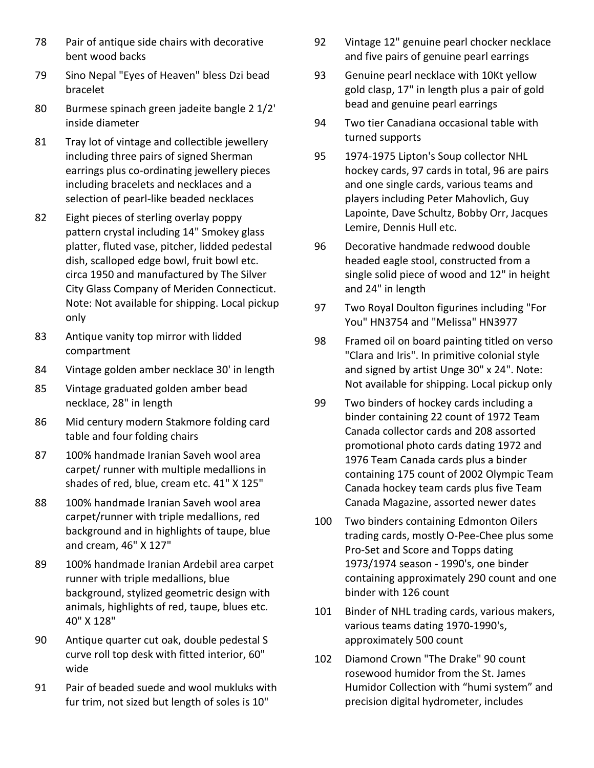78 Pair of antique side chairs with decorative bent wood backs

79 Sino Nepal "Eyes of Heaven" bless Dzi bead bracelet

80 Burmese spinach green jadeite bangle 2 1/2' inside diameter

81 Tray lot of vintage and collectible jewellery including three pairs of signed Sherman earrings plus co-ordinating jewellery pieces including bracelets and necklaces and a selection of pearl-like beaded necklaces

82 Eight pieces of sterling overlay poppy pattern crystal including 14" Smokey glass platter, fluted vase, pitcher, lidded pedestal dish, scalloped edge bowl, fruit bowl etc. circa 1950 and manufactured by The Silver City Glass Company of Meriden Connecticut. Note: Not available for shipping. Local pickup only

83 Antique vanity top mirror with lidded compartment

84 Vintage golden amber necklace 30' in length

85 Vintage graduated golden amber bead necklace, 28" in length

86 Mid century modern Stakmore folding card table and four folding chairs

87 100% handmade Iranian Saveh wool area carpet/ runner with multiple medallions in shades of red, blue, cream etc. 41" X 125"

88 100% handmade Iranian Saveh wool area carpet/runner with triple medallions, red background and in highlights of taupe, blue and cream, 46" X 127"

89 100% handmade Iranian Ardebil area carpet runner with triple medallions, blue background, stylized geometric design with animals, highlights of red, taupe, blues etc. 40" X 128"

90 Antique quarter cut oak, double pedestal S curve roll top desk with fitted interior, 60" wide

91 Pair of beaded suede and wool mukluks with fur trim, not sized but length of soles is 10"

92 Vintage 12" genuine pearl chocker necklace and five pairs of genuine pearl earrings

93 Genuine pearl necklace with 10Kt yellow gold clasp, 17" in length plus a pair of gold bead and genuine pearl earrings

94 Two tier Canadiana occasional table with turned supports

95 1974-1975 Lipton's Soup collector NHL hockey cards, 97 cards in total, 96 are pairs and one single cards, various teams and players including Peter Mahovlich, Guy Lapointe, Dave Schultz, Bobby Orr, Jacques Lemire, Dennis Hull etc.

96 Decorative handmade redwood double headed eagle stool, constructed from a single solid piece of wood and 12" in height and 24" in length

97 Two Royal Doulton figurines including "For You" HN3754 and "Melissa" HN3977

98 Framed oil on board painting titled on verso "Clara and Iris". In primitive colonial style and signed by artist Unge 30" x 24". Note: Not available for shipping. Local pickup only

99 Two binders of hockey cards including a binder containing 22 count of 1972 Team Canada collector cards and 208 assorted promotional photo cards dating 1972 and 1976 Team Canada cards plus a binder containing 175 count of 2002 Olympic Team Canada hockey team cards plus five Team Canada Magazine, assorted newer dates

100 Two binders containing Edmonton Oilers trading cards, mostly O-Pee-Chee plus some Pro-Set and Score and Topps dating 1973/1974 season - 1990's, one binder containing approximately 290 count and one binder with 126 count

101 Binder of NHL trading cards, various makers, various teams dating 1970-1990's, approximately 500 count

102 Diamond Crown "The Drake" 90 count rosewood humidor from the St. James Humidor Collection with “humi system” and precision digital hydrometer, includes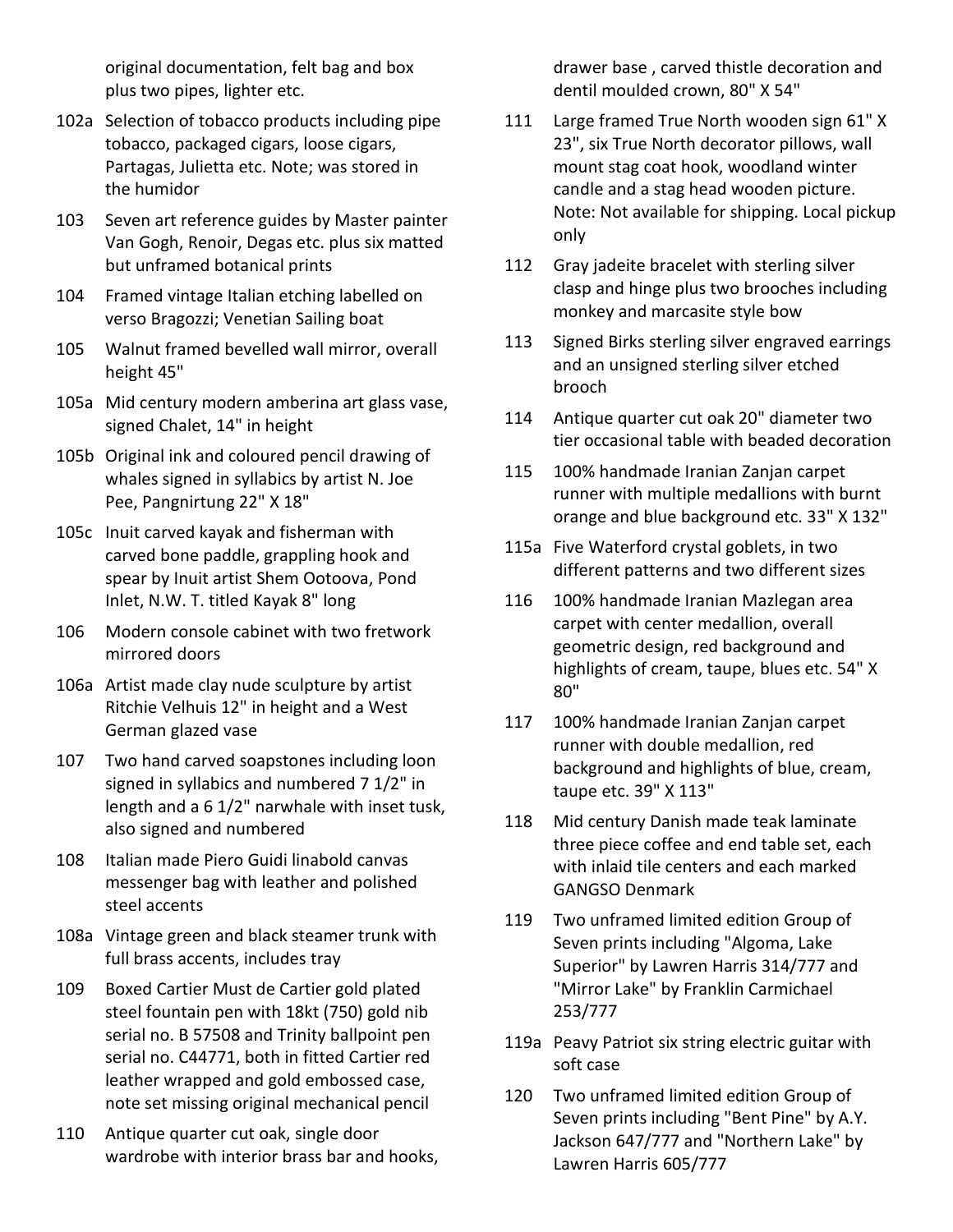original documentation, felt bag and box plus two pipes, lighter etc.

102a Selection of tobacco products including pipe tobacco, packaged cigars, loose cigars, Partagas, Julietta etc. Note; was stored in the humidor

103 Seven art reference guides by Master painter Van Gogh, Renoir, Degas etc. plus six matted but unframed botanical prints

104 Framed vintage Italian etching labelled on verso Bragozzi; Venetian Sailing boat

105 Walnut framed bevelled wall mirror, overall height 45"

105a Mid century modern amberina art glass vase, signed Chalet, 14" in height

105b Original ink and coloured pencil drawing of whales signed in syllabics by artist N. Joe Pee, Pangnirtung 22" X 18"

105c Inuit carved kayak and fisherman with carved bone paddle, grappling hook and spear by Inuit artist Shem Ootoova, Pond Inlet, N.W. T. titled Kayak 8" long

106 Modern console cabinet with two fretwork mirrored doors

106a Artist made clay nude sculpture by artist Ritchie Velhuis 12" in height and a West German glazed vase

107 Two hand carved soapstones including loon signed in syllabics and numbered 7 1/2" in length and a 6 1/2" narwhale with inset tusk, also signed and numbered

108 Italian made Piero Guidi linabold canvas messenger bag with leather and polished steel accents

108a Vintage green and black steamer trunk with full brass accents, includes tray

109 Boxed Cartier Must de Cartier gold plated steel fountain pen with 18kt (750) gold nib serial no. B 57508 and Trinity ballpoint pen serial no. C44771, both in fitted Cartier red leather wrapped and gold embossed case, note set missing original mechanical pencil

110 Antique quarter cut oak, single door wardrobe with interior brass bar and hooks, drawer base , carved thistle decoration and dentil moulded crown, 80" X 54"

111 Large framed True North wooden sign 61" X 23", six True North decorator pillows, wall mount stag coat hook, woodland winter candle and a stag head wooden picture. Note: Not available for shipping. Local pickup only

112 Gray jadeite bracelet with sterling silver clasp and hinge plus two brooches including monkey and marcasite style bow

113 Signed Birks sterling silver engraved earrings and an unsigned sterling silver etched brooch

114 Antique quarter cut oak 20" diameter two tier occasional table with beaded decoration

115 100% handmade Iranian Zanjan carpet runner with multiple medallions with burnt orange and blue background etc. 33" X 132"

115a Five Waterford crystal goblets, in two different patterns and two different sizes

116 100% handmade Iranian Mazlegan area carpet with center medallion, overall geometric design, red background and highlights of cream, taupe, blues etc. 54" X 80"

117 100% handmade Iranian Zanjan carpet runner with double medallion, red background and highlights of blue, cream, taupe etc. 39" X 113"

118 Mid century Danish made teak laminate three piece coffee and end table set, each with inlaid tile centers and each marked GANGSO Denmark

119 Two unframed limited edition Group of Seven prints including "Algoma, Lake Superior" by Lawren Harris 314/777 and "Mirror Lake" by Franklin Carmichael 253/777

119a Peavy Patriot six string electric guitar with soft case

120 Two unframed limited edition Group of Seven prints including "Bent Pine" by A.Y. Jackson 647/777 and "Northern Lake" by Lawren Harris 605/777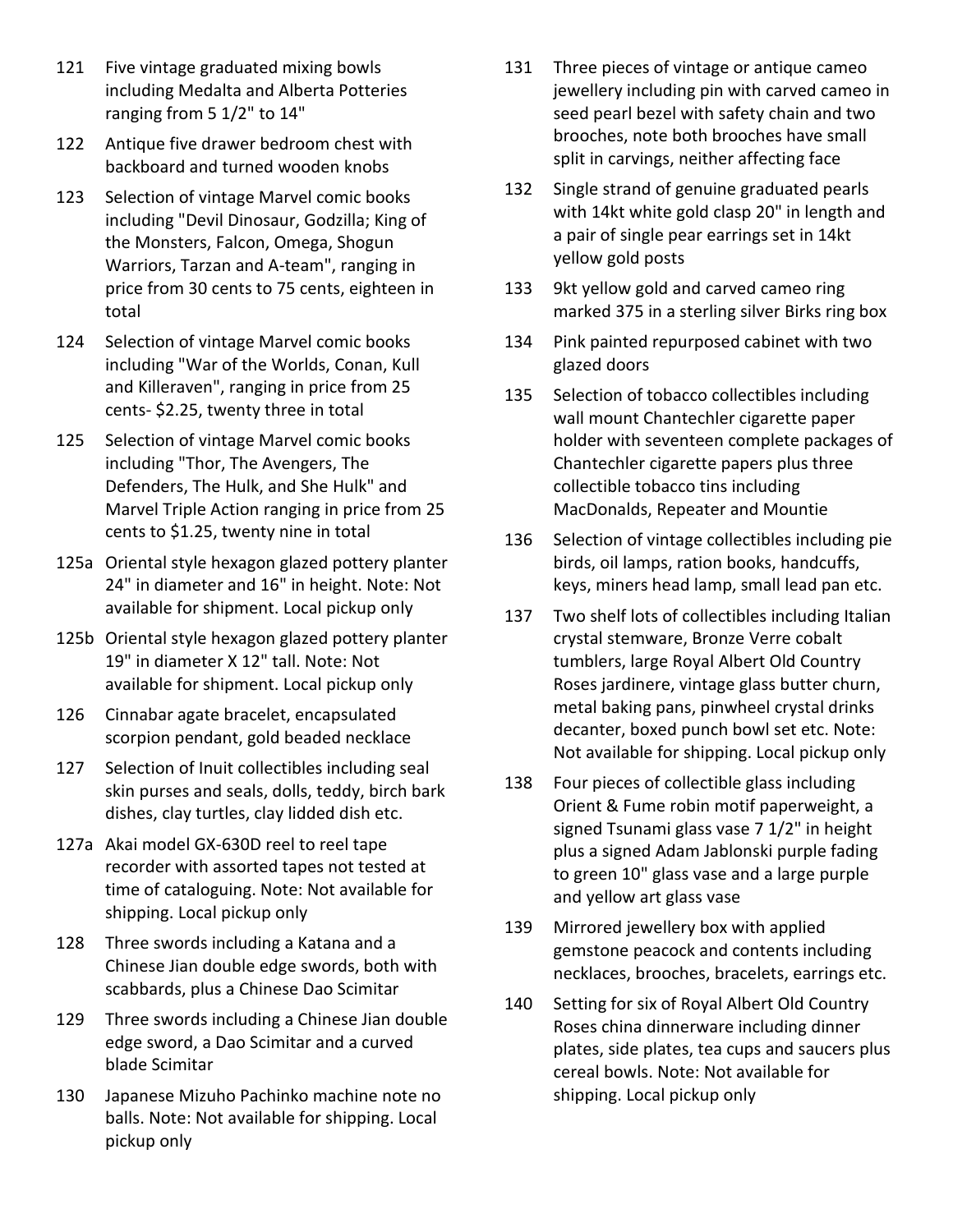121 Five vintage graduated mixing bowls including Medalta and Alberta Potteries ranging from 5 1/2" to 14"

122 Antique five drawer bedroom chest with backboard and turned wooden knobs

123 Selection of vintage Marvel comic books including "Devil Dinosaur, Godzilla; King of the Monsters, Falcon, Omega, Shogun Warriors, Tarzan and A-team", ranging in price from 30 cents to 75 cents, eighteen in total

124 Selection of vintage Marvel comic books including "War of the Worlds, Conan, Kull and Killeraven", ranging in price from 25 cents- $2.25, twenty three in total

125 Selection of vintage Marvel comic books including "Thor, The Avengers, The Defenders, The Hulk, and She Hulk" and Marvel Triple Action ranging in price from 25 cents to $1.25, twenty nine in total

125a Oriental style hexagon glazed pottery planter 24" in diameter and 16" in height. Note: Not available for shipment. Local pickup only

125b Oriental style hexagon glazed pottery planter 19" in diameter X 12" tall. Note: Not available for shipment. Local pickup only

126 Cinnabar agate bracelet, encapsulated scorpion pendant, gold beaded necklace

127 Selection of Inuit collectibles including seal skin purses and seals, dolls, teddy, birch bark dishes, clay turtles, clay lidded dish etc.

127a Akai model GX-630D reel to reel tape recorder with assorted tapes not tested at time of cataloguing. Note: Not available for shipping. Local pickup only

128 Three swords including a Katana and a Chinese Jian double edge swords, both with scabbards, plus a Chinese Dao Scimitar

129 Three swords including a Chinese Jian double edge sword, a Dao Scimitar and a curved blade Scimitar

130 Japanese Mizuho Pachinko machine note no balls. Note: Not available for shipping. Local pickup only

131 Three pieces of vintage or antique cameo jewellery including pin with carved cameo in seed pearl bezel with safety chain and two brooches, note both brooches have small split in carvings, neither affecting face

132 Single strand of genuine graduated pearls with 14kt white gold clasp 20" in length and a pair of single pear earrings set in 14kt yellow gold posts

133 9kt yellow gold and carved cameo ring marked 375 in a sterling silver Birks ring box

134 Pink painted repurposed cabinet with two glazed doors

135 Selection of tobacco collectibles including wall mount Chantechler cigarette paper holder with seventeen complete packages of Chantechler cigarette papers plus three collectible tobacco tins including MacDonalds, Repeater and Mountie

136 Selection of vintage collectibles including pie birds, oil lamps, ration books, handcuffs, keys, miners head lamp, small lead pan etc.

137 Two shelf lots of collectibles including Italian crystal stemware, Bronze Verre cobalt tumblers, large Royal Albert Old Country Roses jardinere, vintage glass butter churn, metal baking pans, pinwheel crystal drinks decanter, boxed punch bowl set etc. Note: Not available for shipping. Local pickup only

138 Four pieces of collectible glass including Orient & Fume robin motif paperweight, a signed Tsunami glass vase 7 1/2" in height plus a signed Adam Jablonski purple fading to green 10" glass vase and a large purple and yellow art glass vase

139 Mirrored jewellery box with applied gemstone peacock and contents including necklaces, brooches, bracelets, earrings etc.

140 Setting for six of Royal Albert Old Country Roses china dinnerware including dinner plates, side plates, tea cups and saucers plus cereal bowls. Note: Not available for shipping. Local pickup only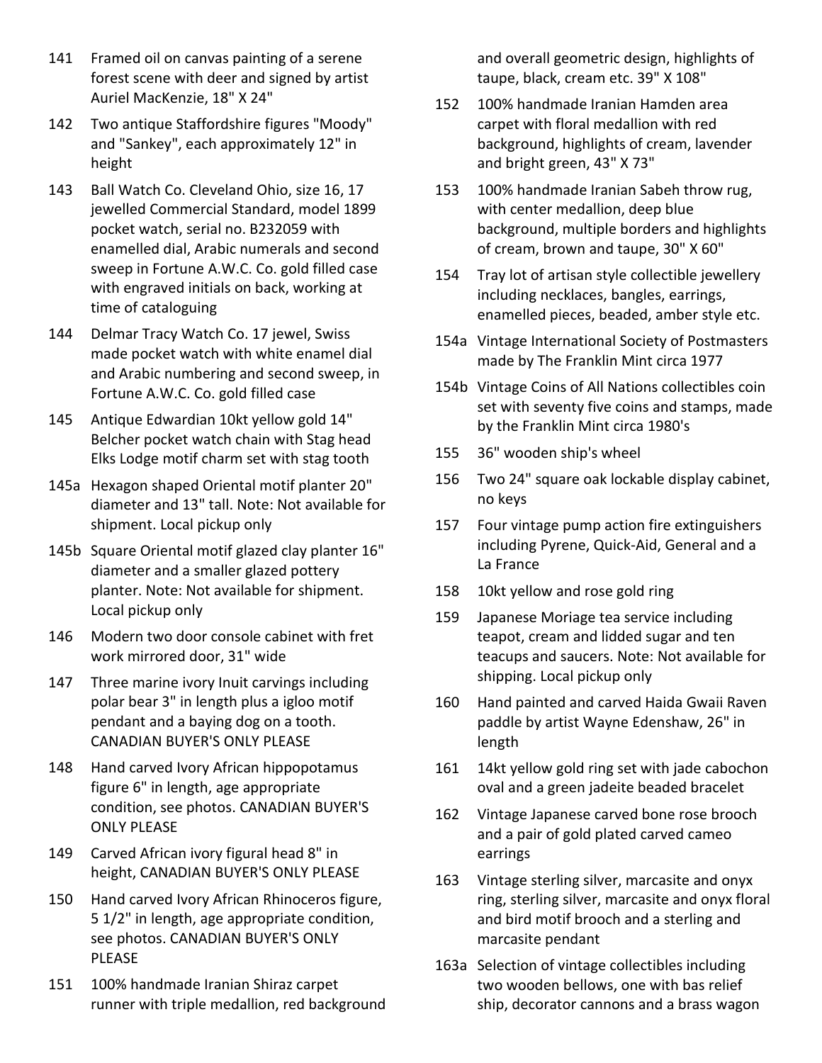141 Framed oil on canvas painting of a serene forest scene with deer and signed by artist Auriel MacKenzie, 18" X 24"

142 Two antique Staffordshire figures "Moody" and "Sankey", each approximately 12" in height

143 Ball Watch Co. Cleveland Ohio, size 16, 17 jewelled Commercial Standard, model 1899 pocket watch, serial no. B232059 with enamelled dial, Arabic numerals and second sweep in Fortune A.W.C. Co. gold filled case with engraved initials on back, working at time of cataloguing

144 Delmar Tracy Watch Co. 17 jewel, Swiss made pocket watch with white enamel dial and Arabic numbering and second sweep, in Fortune A.W.C. Co. gold filled case

145 Antique Edwardian 10kt yellow gold 14" Belcher pocket watch chain with Stag head Elks Lodge motif charm set with stag tooth

145a Hexagon shaped Oriental motif planter 20" diameter and 13" tall. Note: Not available for shipment. Local pickup only

145b Square Oriental motif glazed clay planter 16" diameter and a smaller glazed pottery planter. Note: Not available for shipment. Local pickup only

146 Modern two door console cabinet with fret work mirrored door, 31" wide

147 Three marine ivory Inuit carvings including polar bear 3" in length plus a igloo motif pendant and a baying dog on a tooth. CANADIAN BUYER'S ONLY PLEASE

148 Hand carved Ivory African hippopotamus figure 6" in length, age appropriate condition, see photos. CANADIAN BUYER'S ONLY PLEASE

149 Carved African ivory figural head 8" in height, CANADIAN BUYER'S ONLY PLEASE

150 Hand carved Ivory African Rhinoceros figure, 5 1/2" in length, age appropriate condition, see photos. CANADIAN BUYER'S ONLY PLEASE

151 100% handmade Iranian Shiraz carpet runner with triple medallion, red background and overall geometric design, highlights of taupe, black, cream etc. 39" X 108"

152 100% handmade Iranian Hamden area carpet with floral medallion with red background, highlights of cream, lavender and bright green, 43" X 73"

153 100% handmade Iranian Sabeh throw rug, with center medallion, deep blue background, multiple borders and highlights of cream, brown and taupe, 30" X 60"

154 Tray lot of artisan style collectible jewellery including necklaces, bangles, earrings, enamelled pieces, beaded, amber style etc.

154a Vintage International Society of Postmasters made by The Franklin Mint circa 1977

154b Vintage Coins of All Nations collectibles coin set with seventy five coins and stamps, made by the Franklin Mint circa 1980's

155 36" wooden ship's wheel

156 Two 24" square oak lockable display cabinet, no keys

157 Four vintage pump action fire extinguishers including Pyrene, Quick-Aid, General and a La France

158 10kt yellow and rose gold ring

159 Japanese Moriage tea service including teapot, cream and lidded sugar and ten teacups and saucers. Note: Not available for shipping. Local pickup only

160 Hand painted and carved Haida Gwaii Raven paddle by artist Wayne Edenshaw, 26" in length

161 14kt yellow gold ring set with jade cabochon oval and a green jadeite beaded bracelet

162 Vintage Japanese carved bone rose brooch and a pair of gold plated carved cameo earrings

163 Vintage sterling silver, marcasite and onyx ring, sterling silver, marcasite and onyx floral and bird motif brooch and a sterling and marcasite pendant

163a Selection of vintage collectibles including two wooden bellows, one with bas relief ship, decorator cannons and a brass wagon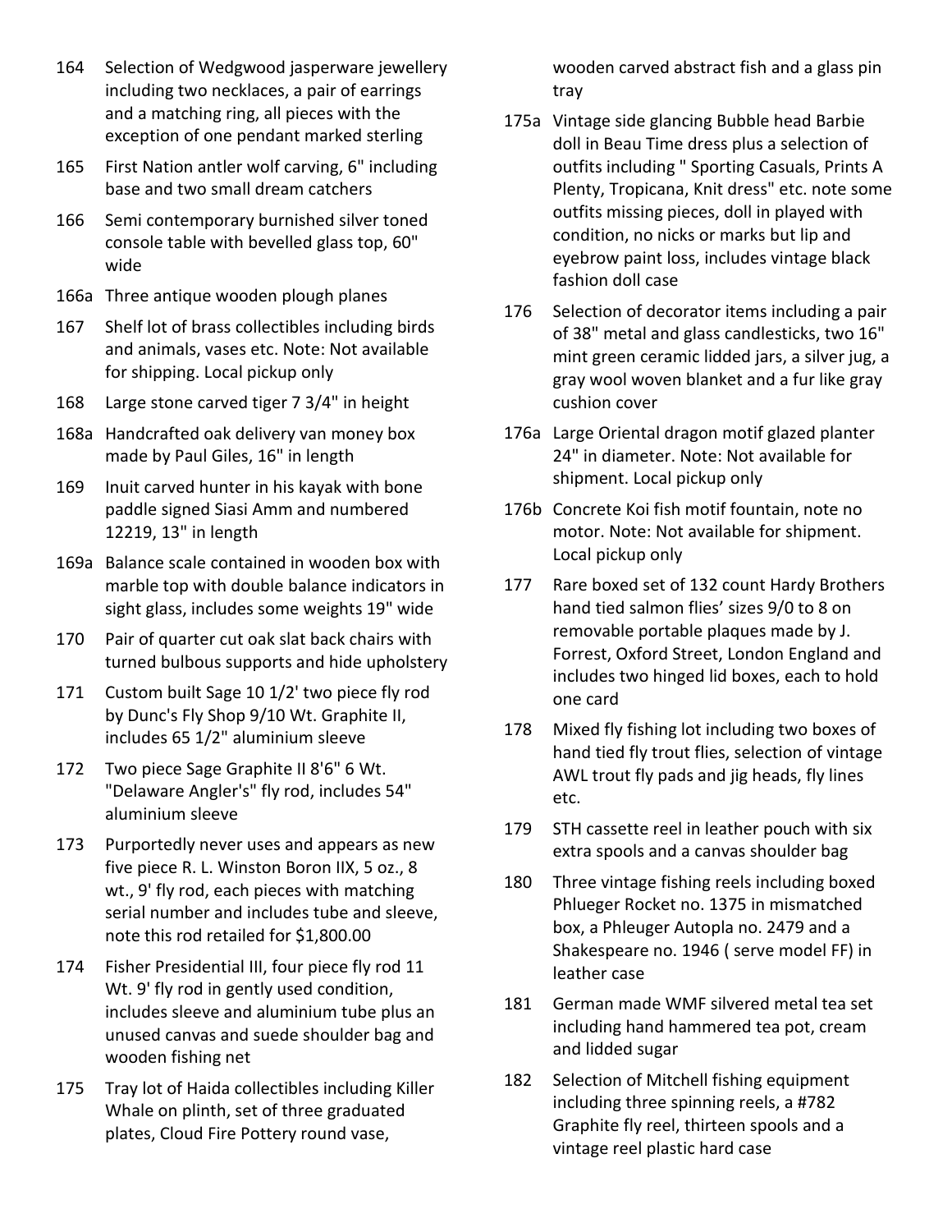164 Selection of Wedgwood jasperware jewellery including two necklaces, a pair of earrings and a matching ring, all pieces with the exception of one pendant marked sterling

165 First Nation antler wolf carving, 6" including base and two small dream catchers

166 Semi contemporary burnished silver toned console table with bevelled glass top, 60" wide

166a Three antique wooden plough planes

167 Shelf lot of brass collectibles including birds and animals, vases etc. Note: Not available for shipping. Local pickup only

168 Large stone carved tiger 7 3/4" in height

168a Handcrafted oak delivery van money box made by Paul Giles, 16" in length

169 Inuit carved hunter in his kayak with bone paddle signed Siasi Amm and numbered 12219, 13" in length

169a Balance scale contained in wooden box with marble top with double balance indicators in sight glass, includes some weights 19" wide

170 Pair of quarter cut oak slat back chairs with turned bulbous supports and hide upholstery

171 Custom built Sage 10 1/2' two piece fly rod by Dunc's Fly Shop 9/10 Wt. Graphite II, includes 65 1/2" aluminium sleeve

172 Two piece Sage Graphite II 8'6" 6 Wt. "Delaware Angler's" fly rod, includes 54" aluminium sleeve

173 Purportedly never uses and appears as new five piece R. L. Winston Boron IIX, 5 oz., 8 wt., 9' fly rod, each pieces with matching serial number and includes tube and sleeve, note this rod retailed for $1,800.00

174 Fisher Presidential III, four piece fly rod 11 Wt. 9' fly rod in gently used condition, includes sleeve and aluminium tube plus an unused canvas and suede shoulder bag and wooden fishing net

175 Tray lot of Haida collectibles including Killer Whale on plinth, set of three graduated plates, Cloud Fire Pottery round vase, wooden carved abstract fish and a glass pin tray

175a Vintage side glancing Bubble head Barbie doll in Beau Time dress plus a selection of outfits including " Sporting Casuals, Prints A Plenty, Tropicana, Knit dress" etc. note some outfits missing pieces, doll in played with condition, no nicks or marks but lip and eyebrow paint loss, includes vintage black fashion doll case

176 Selection of decorator items including a pair of 38" metal and glass candlesticks, two 16" mint green ceramic lidded jars, a silver jug, a gray wool woven blanket and a fur like gray cushion cover

176a Large Oriental dragon motif glazed planter 24" in diameter. Note: Not available for shipment. Local pickup only

176b Concrete Koi fish motif fountain, note no motor. Note: Not available for shipment. Local pickup only

177 Rare boxed set of 132 count Hardy Brothers hand tied salmon flies' sizes 9/0 to 8 on removable portable plaques made by J. Forrest, Oxford Street, London England and includes two hinged lid boxes, each to hold one card

178 Mixed fly fishing lot including two boxes of hand tied fly trout flies, selection of vintage AWL trout fly pads and jig heads, fly lines etc.

179 STH cassette reel in leather pouch with six extra spools and a canvas shoulder bag

180 Three vintage fishing reels including boxed Phlueger Rocket no. 1375 in mismatched box, a Phleuger Autopla no. 2479 and a Shakespeare no. 1946 ( serve model FF) in leather case

181 German made WMF silvered metal tea set including hand hammered tea pot, cream and lidded sugar

182 Selection of Mitchell fishing equipment including three spinning reels, a #782 Graphite fly reel, thirteen spools and a vintage reel plastic hard case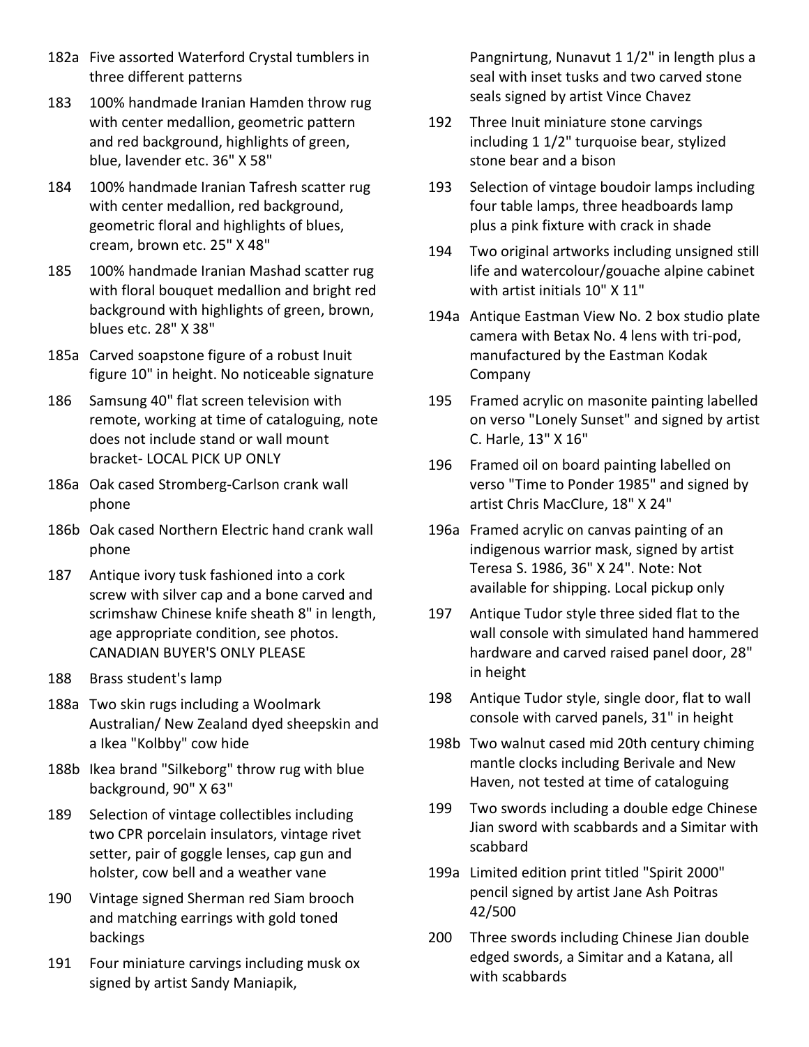182a Five assorted Waterford Crystal tumblers in three different patterns

183 100% handmade Iranian Hamden throw rug with center medallion, geometric pattern and red background, highlights of green, blue, lavender etc. 36" X 58"

184 100% handmade Iranian Tafresh scatter rug with center medallion, red background, geometric floral and highlights of blues, cream, brown etc. 25" X 48"

185 100% handmade Iranian Mashad scatter rug with floral bouquet medallion and bright red background with highlights of green, brown, blues etc. 28" X 38"

185a Carved soapstone figure of a robust Inuit figure 10" in height. No noticeable signature

186 Samsung 40" flat screen television with remote, working at time of cataloguing, note does not include stand or wall mount bracket- LOCAL PICK UP ONLY

186a Oak cased Stromberg-Carlson crank wall phone

186b Oak cased Northern Electric hand crank wall phone

187 Antique ivory tusk fashioned into a cork screw with silver cap and a bone carved and scrimshaw Chinese knife sheath 8" in length, age appropriate condition, see photos. CANADIAN BUYER'S ONLY PLEASE

188 Brass student's lamp

188a Two skin rugs including a Woolmark Australian/ New Zealand dyed sheepskin and a Ikea "Kolbby" cow hide

188b Ikea brand "Silkeborg" throw rug with blue background, 90" X 63"

189 Selection of vintage collectibles including two CPR porcelain insulators, vintage rivet setter, pair of goggle lenses, cap gun and holster, cow bell and a weather vane

190 Vintage signed Sherman red Siam brooch and matching earrings with gold toned backings

191 Four miniature carvings including musk ox signed by artist Sandy Maniapik, Pangnirtung, Nunavut 1 1/2" in length plus a seal with inset tusks and two carved stone seals signed by artist Vince Chavez

192 Three Inuit miniature stone carvings including 1 1/2" turquoise bear, stylized stone bear and a bison

193 Selection of vintage boudoir lamps including four table lamps, three headboards lamp plus a pink fixture with crack in shade

194 Two original artworks including unsigned still life and watercolour/gouache alpine cabinet with artist initials 10" X 11"

194a Antique Eastman View No. 2 box studio plate camera with Betax No. 4 lens with tri-pod, manufactured by the Eastman Kodak Company

195 Framed acrylic on masonite painting labelled on verso "Lonely Sunset" and signed by artist C. Harle, 13" X 16"

196 Framed oil on board painting labelled on verso "Time to Ponder 1985" and signed by artist Chris MacClure, 18" X 24"

196a Framed acrylic on canvas painting of an indigenous warrior mask, signed by artist Teresa S. 1986, 36" X 24". Note: Not available for shipping. Local pickup only

197 Antique Tudor style three sided flat to the wall console with simulated hand hammered hardware and carved raised panel door, 28" in height

198 Antique Tudor style, single door, flat to wall console with carved panels, 31" in height

198b Two walnut cased mid 20th century chiming mantle clocks including Berivale and New Haven, not tested at time of cataloguing

199 Two swords including a double edge Chinese Jian sword with scabbards and a Simitar with scabbard

199a Limited edition print titled "Spirit 2000" pencil signed by artist Jane Ash Poitras 42/500

200 Three swords including Chinese Jian double edged swords, a Simitar and a Katana, all with scabbards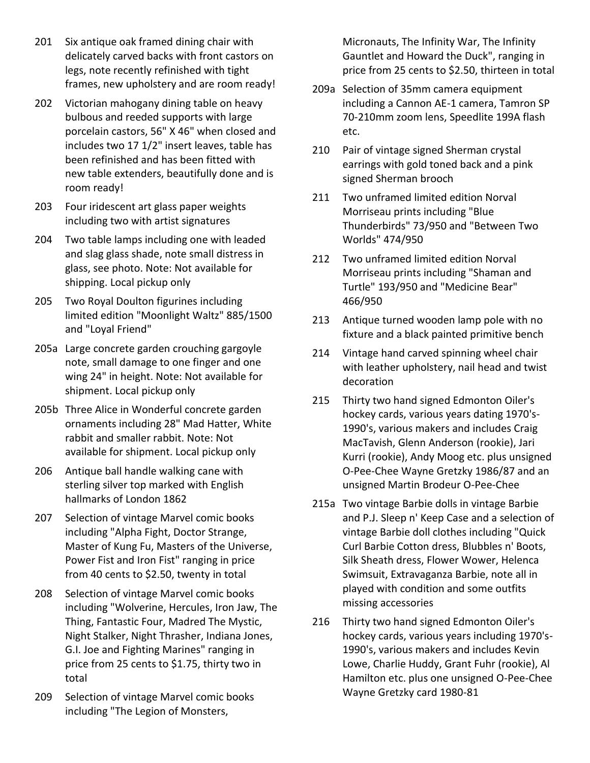201 Six antique oak framed dining chair with delicately carved backs with front castors on legs, note recently refinished with tight frames, new upholstery and are room ready!

202 Victorian mahogany dining table on heavy bulbous and reeded supports with large porcelain castors, 56" X 46" when closed and includes two 17 1/2" insert leaves, table has been refinished and has been fitted with new table extenders, beautifully done and is room ready!

203 Four iridescent art glass paper weights including two with artist signatures

204 Two table lamps including one with leaded and slag glass shade, note small distress in glass, see photo. Note: Not available for shipping. Local pickup only

205 Two Royal Doulton figurines including limited edition "Moonlight Waltz" 885/1500 and "Loyal Friend"

205a Large concrete garden crouching gargoyle note, small damage to one finger and one wing 24" in height. Note: Not available for shipment. Local pickup only

205b Three Alice in Wonderful concrete garden ornaments including 28" Mad Hatter, White rabbit and smaller rabbit. Note: Not available for shipment. Local pickup only

206 Antique ball handle walking cane with sterling silver top marked with English hallmarks of London 1862

207 Selection of vintage Marvel comic books including "Alpha Fight, Doctor Strange, Master of Kung Fu, Masters of the Universe, Power Fist and Iron Fist" ranging in price from 40 cents to $2.50, twenty in total

208 Selection of vintage Marvel comic books including "Wolverine, Hercules, Iron Jaw, The Thing, Fantastic Four, Madred The Mystic, Night Stalker, Night Thrasher, Indiana Jones, G.I. Joe and Fighting Marines" ranging in price from 25 cents to $1.75, thirty two in total

209 Selection of vintage Marvel comic books including "The Legion of Monsters, Micronauts, The Infinity War, The Infinity Gauntlet and Howard the Duck", ranging in price from 25 cents to $2.50, thirteen in total

209a Selection of 35mm camera equipment including a Cannon AE-1 camera, Tamron SP 70-210mm zoom lens, Speedlite 199A flash etc.

210 Pair of vintage signed Sherman crystal earrings with gold toned back and a pink signed Sherman brooch

211 Two unframed limited edition Norval Morriseau prints including "Blue Thunderbirds" 73/950 and "Between Two Worlds" 474/950

212 Two unframed limited edition Norval Morriseau prints including "Shaman and Turtle" 193/950 and "Medicine Bear" 466/950

213 Antique turned wooden lamp pole with no fixture and a black painted primitive bench

214 Vintage hand carved spinning wheel chair with leather upholstery, nail head and twist decoration

215 Thirty two hand signed Edmonton Oiler's hockey cards, various years dating 1970's-1990's, various makers and includes Craig MacTavish, Glenn Anderson (rookie), Jari Kurri (rookie), Andy Moog etc. plus unsigned O-Pee-Chee Wayne Gretzky 1986/87 and an unsigned Martin Brodeur O-Pee-Chee

215a Two vintage Barbie dolls in vintage Barbie and P.J. Sleep n' Keep Case and a selection of vintage Barbie doll clothes including "Quick Curl Barbie Cotton dress, Blubbles n' Boots, Silk Sheath dress, Flower Wower, Helenca Swimsuit, Extravaganza Barbie, note all in played with condition and some outfits missing accessories

216 Thirty two hand signed Edmonton Oiler's hockey cards, various years including 1970's-1990's, various makers and includes Kevin Lowe, Charlie Huddy, Grant Fuhr (rookie), Al Hamilton etc. plus one unsigned O-Pee-Chee Wayne Gretzky card 1980-81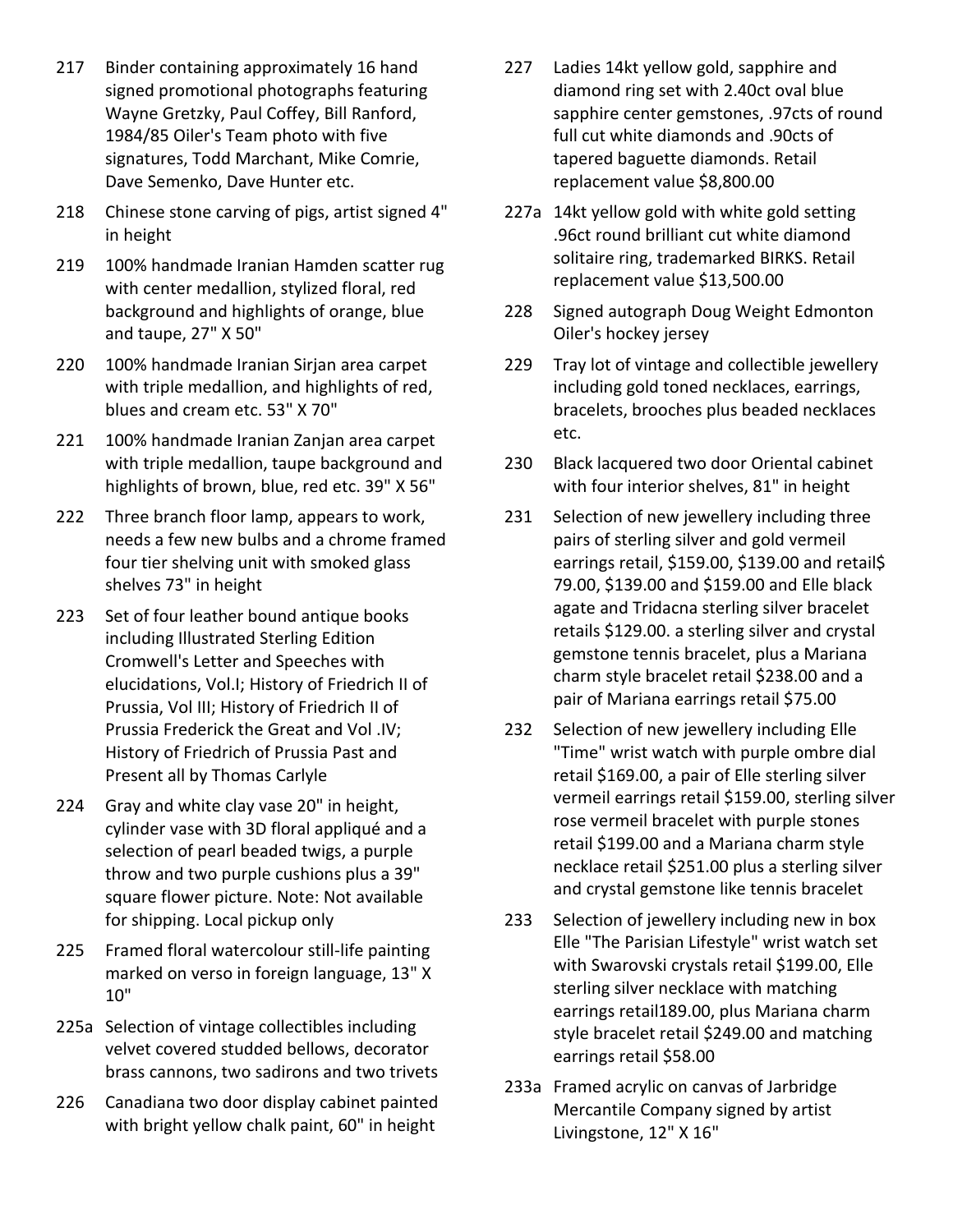217 Binder containing approximately 16 hand signed promotional photographs featuring Wayne Gretzky, Paul Coffey, Bill Ranford, 1984/85 Oiler's Team photo with five signatures, Todd Marchant, Mike Comrie, Dave Semenko, Dave Hunter etc.

218 Chinese stone carving of pigs, artist signed 4" in height

219 100% handmade Iranian Hamden scatter rug with center medallion, stylized floral, red background and highlights of orange, blue and taupe, 27" X 50"

220 100% handmade Iranian Sirjan area carpet with triple medallion, and highlights of red, blues and cream etc. 53" X 70"

221 100% handmade Iranian Zanjan area carpet with triple medallion, taupe background and highlights of brown, blue, red etc. 39" X 56"

222 Three branch floor lamp, appears to work, needs a few new bulbs and a chrome framed four tier shelving unit with smoked glass shelves 73" in height

223 Set of four leather bound antique books including Illustrated Sterling Edition Cromwell's Letter and Speeches with elucidations, Vol.I; History of Friedrich II of Prussia, Vol III; History of Friedrich II of Prussia Frederick the Great and Vol .IV; History of Friedrich of Prussia Past and Present all by Thomas Carlyle

224 Gray and white clay vase 20" in height, cylinder vase with 3D floral appliqué and a selection of pearl beaded twigs, a purple throw and two purple cushions plus a 39" square flower picture. Note: Not available for shipping. Local pickup only

225 Framed floral watercolour still-life painting marked on verso in foreign language, 13" X 10"

225a Selection of vintage collectibles including velvet covered studded bellows, decorator brass cannons, two sadirons and two trivets

226 Canadiana two door display cabinet painted with bright yellow chalk paint, 60" in height

227 Ladies 14kt yellow gold, sapphire and diamond ring set with 2.40ct oval blue sapphire center gemstones, .97cts of round full cut white diamonds and .90cts of tapered baguette diamonds. Retail replacement value $8,800.00

227a 14kt yellow gold with white gold setting .96ct round brilliant cut white diamond solitaire ring, trademarked BIRKS. Retail replacement value $13,500.00

228 Signed autograph Doug Weight Edmonton Oiler's hockey jersey

229 Tray lot of vintage and collectible jewellery including gold toned necklaces, earrings, bracelets, brooches plus beaded necklaces etc.

230 Black lacquered two door Oriental cabinet with four interior shelves, 81" in height

231 Selection of new jewellery including three pairs of sterling silver and gold vermeil earrings retail, $159.00, $139.00 and retail$ 79.00, $139.00 and $159.00 and Elle black agate and Tridacna sterling silver bracelet retails $129.00. a sterling silver and crystal gemstone tennis bracelet, plus a Mariana charm style bracelet retail $238.00 and a pair of Mariana earrings retail $75.00

232 Selection of new jewellery including Elle "Time" wrist watch with purple ombre dial retail $169.00, a pair of Elle sterling silver vermeil earrings retail $159.00, sterling silver rose vermeil bracelet with purple stones retail $199.00 and a Mariana charm style necklace retail $251.00 plus a sterling silver and crystal gemstone like tennis bracelet

233 Selection of jewellery including new in box Elle "The Parisian Lifestyle" wrist watch set with Swarovski crystals retail $199.00, Elle sterling silver necklace with matching earrings retail189.00, plus Mariana charm style bracelet retail $249.00 and matching earrings retail $58.00

233a Framed acrylic on canvas of Jarbridge Mercantile Company signed by artist Livingstone, 12" X 16"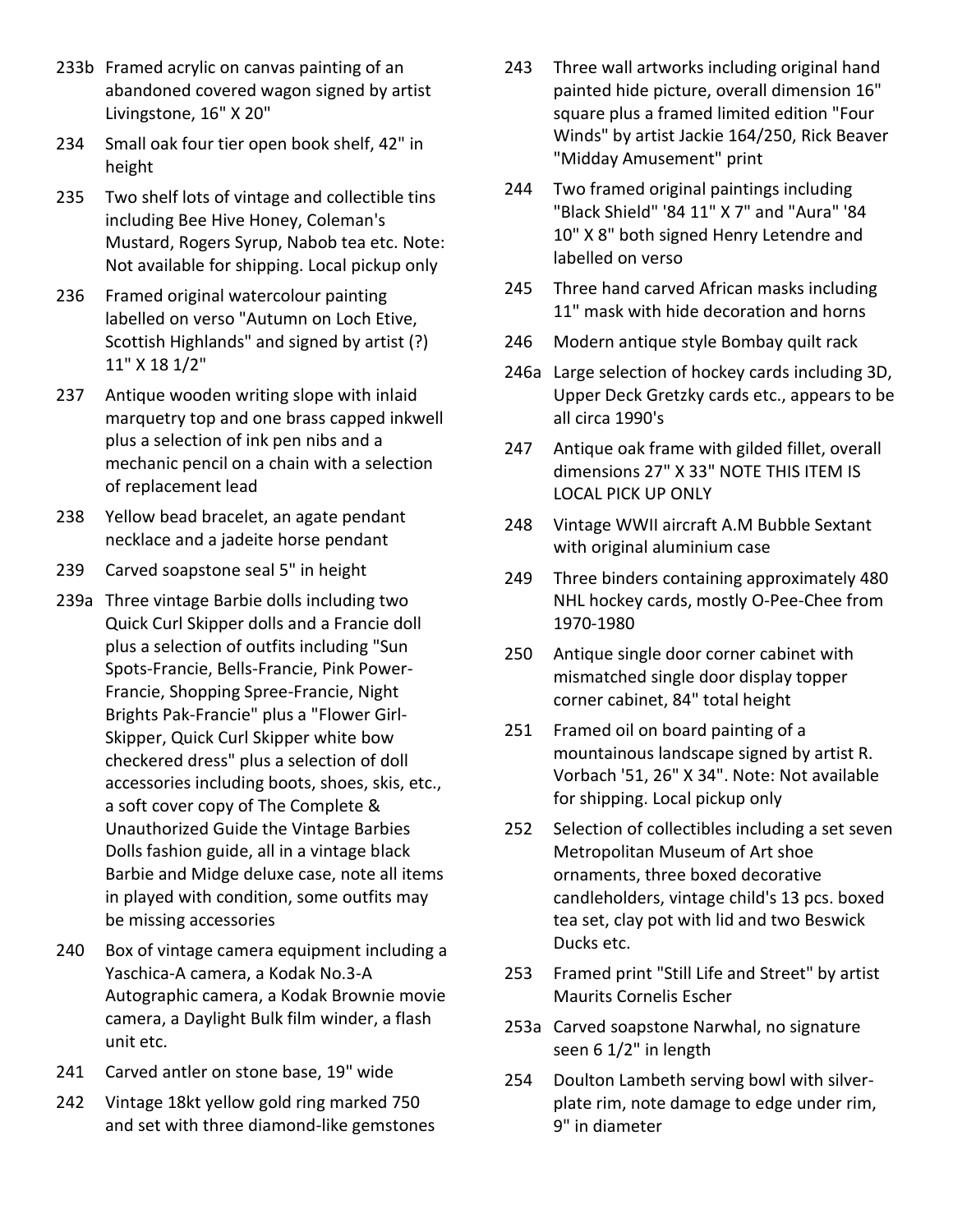233b Framed acrylic on canvas painting of an abandoned covered wagon signed by artist Livingstone, 16" X 20"

234 Small oak four tier open book shelf, 42" in height

235 Two shelf lots of vintage and collectible tins including Bee Hive Honey, Coleman's Mustard, Rogers Syrup, Nabob tea etc. Note: Not available for shipping. Local pickup only

236 Framed original watercolour painting labelled on verso "Autumn on Loch Etive, Scottish Highlands" and signed by artist (?) 11" X 18 1/2"

237 Antique wooden writing slope with inlaid marquetry top and one brass capped inkwell plus a selection of ink pen nibs and a mechanic pencil on a chain with a selection of replacement lead

238 Yellow bead bracelet, an agate pendant necklace and a jadeite horse pendant

239 Carved soapstone seal 5" in height

239a Three vintage Barbie dolls including two Quick Curl Skipper dolls and a Francie doll plus a selection of outfits including "Sun Spots-Francie, Bells-Francie, Pink Power-Francie, Shopping Spree-Francie, Night Brights Pak-Francie" plus a "Flower Girl-Skipper, Quick Curl Skipper white bow checkered dress" plus a selection of doll accessories including boots, shoes, skis, etc., a soft cover copy of The Complete & Unauthorized Guide the Vintage Barbies Dolls fashion guide, all in a vintage black Barbie and Midge deluxe case, note all items in played with condition, some outfits may be missing accessories

240 Box of vintage camera equipment including a Yaschica-A camera, a Kodak No.3-A Autographic camera, a Kodak Brownie movie camera, a Daylight Bulk film winder, a flash unit etc.

241 Carved antler on stone base, 19" wide

242 Vintage 18kt yellow gold ring marked 750 and set with three diamond-like gemstones

243 Three wall artworks including original hand painted hide picture, overall dimension 16" square plus a framed limited edition "Four Winds" by artist Jackie 164/250, Rick Beaver "Midday Amusement" print

244 Two framed original paintings including "Black Shield" '84 11" X 7" and "Aura" '84 10" X 8" both signed Henry Letendre and labelled on verso

245 Three hand carved African masks including 11" mask with hide decoration and horns

246 Modern antique style Bombay quilt rack

246a Large selection of hockey cards including 3D, Upper Deck Gretzky cards etc., appears to be all circa 1990's

247 Antique oak frame with gilded fillet, overall dimensions 27" X 33" NOTE THIS ITEM IS LOCAL PICK UP ONLY

248 Vintage WWII aircraft A.M Bubble Sextant with original aluminium case

249 Three binders containing approximately 480 NHL hockey cards, mostly O-Pee-Chee from 1970-1980

250 Antique single door corner cabinet with mismatched single door display topper corner cabinet, 84" total height

251 Framed oil on board painting of a mountainous landscape signed by artist R. Vorbach '51, 26" X 34". Note: Not available for shipping. Local pickup only

252 Selection of collectibles including a set seven Metropolitan Museum of Art shoe ornaments, three boxed decorative candleholders, vintage child's 13 pcs. boxed tea set, clay pot with lid and two Beswick Ducks etc.

253 Framed print "Still Life and Street" by artist Maurits Cornelis Escher

253a Carved soapstone Narwhal, no signature seen 6 1/2" in length

254 Doulton Lambeth serving bowl with silver-plate rim, note damage to edge under rim, 9" in diameter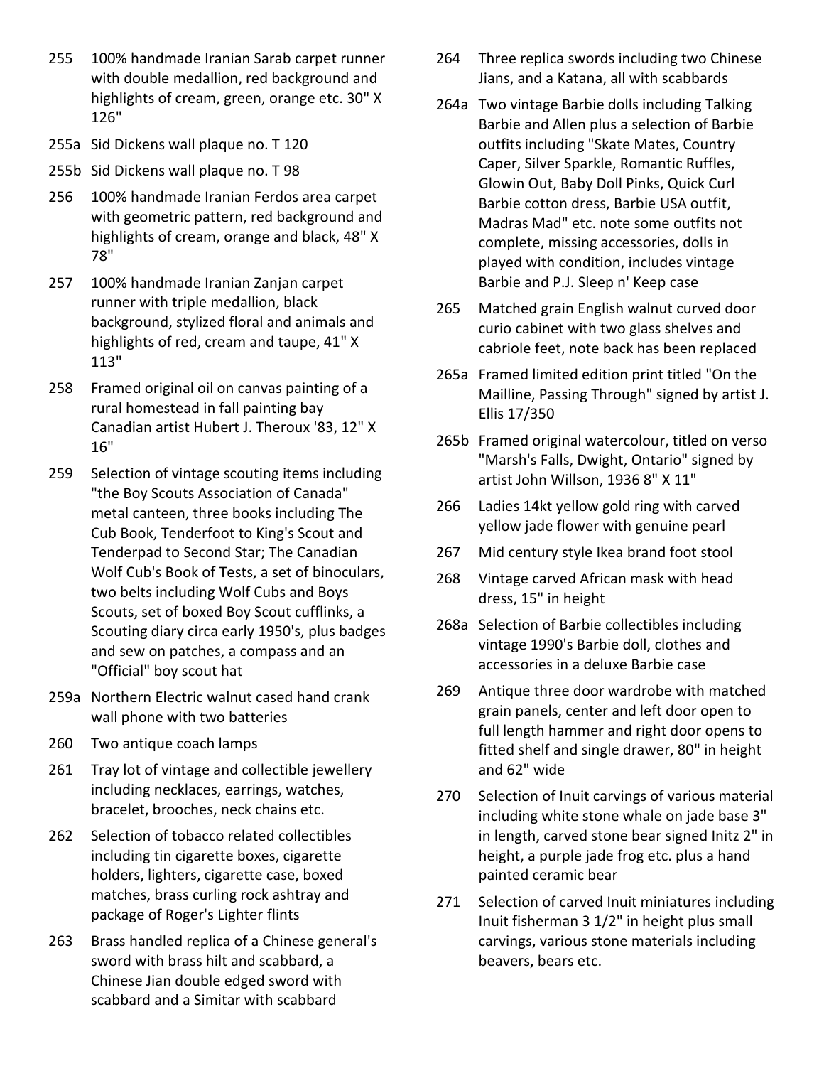255 100% handmade Iranian Sarab carpet runner with double medallion, red background and highlights of cream, green, orange etc. 30" X 126"

255a Sid Dickens wall plaque no. T 120

255b Sid Dickens wall plaque no. T 98

256 100% handmade Iranian Ferdos area carpet with geometric pattern, red background and highlights of cream, orange and black, 48" X 78"

257 100% handmade Iranian Zanjan carpet runner with triple medallion, black background, stylized floral and animals and highlights of red, cream and taupe, 41" X 113"

258 Framed original oil on canvas painting of a rural homestead in fall painting bay Canadian artist Hubert J. Theroux '83, 12" X 16"

259 Selection of vintage scouting items including "the Boy Scouts Association of Canada" metal canteen, three books including The Cub Book, Tenderfoot to King's Scout and Tenderpad to Second Star; The Canadian Wolf Cub's Book of Tests, a set of binoculars, two belts including Wolf Cubs and Boys Scouts, set of boxed Boy Scout cufflinks, a Scouting diary circa early 1950's, plus badges and sew on patches, a compass and an "Official" boy scout hat

259a Northern Electric walnut cased hand crank wall phone with two batteries

260 Two antique coach lamps

261 Tray lot of vintage and collectible jewellery including necklaces, earrings, watches, bracelet, brooches, neck chains etc.

262 Selection of tobacco related collectibles including tin cigarette boxes, cigarette holders, lighters, cigarette case, boxed matches, brass curling rock ashtray and package of Roger's Lighter flints

263 Brass handled replica of a Chinese general's sword with brass hilt and scabbard, a Chinese Jian double edged sword with scabbard and a Simitar with scabbard

264 Three replica swords including two Chinese Jians, and a Katana, all with scabbards

264a Two vintage Barbie dolls including Talking Barbie and Allen plus a selection of Barbie outfits including "Skate Mates, Country Caper, Silver Sparkle, Romantic Ruffles, Glowin Out, Baby Doll Pinks, Quick Curl Barbie cotton dress, Barbie USA outfit, Madras Mad" etc. note some outfits not complete, missing accessories, dolls in played with condition, includes vintage Barbie and P.J. Sleep n' Keep case

265 Matched grain English walnut curved door curio cabinet with two glass shelves and cabriole feet, note back has been replaced

265a Framed limited edition print titled "On the Mailline, Passing Through" signed by artist J. Ellis 17/350

265b Framed original watercolour, titled on verso "Marsh's Falls, Dwight, Ontario" signed by artist John Willson, 1936 8" X 11"

266 Ladies 14kt yellow gold ring with carved yellow jade flower with genuine pearl

267 Mid century style Ikea brand foot stool

268 Vintage carved African mask with head dress, 15" in height

268a Selection of Barbie collectibles including vintage 1990's Barbie doll, clothes and accessories in a deluxe Barbie case

269 Antique three door wardrobe with matched grain panels, center and left door open to full length hammer and right door opens to fitted shelf and single drawer, 80" in height and 62" wide

270 Selection of Inuit carvings of various material including white stone whale on jade base 3" in length, carved stone bear signed Initz 2" in height, a purple jade frog etc. plus a hand painted ceramic bear

271 Selection of carved Inuit miniatures including Inuit fisherman 3 1/2" in height plus small carvings, various stone materials including beavers, bears etc.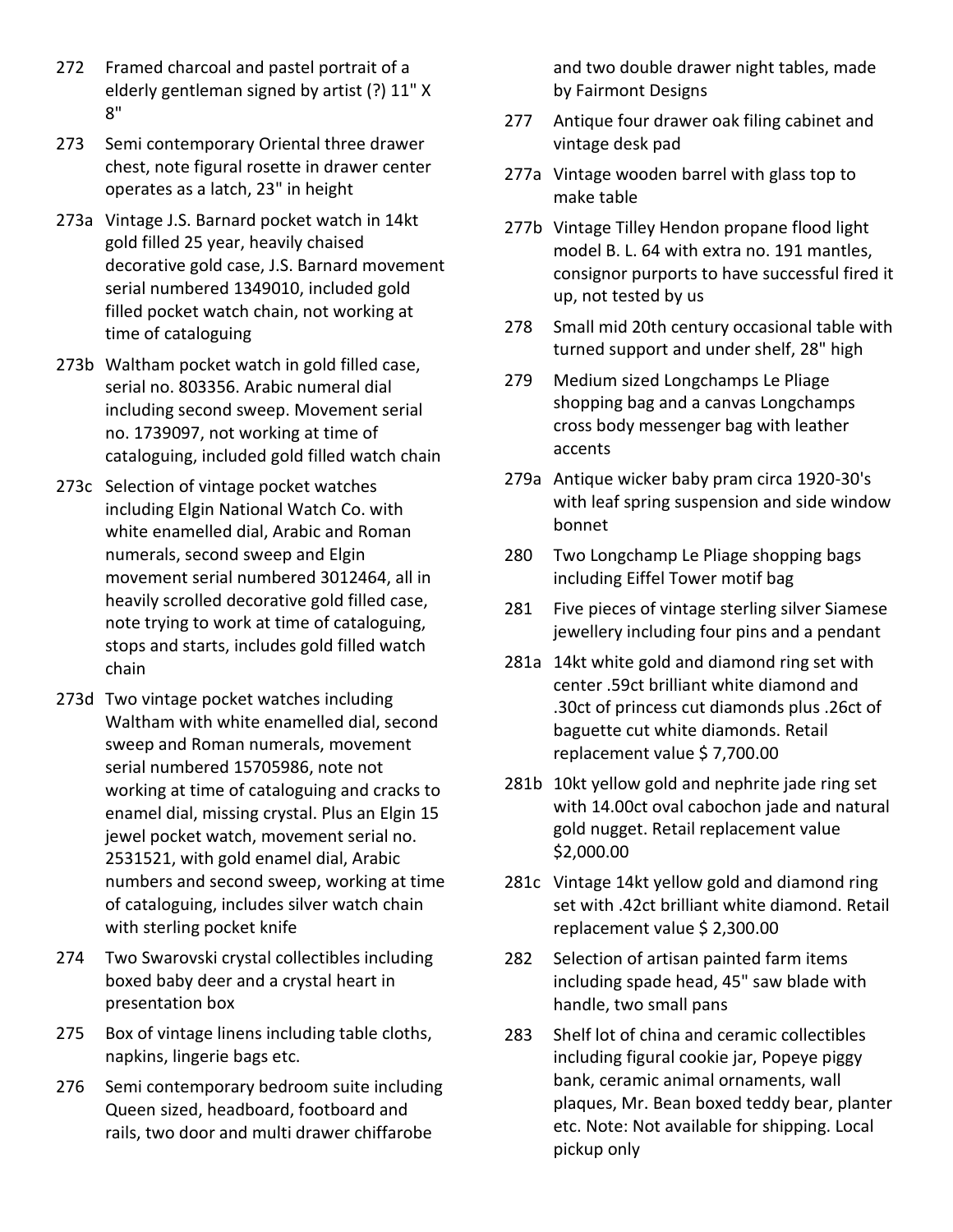272 Framed charcoal and pastel portrait of a elderly gentleman signed by artist (?) 11" X 8"

273 Semi contemporary Oriental three drawer chest, note figural rosette in drawer center operates as a latch, 23" in height

273a Vintage J.S. Barnard pocket watch in 14kt gold filled 25 year, heavily chaised decorative gold case, J.S. Barnard movement serial numbered 1349010, included gold filled pocket watch chain, not working at time of cataloguing

273b Waltham pocket watch in gold filled case, serial no. 803356. Arabic numeral dial including second sweep. Movement serial no. 1739097, not working at time of cataloguing, included gold filled watch chain

273c Selection of vintage pocket watches including Elgin National Watch Co. with white enamelled dial, Arabic and Roman numerals, second sweep and Elgin movement serial numbered 3012464, all in heavily scrolled decorative gold filled case, note trying to work at time of cataloguing, stops and starts, includes gold filled watch chain

273d Two vintage pocket watches including Waltham with white enamelled dial, second sweep and Roman numerals, movement serial numbered 15705986, note not working at time of cataloguing and cracks to enamel dial, missing crystal. Plus an Elgin 15 jewel pocket watch, movement serial no. 2531521, with gold enamel dial, Arabic numbers and second sweep, working at time of cataloguing, includes silver watch chain with sterling pocket knife

274 Two Swarovski crystal collectibles including boxed baby deer and a crystal heart in presentation box

275 Box of vintage linens including table cloths, napkins, lingerie bags etc.

276 Semi contemporary bedroom suite including Queen sized, headboard, footboard and rails, two door and multi drawer chiffarobe and two double drawer night tables, made by Fairmont Designs

277 Antique four drawer oak filing cabinet and vintage desk pad

277a Vintage wooden barrel with glass top to make table

277b Vintage Tilley Hendon propane flood light model B. L. 64 with extra no. 191 mantles, consignor purports to have successful fired it up, not tested by us

278 Small mid 20th century occasional table with turned support and under shelf, 28" high

279 Medium sized Longchamps Le Pliage shopping bag and a canvas Longchamps cross body messenger bag with leather accents

279a Antique wicker baby pram circa 1920-30's with leaf spring suspension and side window bonnet

280 Two Longchamp Le Pliage shopping bags including Eiffel Tower motif bag

281 Five pieces of vintage sterling silver Siamese jewellery including four pins and a pendant

281a 14kt white gold and diamond ring set with center .59ct brilliant white diamond and .30ct of princess cut diamonds plus .26ct of baguette cut white diamonds. Retail replacement value $ 7,700.00

281b 10kt yellow gold and nephrite jade ring set with 14.00ct oval cabochon jade and natural gold nugget. Retail replacement value $2,000.00

281c Vintage 14kt yellow gold and diamond ring set with .42ct brilliant white diamond. Retail replacement value $ 2,300.00

282 Selection of artisan painted farm items including spade head, 45" saw blade with handle, two small pans

283 Shelf lot of china and ceramic collectibles including figural cookie jar, Popeye piggy bank, ceramic animal ornaments, wall plaques, Mr. Bean boxed teddy bear, planter etc. Note: Not available for shipping. Local pickup only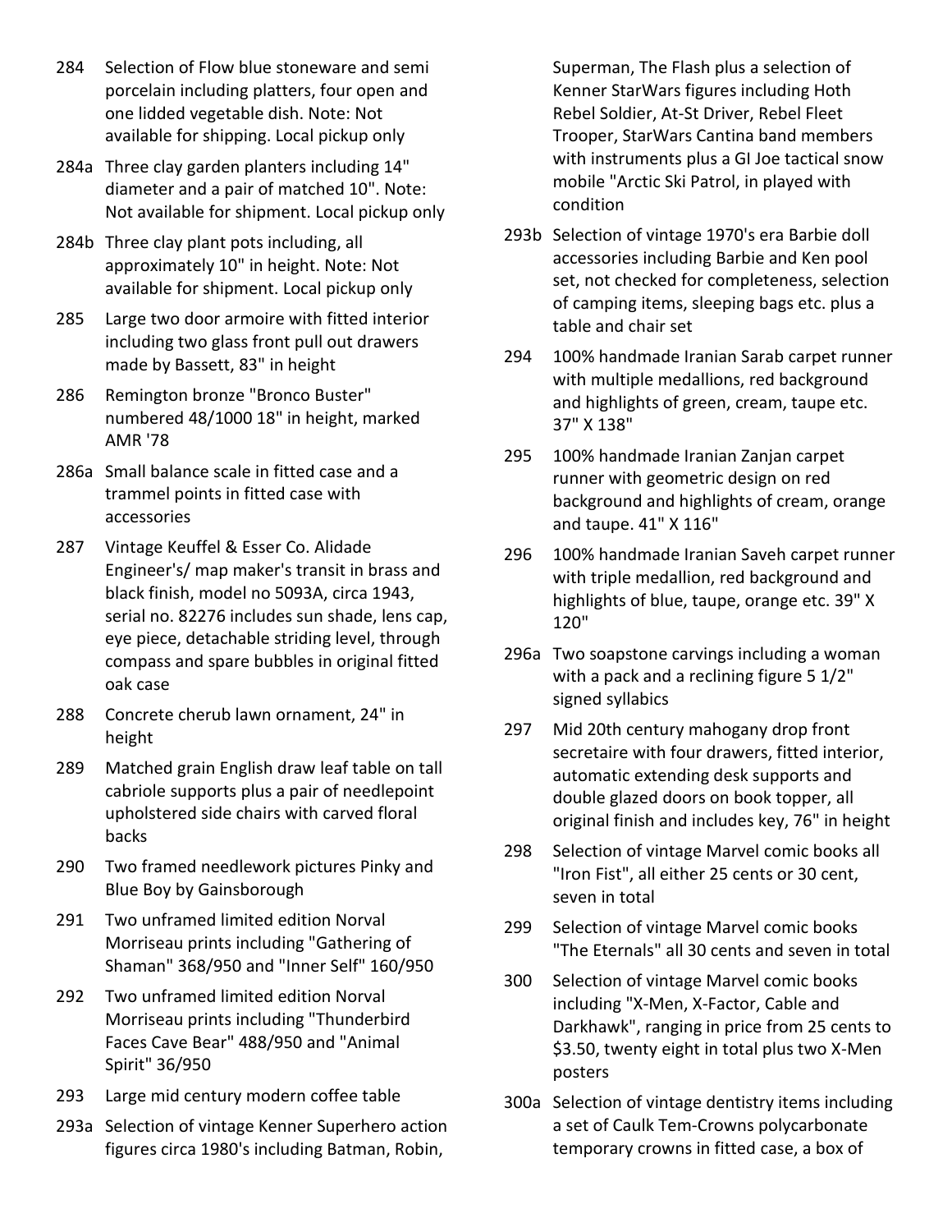284 Selection of Flow blue stoneware and semi porcelain including platters, four open and one lidded vegetable dish. Note: Not available for shipping. Local pickup only

284a Three clay garden planters including 14" diameter and a pair of matched 10". Note: Not available for shipment. Local pickup only

284b Three clay plant pots including, all approximately 10" in height. Note: Not available for shipment. Local pickup only

285 Large two door armoire with fitted interior including two glass front pull out drawers made by Bassett, 83" in height

286 Remington bronze "Bronco Buster" numbered 48/1000 18" in height, marked AMR '78

286a Small balance scale in fitted case and a trammel points in fitted case with accessories

287 Vintage Keuffel & Esser Co. Alidade Engineer's/ map maker's transit in brass and black finish, model no 5093A, circa 1943, serial no. 82276 includes sun shade, lens cap, eye piece, detachable striding level, through compass and spare bubbles in original fitted oak case

288 Concrete cherub lawn ornament, 24" in height

289 Matched grain English draw leaf table on tall cabriole supports plus a pair of needlepoint upholstered side chairs with carved floral backs

290 Two framed needlework pictures Pinky and Blue Boy by Gainsborough

291 Two unframed limited edition Norval Morriseau prints including "Gathering of Shaman" 368/950 and "Inner Self" 160/950

292 Two unframed limited edition Norval Morriseau prints including "Thunderbird Faces Cave Bear" 488/950 and "Animal Spirit" 36/950

293 Large mid century modern coffee table

293a Selection of vintage Kenner Superhero action figures circa 1980's including Batman, Robin, Superman, The Flash plus a selection of Kenner StarWars figures including Hoth Rebel Soldier, At-St Driver, Rebel Fleet Trooper, StarWars Cantina band members with instruments plus a GI Joe tactical snow mobile "Arctic Ski Patrol, in played with condition

293b Selection of vintage 1970's era Barbie doll accessories including Barbie and Ken pool set, not checked for completeness, selection of camping items, sleeping bags etc. plus a table and chair set

294 100% handmade Iranian Sarab carpet runner with multiple medallions, red background and highlights of green, cream, taupe etc. 37" X 138"

295 100% handmade Iranian Zanjan carpet runner with geometric design on red background and highlights of cream, orange and taupe. 41" X 116"

296 100% handmade Iranian Saveh carpet runner with triple medallion, red background and highlights of blue, taupe, orange etc. 39" X 120"

296a Two soapstone carvings including a woman with a pack and a reclining figure 5 1/2" signed syllabics

297 Mid 20th century mahogany drop front secretaire with four drawers, fitted interior, automatic extending desk supports and double glazed doors on book topper, all original finish and includes key, 76" in height

298 Selection of vintage Marvel comic books all "Iron Fist", all either 25 cents or 30 cent, seven in total

299 Selection of vintage Marvel comic books "The Eternals" all 30 cents and seven in total

300 Selection of vintage Marvel comic books including "X-Men, X-Factor, Cable and Darkhawk", ranging in price from 25 cents to $3.50, twenty eight in total plus two X-Men posters

300a Selection of vintage dentistry items including a set of Caulk Tem-Crowns polycarbonate temporary crowns in fitted case, a box of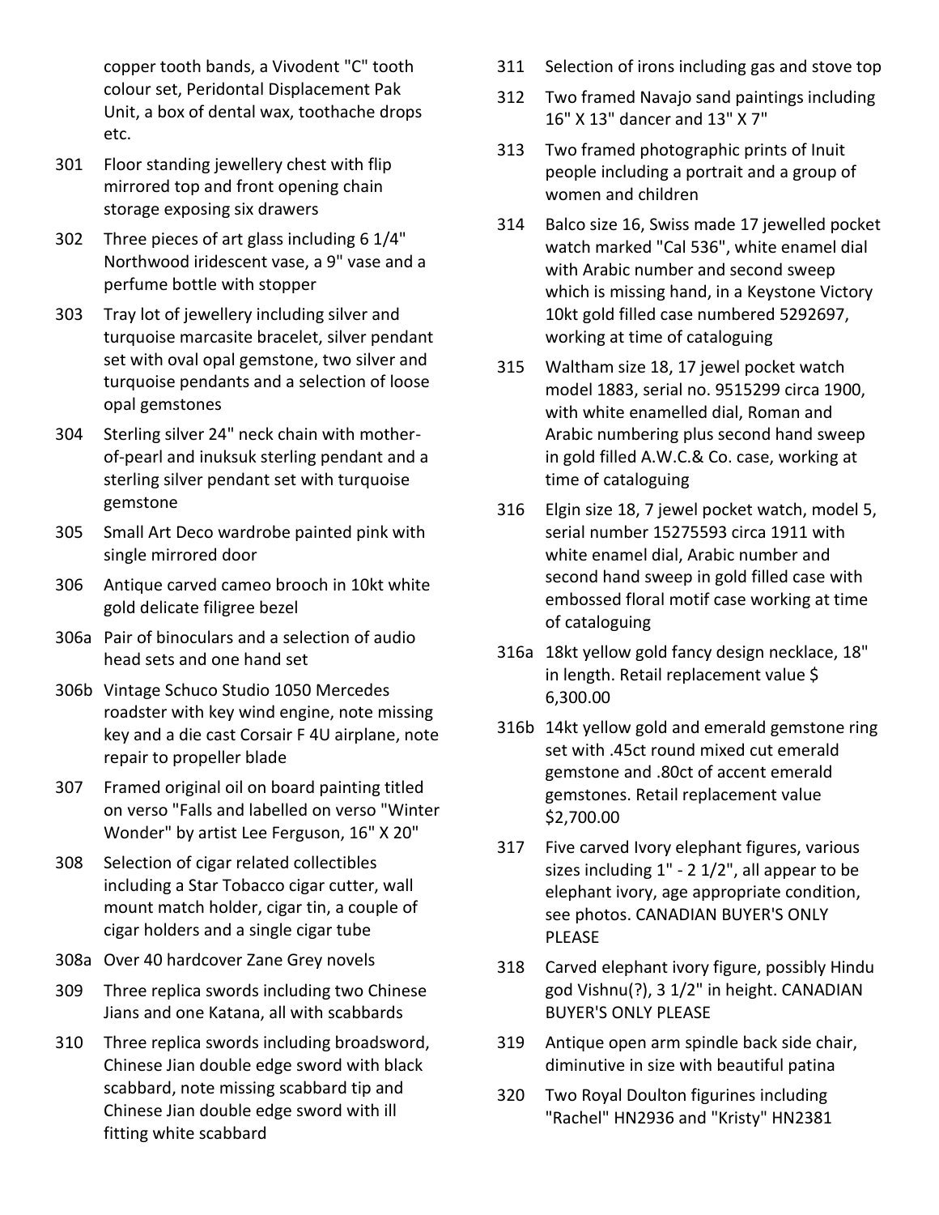copper tooth bands, a Vivodent "C" tooth colour set, Peridontal Displacement Pak Unit, a box of dental wax, toothache drops etc.

301 Floor standing jewellery chest with flip mirrored top and front opening chain storage exposing six drawers

302 Three pieces of art glass including 6 1/4" Northwood iridescent vase, a 9" vase and a perfume bottle with stopper

303 Tray lot of jewellery including silver and turquoise marcasite bracelet, silver pendant set with oval opal gemstone, two silver and turquoise pendants and a selection of loose opal gemstones

304 Sterling silver 24" neck chain with mother-of-pearl and inuksuk sterling pendant and a sterling silver pendant set with turquoise gemstone

305 Small Art Deco wardrobe painted pink with single mirrored door

306 Antique carved cameo brooch in 10kt white gold delicate filigree bezel

306a Pair of binoculars and a selection of audio head sets and one hand set

306b Vintage Schuco Studio 1050 Mercedes roadster with key wind engine, note missing key and a die cast Corsair F 4U airplane, note repair to propeller blade

307 Framed original oil on board painting titled on verso "Falls and labelled on verso "Winter Wonder" by artist Lee Ferguson, 16" X 20"

308 Selection of cigar related collectibles including a Star Tobacco cigar cutter, wall mount match holder, cigar tin, a couple of cigar holders and a single cigar tube

308a Over 40 hardcover Zane Grey novels

309 Three replica swords including two Chinese Jians and one Katana, all with scabbards

310 Three replica swords including broadsword, Chinese Jian double edge sword with black scabbard, note missing scabbard tip and Chinese Jian double edge sword with ill fitting white scabbard

311 Selection of irons including gas and stove top

312 Two framed Navajo sand paintings including 16" X 13" dancer and 13" X 7"

313 Two framed photographic prints of Inuit people including a portrait and a group of women and children

314 Balco size 16, Swiss made 17 jewelled pocket watch marked "Cal 536", white enamel dial with Arabic number and second sweep which is missing hand, in a Keystone Victory 10kt gold filled case numbered 5292697, working at time of cataloguing

315 Waltham size 18, 17 jewel pocket watch model 1883, serial no. 9515299 circa 1900, with white enamelled dial, Roman and Arabic numbering plus second hand sweep in gold filled A.W.C.& Co. case, working at time of cataloguing

316 Elgin size 18, 7 jewel pocket watch, model 5, serial number 15275593 circa 1911 with white enamel dial, Arabic number and second hand sweep in gold filled case with embossed floral motif case working at time of cataloguing

316a 18kt yellow gold fancy design necklace, 18" in length. Retail replacement value $ 6,300.00

316b 14kt yellow gold and emerald gemstone ring set with .45ct round mixed cut emerald gemstone and .80ct of accent emerald gemstones. Retail replacement value $2,700.00

317 Five carved Ivory elephant figures, various sizes including 1" - 2 1/2", all appear to be elephant ivory, age appropriate condition, see photos. CANADIAN BUYER'S ONLY PLEASE

318 Carved elephant ivory figure, possibly Hindu god Vishnu(?), 3 1/2" in height. CANADIAN BUYER'S ONLY PLEASE

319 Antique open arm spindle back side chair, diminutive in size with beautiful patina

320 Two Royal Doulton figurines including "Rachel" HN2936 and "Kristy" HN2381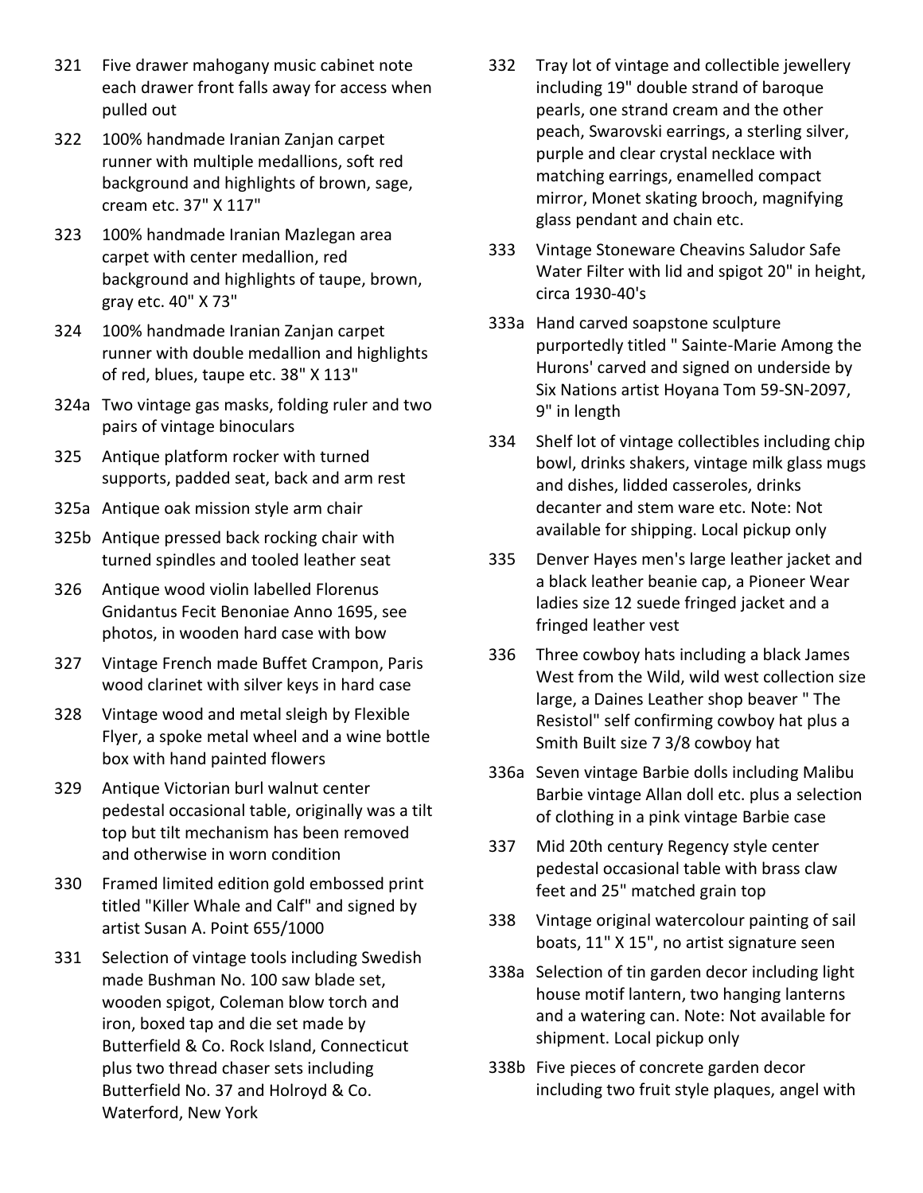321 Five drawer mahogany music cabinet note each drawer front falls away for access when pulled out

322 100% handmade Iranian Zanjan carpet runner with multiple medallions, soft red background and highlights of brown, sage, cream etc. 37" X 117"

323 100% handmade Iranian Mazlegan area carpet with center medallion, red background and highlights of taupe, brown, gray etc. 40" X 73"

324 100% handmade Iranian Zanjan carpet runner with double medallion and highlights of red, blues, taupe etc. 38" X 113"

324a Two vintage gas masks, folding ruler and two pairs of vintage binoculars

325 Antique platform rocker with turned supports, padded seat, back and arm rest

325a Antique oak mission style arm chair

325b Antique pressed back rocking chair with turned spindles and tooled leather seat

326 Antique wood violin labelled Florenus Gnidantus Fecit Benoniae Anno 1695, see photos, in wooden hard case with bow

327 Vintage French made Buffet Crampon, Paris wood clarinet with silver keys in hard case

328 Vintage wood and metal sleigh by Flexible Flyer, a spoke metal wheel and a wine bottle box with hand painted flowers

329 Antique Victorian burl walnut center pedestal occasional table, originally was a tilt top but tilt mechanism has been removed and otherwise in worn condition

330 Framed limited edition gold embossed print titled "Killer Whale and Calf" and signed by artist Susan A. Point 655/1000

331 Selection of vintage tools including Swedish made Bushman No. 100 saw blade set, wooden spigot, Coleman blow torch and iron, boxed tap and die set made by Butterfield & Co. Rock Island, Connecticut plus two thread chaser sets including Butterfield No. 37 and Holroyd & Co. Waterford, New York

332 Tray lot of vintage and collectible jewellery including 19" double strand of baroque pearls, one strand cream and the other peach, Swarovski earrings, a sterling silver, purple and clear crystal necklace with matching earrings, enamelled compact mirror, Monet skating brooch, magnifying glass pendant and chain etc.

333 Vintage Stoneware Cheavins Saludor Safe Water Filter with lid and spigot 20" in height, circa 1930-40's

333a Hand carved soapstone sculpture purportedly titled " Sainte-Marie Among the Hurons' carved and signed on underside by Six Nations artist Hoyana Tom 59-SN-2097, 9" in length

334 Shelf lot of vintage collectibles including chip bowl, drinks shakers, vintage milk glass mugs and dishes, lidded casseroles, drinks decanter and stem ware etc. Note: Not available for shipping. Local pickup only

335 Denver Hayes men's large leather jacket and a black leather beanie cap, a Pioneer Wear ladies size 12 suede fringed jacket and a fringed leather vest

336 Three cowboy hats including a black James West from the Wild, wild west collection size large, a Daines Leather shop beaver " The Resistol" self confirming cowboy hat plus a Smith Built size 7 3/8 cowboy hat

336a Seven vintage Barbie dolls including Malibu Barbie vintage Allan doll etc. plus a selection of clothing in a pink vintage Barbie case

337 Mid 20th century Regency style center pedestal occasional table with brass claw feet and 25" matched grain top

338 Vintage original watercolour painting of sail boats, 11" X 15", no artist signature seen

338a Selection of tin garden decor including light house motif lantern, two hanging lanterns and a watering can. Note: Not available for shipment. Local pickup only

338b Five pieces of concrete garden decor including two fruit style plaques, angel with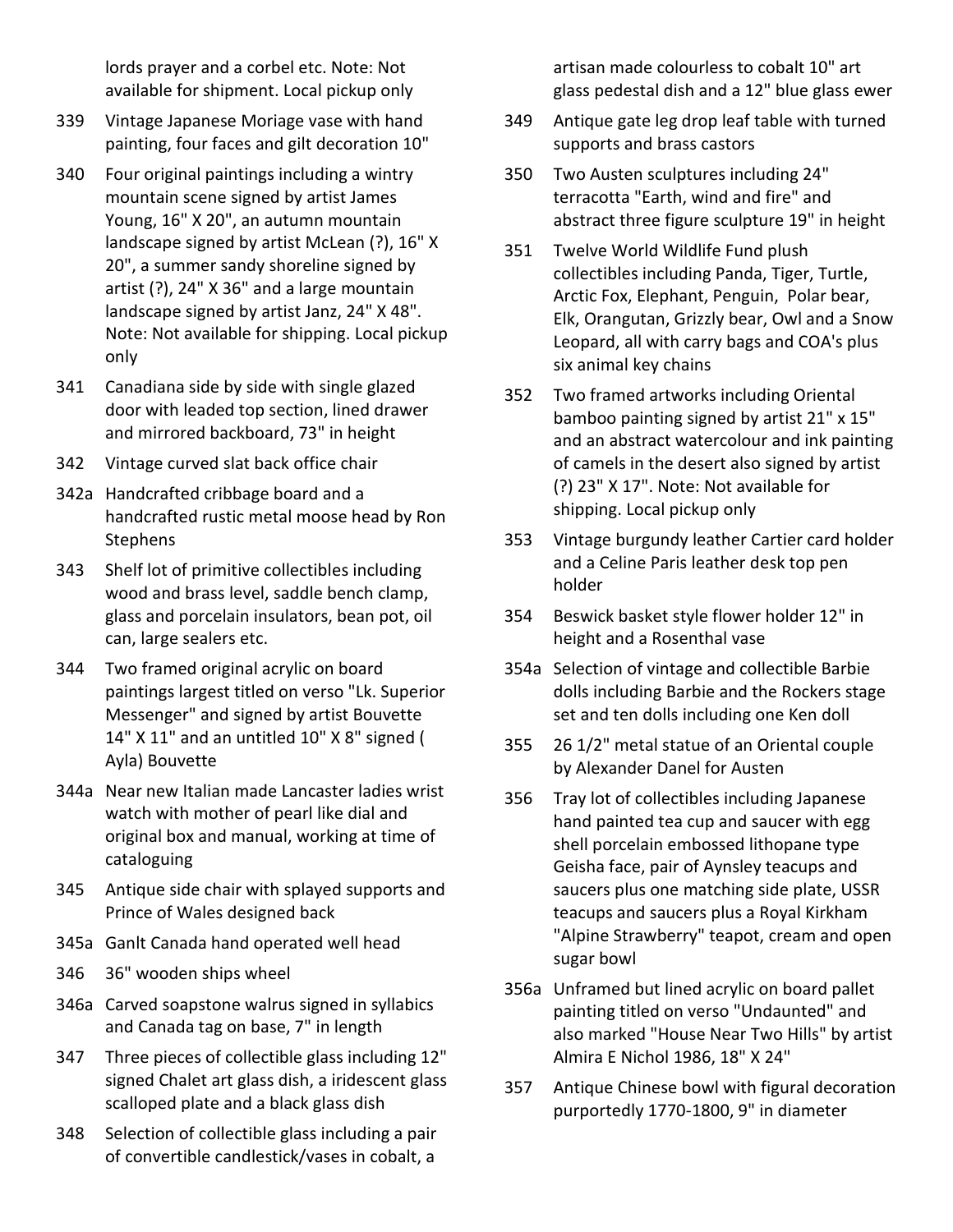lords prayer and a corbel etc. Note: Not available for shipment. Local pickup only

339 Vintage Japanese Moriage vase with hand painting, four faces and gilt decoration 10"

340 Four original paintings including a wintry mountain scene signed by artist James Young, 16" X 20", an autumn mountain landscape signed by artist McLean (?), 16" X 20", a summer sandy shoreline signed by artist (?), 24" X 36" and a large mountain landscape signed by artist Janz, 24" X 48". Note: Not available for shipping. Local pickup only

341 Canadiana side by side with single glazed door with leaded top section, lined drawer and mirrored backboard, 73" in height

342 Vintage curved slat back office chair

342a Handcrafted cribbage board and a handcrafted rustic metal moose head by Ron Stephens

343 Shelf lot of primitive collectibles including wood and brass level, saddle bench clamp, glass and porcelain insulators, bean pot, oil can, large sealers etc.

344 Two framed original acrylic on board paintings largest titled on verso "Lk. Superior Messenger" and signed by artist Bouvette 14" X 11" and an untitled 10" X 8" signed ( Ayla) Bouvette

344a Near new Italian made Lancaster ladies wrist watch with mother of pearl like dial and original box and manual, working at time of cataloguing

345 Antique side chair with splayed supports and Prince of Wales designed back

345a Ganlt Canada hand operated well head

346 36" wooden ships wheel

346a Carved soapstone walrus signed in syllabics and Canada tag on base, 7" in length

347 Three pieces of collectible glass including 12" signed Chalet art glass dish, a iridescent glass scalloped plate and a black glass dish

348 Selection of collectible glass including a pair of convertible candlestick/vases in cobalt, a artisan made colourless to cobalt 10" art glass pedestal dish and a 12" blue glass ewer

349 Antique gate leg drop leaf table with turned supports and brass castors

350 Two Austen sculptures including 24" terracotta "Earth, wind and fire" and abstract three figure sculpture 19" in height

351 Twelve World Wildlife Fund plush collectibles including Panda, Tiger, Turtle, Arctic Fox, Elephant, Penguin, Polar bear, Elk, Orangutan, Grizzly bear, Owl and a Snow Leopard, all with carry bags and COA's plus six animal key chains

352 Two framed artworks including Oriental bamboo painting signed by artist 21" x 15" and an abstract watercolour and ink painting of camels in the desert also signed by artist (?) 23" X 17". Note: Not available for shipping. Local pickup only

353 Vintage burgundy leather Cartier card holder and a Celine Paris leather desk top pen holder

354 Beswick basket style flower holder 12" in height and a Rosenthal vase

354a Selection of vintage and collectible Barbie dolls including Barbie and the Rockers stage set and ten dolls including one Ken doll

355 26 1/2" metal statue of an Oriental couple by Alexander Danel for Austen

356 Tray lot of collectibles including Japanese hand painted tea cup and saucer with egg shell porcelain embossed lithopane type Geisha face, pair of Aynsley teacups and saucers plus one matching side plate, USSR teacups and saucers plus a Royal Kirkham "Alpine Strawberry" teapot, cream and open sugar bowl

356a Unframed but lined acrylic on board pallet painting titled on verso "Undaunted" and also marked "House Near Two Hills" by artist Almira E Nichol 1986, 18" X 24"

357 Antique Chinese bowl with figural decoration purportedly 1770-1800, 9" in diameter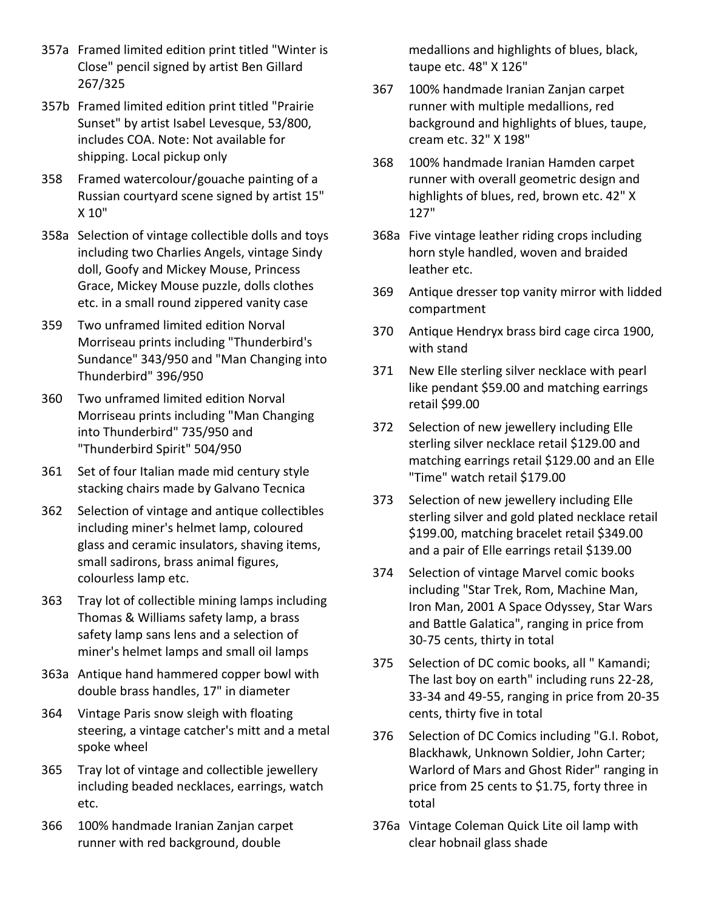357a Framed limited edition print titled "Winter is Close" pencil signed by artist Ben Gillard 267/325

357b Framed limited edition print titled "Prairie Sunset" by artist Isabel Levesque, 53/800, includes COA. Note: Not available for shipping. Local pickup only

358 Framed watercolour/gouache painting of a Russian courtyard scene signed by artist 15" X 10"

358a Selection of vintage collectible dolls and toys including two Charlies Angels, vintage Sindy doll, Goofy and Mickey Mouse, Princess Grace, Mickey Mouse puzzle, dolls clothes etc. in a small round zippered vanity case

359 Two unframed limited edition Norval Morriseau prints including "Thunderbird's Sundance" 343/950 and "Man Changing into Thunderbird" 396/950

360 Two unframed limited edition Norval Morriseau prints including "Man Changing into Thunderbird" 735/950 and "Thunderbird Spirit" 504/950

361 Set of four Italian made mid century style stacking chairs made by Galvano Tecnica

362 Selection of vintage and antique collectibles including miner's helmet lamp, coloured glass and ceramic insulators, shaving items, small sadirons, brass animal figures, colourless lamp etc.

363 Tray lot of collectible mining lamps including Thomas & Williams safety lamp, a brass safety lamp sans lens and a selection of miner's helmet lamps and small oil lamps

363a Antique hand hammered copper bowl with double brass handles, 17" in diameter

364 Vintage Paris snow sleigh with floating steering, a vintage catcher's mitt and a metal spoke wheel

365 Tray lot of vintage and collectible jewellery including beaded necklaces, earrings, watch etc.

366 100% handmade Iranian Zanjan carpet runner with red background, double medallions and highlights of blues, black, taupe etc. 48" X 126"

367 100% handmade Iranian Zanjan carpet runner with multiple medallions, red background and highlights of blues, taupe, cream etc. 32" X 198"

368 100% handmade Iranian Hamden carpet runner with overall geometric design and highlights of blues, red, brown etc. 42" X 127"

368a Five vintage leather riding crops including horn style handled, woven and braided leather etc.

369 Antique dresser top vanity mirror with lidded compartment

370 Antique Hendryx brass bird cage circa 1900, with stand

371 New Elle sterling silver necklace with pearl like pendant $59.00 and matching earrings retail $99.00

372 Selection of new jewellery including Elle sterling silver necklace retail $129.00 and matching earrings retail $129.00 and an Elle "Time" watch retail $179.00

373 Selection of new jewellery including Elle sterling silver and gold plated necklace retail $199.00, matching bracelet retail $349.00 and a pair of Elle earrings retail $139.00

374 Selection of vintage Marvel comic books including "Star Trek, Rom, Machine Man, Iron Man, 2001 A Space Odyssey, Star Wars and Battle Galatica", ranging in price from 30-75 cents, thirty in total

375 Selection of DC comic books, all " Kamandi; The last boy on earth" including runs 22-28, 33-34 and 49-55, ranging in price from 20-35 cents, thirty five in total

376 Selection of DC Comics including "G.I. Robot, Blackhawk, Unknown Soldier, John Carter; Warlord of Mars and Ghost Rider" ranging in price from 25 cents to $1.75, forty three in total

376a Vintage Coleman Quick Lite oil lamp with clear hobnail glass shade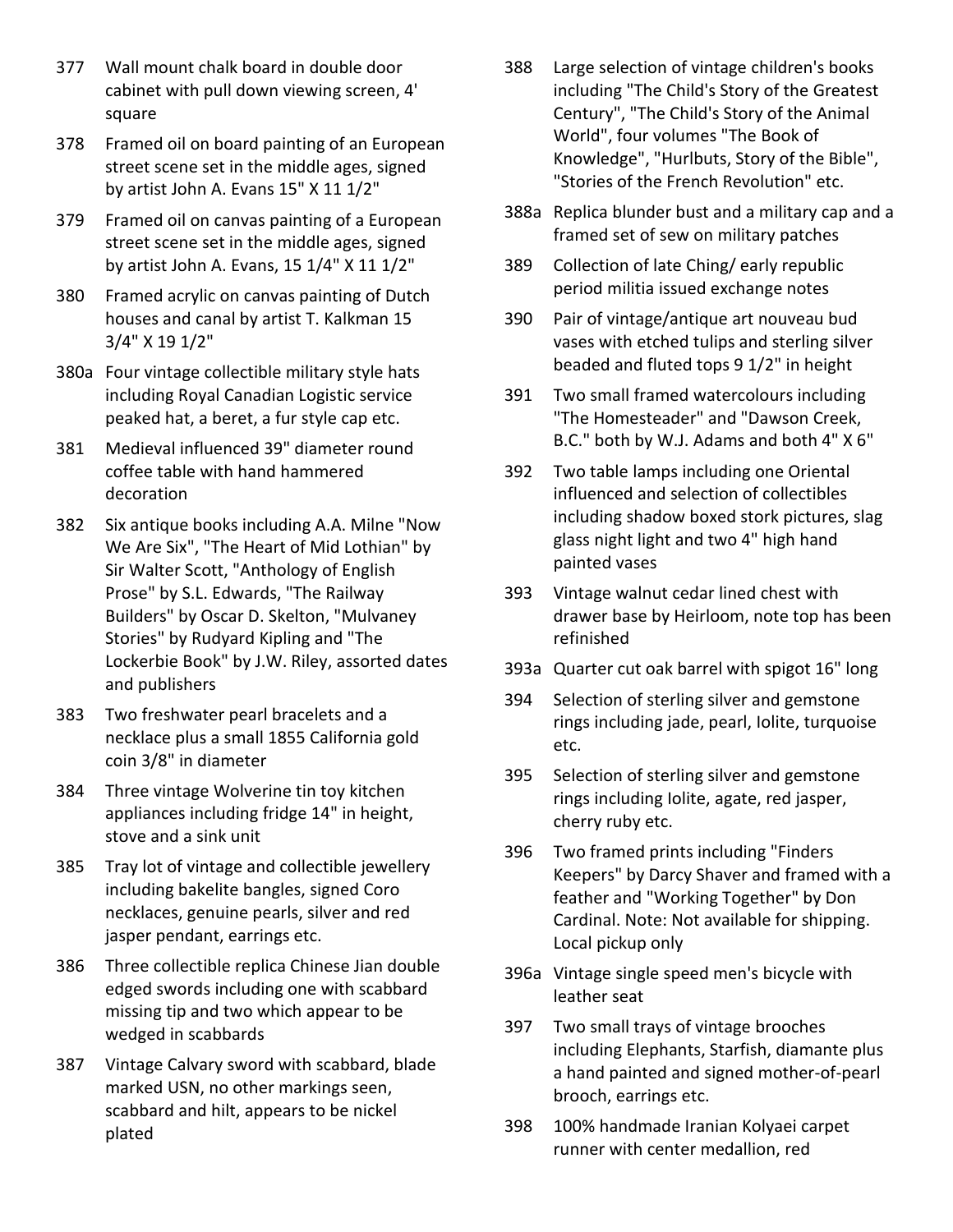377 Wall mount chalk board in double door cabinet with pull down viewing screen, 4' square

378 Framed oil on board painting of an European street scene set in the middle ages, signed by artist John A. Evans 15" X 11 1/2"

379 Framed oil on canvas painting of a European street scene set in the middle ages, signed by artist John A. Evans, 15 1/4" X 11 1/2"

380 Framed acrylic on canvas painting of Dutch houses and canal by artist T. Kalkman 15 3/4" X 19 1/2"

380a Four vintage collectible military style hats including Royal Canadian Logistic service peaked hat, a beret, a fur style cap etc.

381 Medieval influenced 39" diameter round coffee table with hand hammered decoration

382 Six antique books including A.A. Milne "Now We Are Six", "The Heart of Mid Lothian" by Sir Walter Scott, "Anthology of English Prose" by S.L. Edwards, "The Railway Builders" by Oscar D. Skelton, "Mulvaney Stories" by Rudyard Kipling and "The Lockerbie Book" by J.W. Riley, assorted dates and publishers

383 Two freshwater pearl bracelets and a necklace plus a small 1855 California gold coin 3/8" in diameter

384 Three vintage Wolverine tin toy kitchen appliances including fridge 14" in height, stove and a sink unit

385 Tray lot of vintage and collectible jewellery including bakelite bangles, signed Coro necklaces, genuine pearls, silver and red jasper pendant, earrings etc.

386 Three collectible replica Chinese Jian double edged swords including one with scabbard missing tip and two which appear to be wedged in scabbards

387 Vintage Calvary sword with scabbard, blade marked USN, no other markings seen, scabbard and hilt, appears to be nickel plated

388 Large selection of vintage children's books including "The Child's Story of the Greatest Century", "The Child's Story of the Animal World", four volumes "The Book of Knowledge", "Hurlbuts, Story of the Bible", "Stories of the French Revolution" etc.

388a Replica blunder bust and a military cap and a framed set of sew on military patches

389 Collection of late Ching/ early republic period militia issued exchange notes

390 Pair of vintage/antique art nouveau bud vases with etched tulips and sterling silver beaded and fluted tops 9 1/2" in height

391 Two small framed watercolours including "The Homesteader" and "Dawson Creek, B.C." both by W.J. Adams and both 4" X 6"

392 Two table lamps including one Oriental influenced and selection of collectibles including shadow boxed stork pictures, slag glass night light and two 4" high hand painted vases

393 Vintage walnut cedar lined chest with drawer base by Heirloom, note top has been refinished

393a Quarter cut oak barrel with spigot 16" long

394 Selection of sterling silver and gemstone rings including jade, pearl, Iolite, turquoise etc.

395 Selection of sterling silver and gemstone rings including Iolite, agate, red jasper, cherry ruby etc.

396 Two framed prints including "Finders Keepers" by Darcy Shaver and framed with a feather and "Working Together" by Don Cardinal. Note: Not available for shipping. Local pickup only

396a Vintage single speed men's bicycle with leather seat

397 Two small trays of vintage brooches including Elephants, Starfish, diamante plus a hand painted and signed mother-of-pearl brooch, earrings etc.

398 100% handmade Iranian Kolyaei carpet runner with center medallion, red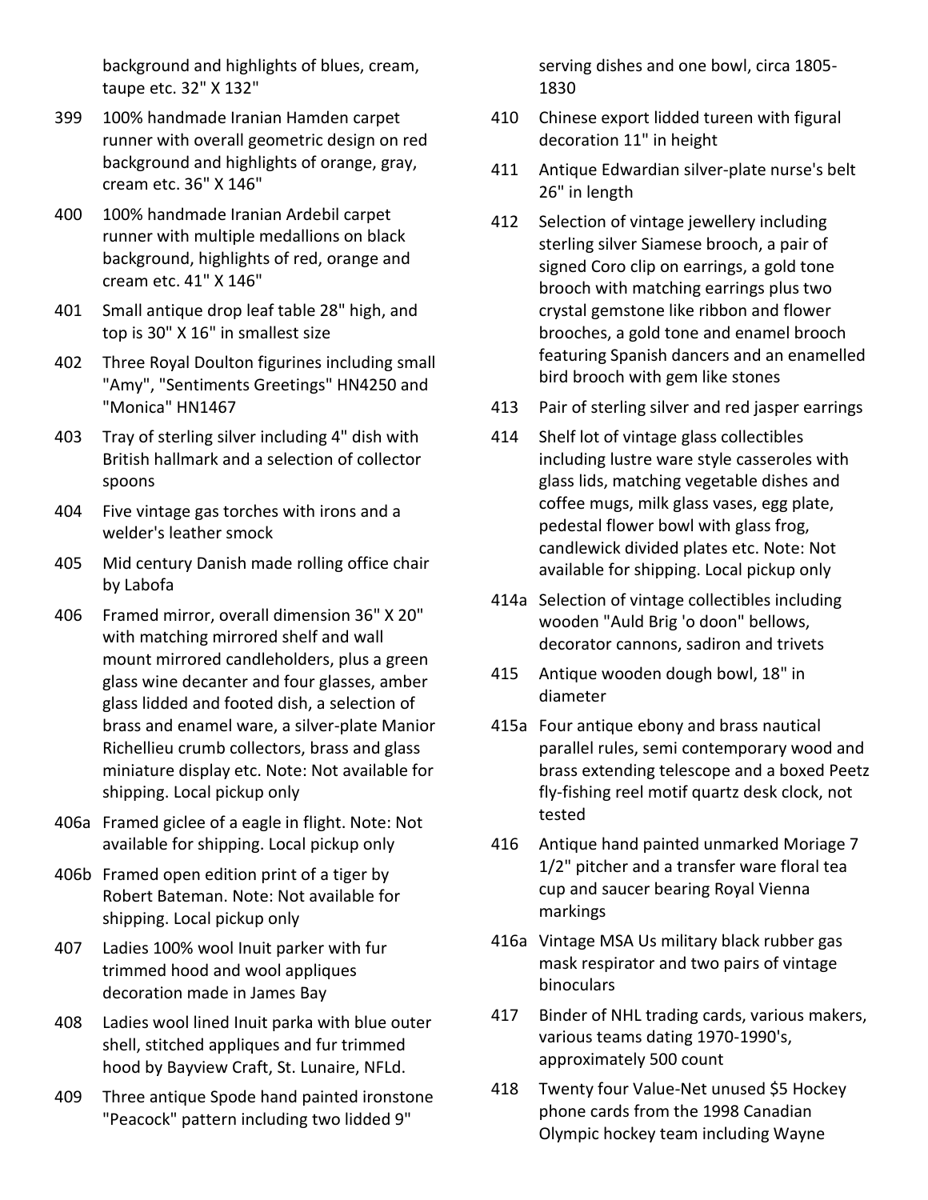background and highlights of blues, cream, taupe etc. 32" X 132"

399 100% handmade Iranian Hamden carpet runner with overall geometric design on red background and highlights of orange, gray, cream etc. 36" X 146"

400 100% handmade Iranian Ardebil carpet runner with multiple medallions on black background, highlights of red, orange and cream etc. 41" X 146"

401 Small antique drop leaf table 28" high, and top is 30" X 16" in smallest size

402 Three Royal Doulton figurines including small "Amy", "Sentiments Greetings" HN4250 and "Monica" HN1467

403 Tray of sterling silver including 4" dish with British hallmark and a selection of collector spoons

404 Five vintage gas torches with irons and a welder's leather smock

405 Mid century Danish made rolling office chair by Labofa

406 Framed mirror, overall dimension 36" X 20" with matching mirrored shelf and wall mount mirrored candleholders, plus a green glass wine decanter and four glasses, amber glass lidded and footed dish, a selection of brass and enamel ware, a silver-plate Manior Richellieu crumb collectors, brass and glass miniature display etc. Note: Not available for shipping. Local pickup only

406a Framed giclee of a eagle in flight. Note: Not available for shipping. Local pickup only

406b Framed open edition print of a tiger by Robert Bateman. Note: Not available for shipping. Local pickup only

407 Ladies 100% wool Inuit parker with fur trimmed hood and wool appliques decoration made in James Bay

408 Ladies wool lined Inuit parka with blue outer shell, stitched appliques and fur trimmed hood by Bayview Craft, St. Lunaire, NFLd.

409 Three antique Spode hand painted ironstone "Peacock" pattern including two lidded 9" serving dishes and one bowl, circa 1805-1830

410 Chinese export lidded tureen with figural decoration 11" in height

411 Antique Edwardian silver-plate nurse's belt 26" in length

412 Selection of vintage jewellery including sterling silver Siamese brooch, a pair of signed Coro clip on earrings, a gold tone brooch with matching earrings plus two crystal gemstone like ribbon and flower brooches, a gold tone and enamel brooch featuring Spanish dancers and an enamelled bird brooch with gem like stones

413 Pair of sterling silver and red jasper earrings

414 Shelf lot of vintage glass collectibles including lustre ware style casseroles with glass lids, matching vegetable dishes and coffee mugs, milk glass vases, egg plate, pedestal flower bowl with glass frog, candlewick divided plates etc. Note: Not available for shipping. Local pickup only

414a Selection of vintage collectibles including wooden "Auld Brig 'o doon" bellows, decorator cannons, sadiron and trivets

415 Antique wooden dough bowl, 18" in diameter

415a Four antique ebony and brass nautical parallel rules, semi contemporary wood and brass extending telescope and a boxed Peetz fly-fishing reel motif quartz desk clock, not tested

416 Antique hand painted unmarked Moriage 7 1/2" pitcher and a transfer ware floral tea cup and saucer bearing Royal Vienna markings

416a Vintage MSA Us military black rubber gas mask respirator and two pairs of vintage binoculars

417 Binder of NHL trading cards, various makers, various teams dating 1970-1990's, approximately 500 count

418 Twenty four Value-Net unused $5 Hockey phone cards from the 1998 Canadian Olympic hockey team including Wayne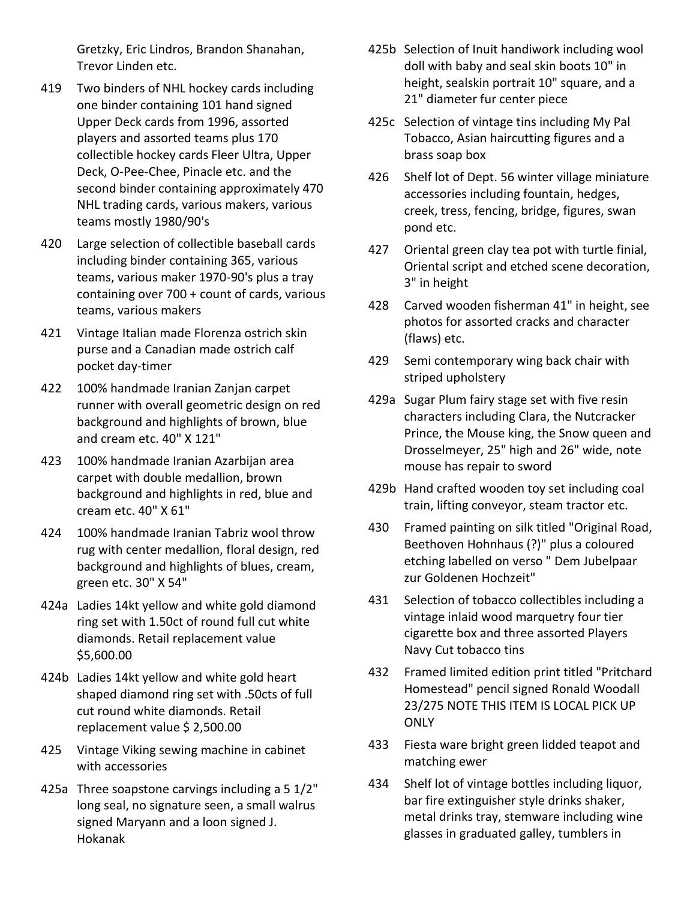Gretzky, Eric Lindros, Brandon Shanahan, Trevor Linden etc.

419 Two binders of NHL hockey cards including one binder containing 101 hand signed Upper Deck cards from 1996, assorted players and assorted teams plus 170 collectible hockey cards Fleer Ultra, Upper Deck, O-Pee-Chee, Pinacle etc. and the second binder containing approximately 470 NHL trading cards, various makers, various teams mostly 1980/90's

420 Large selection of collectible baseball cards including binder containing 365, various teams, various maker 1970-90's plus a tray containing over 700 + count of cards, various teams, various makers

421 Vintage Italian made Florenza ostrich skin purse and a Canadian made ostrich calf pocket day-timer

422 100% handmade Iranian Zanjan carpet runner with overall geometric design on red background and highlights of brown, blue and cream etc. 40" X 121"

423 100% handmade Iranian Azarbijan area carpet with double medallion, brown background and highlights in red, blue and cream etc. 40" X 61"

424 100% handmade Iranian Tabriz wool throw rug with center medallion, floral design, red background and highlights of blues, cream, green etc. 30" X 54"

424a Ladies 14kt yellow and white gold diamond ring set with 1.50ct of round full cut white diamonds. Retail replacement value $5,600.00

424b Ladies 14kt yellow and white gold heart shaped diamond ring set with .50cts of full cut round white diamonds. Retail replacement value $ 2,500.00

425 Vintage Viking sewing machine in cabinet with accessories

425a Three soapstone carvings including a 5 1/2" long seal, no signature seen, a small walrus signed Maryann and a loon signed J. Hokanak

425b Selection of Inuit handiwork including wool doll with baby and seal skin boots 10" in height, sealskin portrait 10" square, and a 21" diameter fur center piece

425c Selection of vintage tins including My Pal Tobacco, Asian haircutting figures and a brass soap box

426 Shelf lot of Dept. 56 winter village miniature accessories including fountain, hedges, creek, tress, fencing, bridge, figures, swan pond etc.

427 Oriental green clay tea pot with turtle finial, Oriental script and etched scene decoration, 3" in height

428 Carved wooden fisherman 41" in height, see photos for assorted cracks and character (flaws) etc.

429 Semi contemporary wing back chair with striped upholstery

429a Sugar Plum fairy stage set with five resin characters including Clara, the Nutcracker Prince, the Mouse king, the Snow queen and Drosselmeyer, 25" high and 26" wide, note mouse has repair to sword

429b Hand crafted wooden toy set including coal train, lifting conveyor, steam tractor etc.

430 Framed painting on silk titled "Original Road, Beethoven Hohnhaus (?)" plus a coloured etching labelled on verso " Dem Jubelpaar zur Goldenen Hochzeit"

431 Selection of tobacco collectibles including a vintage inlaid wood marquetry four tier cigarette box and three assorted Players Navy Cut tobacco tins

432 Framed limited edition print titled "Pritchard Homestead" pencil signed Ronald Woodall 23/275 NOTE THIS ITEM IS LOCAL PICK UP ONLY

433 Fiesta ware bright green lidded teapot and matching ewer

434 Shelf lot of vintage bottles including liquor, bar fire extinguisher style drinks shaker, metal drinks tray, stemware including wine glasses in graduated galley, tumblers in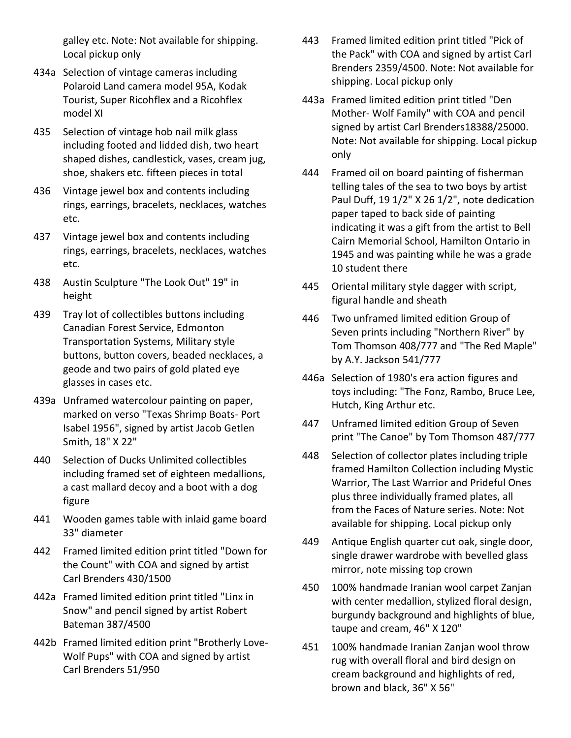galley etc. Note: Not available for shipping. Local pickup only

434a Selection of vintage cameras including Polaroid Land camera model 95A, Kodak Tourist, Super Ricohflex and a Ricohflex model XI

435 Selection of vintage hob nail milk glass including footed and lidded dish, two heart shaped dishes, candlestick, vases, cream jug, shoe, shakers etc. fifteen pieces in total

436 Vintage jewel box and contents including rings, earrings, bracelets, necklaces, watches etc.

437 Vintage jewel box and contents including rings, earrings, bracelets, necklaces, watches etc.

438 Austin Sculpture "The Look Out" 19" in height

439 Tray lot of collectibles buttons including Canadian Forest Service, Edmonton Transportation Systems, Military style buttons, button covers, beaded necklaces, a geode and two pairs of gold plated eye glasses in cases etc.

439a Unframed watercolour painting on paper, marked on verso "Texas Shrimp Boats- Port Isabel 1956", signed by artist Jacob Getlen Smith, 18" X 22"

440 Selection of Ducks Unlimited collectibles including framed set of eighteen medallions, a cast mallard decoy and a boot with a dog figure

441 Wooden games table with inlaid game board 33" diameter

442 Framed limited edition print titled "Down for the Count" with COA and signed by artist Carl Brenders 430/1500

442a Framed limited edition print titled "Linx in Snow" and pencil signed by artist Robert Bateman 387/4500

442b Framed limited edition print "Brotherly Love- Wolf Pups" with COA and signed by artist Carl Brenders 51/950

443 Framed limited edition print titled "Pick of the Pack" with COA and signed by artist Carl Brenders 2359/4500. Note: Not available for shipping. Local pickup only

443a Framed limited edition print titled "Den Mother- Wolf Family" with COA and pencil signed by artist Carl Brenders18388/25000. Note: Not available for shipping. Local pickup only

444 Framed oil on board painting of fisherman telling tales of the sea to two boys by artist Paul Duff, 19 1/2" X 26 1/2", note dedication paper taped to back side of painting indicating it was a gift from the artist to Bell Cairn Memorial School, Hamilton Ontario in 1945 and was painting while he was a grade 10 student there

445 Oriental military style dagger with script, figural handle and sheath

446 Two unframed limited edition Group of Seven prints including "Northern River" by Tom Thomson 408/777 and "The Red Maple" by A.Y. Jackson 541/777

446a Selection of 1980's era action figures and toys including: "The Fonz, Rambo, Bruce Lee, Hutch, King Arthur etc.

447 Unframed limited edition Group of Seven print "The Canoe" by Tom Thomson 487/777

448 Selection of collector plates including triple framed Hamilton Collection including Mystic Warrior, The Last Warrior and Prideful Ones plus three individually framed plates, all from the Faces of Nature series. Note: Not available for shipping. Local pickup only

449 Antique English quarter cut oak, single door, single drawer wardrobe with bevelled glass mirror, note missing top crown

450 100% handmade Iranian wool carpet Zanjan with center medallion, stylized floral design, burgundy background and highlights of blue, taupe and cream, 46" X 120"

451 100% handmade Iranian Zanjan wool throw rug with overall floral and bird design on cream background and highlights of red, brown and black, 36" X 56"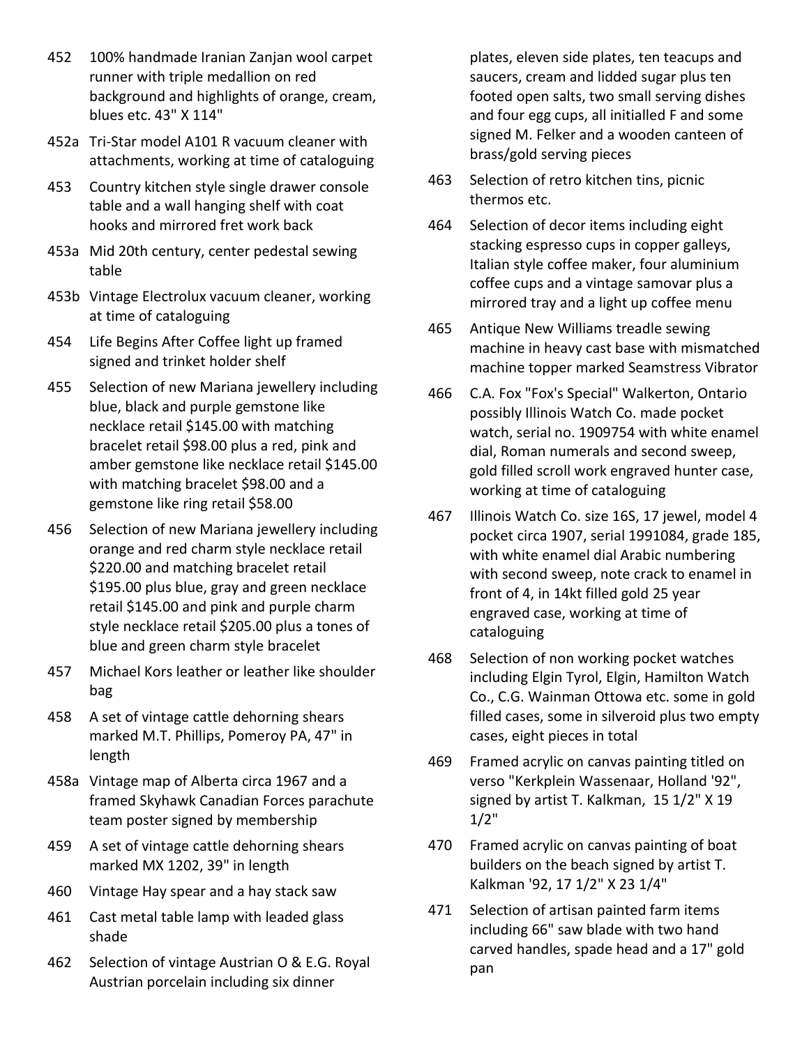452 100% handmade Iranian Zanjan wool carpet runner with triple medallion on red background and highlights of orange, cream, blues etc. 43" X 114"

452a Tri-Star model A101 R vacuum cleaner with attachments, working at time of cataloguing

453 Country kitchen style single drawer console table and a wall hanging shelf with coat hooks and mirrored fret work back

453a Mid 20th century, center pedestal sewing table

453b Vintage Electrolux vacuum cleaner, working at time of cataloguing

454 Life Begins After Coffee light up framed signed and trinket holder shelf

455 Selection of new Mariana jewellery including blue, black and purple gemstone like necklace retail $145.00 with matching bracelet retail $98.00 plus a red, pink and amber gemstone like necklace retail $145.00 with matching bracelet $98.00 and a gemstone like ring retail $58.00

456 Selection of new Mariana jewellery including orange and red charm style necklace retail $220.00 and matching bracelet retail $195.00 plus blue, gray and green necklace retail $145.00 and pink and purple charm style necklace retail $205.00 plus a tones of blue and green charm style bracelet

457 Michael Kors leather or leather like shoulder bag

458 A set of vintage cattle dehorning shears marked M.T. Phillips, Pomeroy PA, 47" in length

458a Vintage map of Alberta circa 1967 and a framed Skyhawk Canadian Forces parachute team poster signed by membership

459 A set of vintage cattle dehorning shears marked MX 1202, 39" in length

460 Vintage Hay spear and a hay stack saw

461 Cast metal table lamp with leaded glass shade

462 Selection of vintage Austrian O & E.G. Royal Austrian porcelain including six dinner plates, eleven side plates, ten teacups and saucers, cream and lidded sugar plus ten footed open salts, two small serving dishes and four egg cups, all initialled F and some signed M. Felker and a wooden canteen of brass/gold serving pieces

463 Selection of retro kitchen tins, picnic thermos etc.

464 Selection of decor items including eight stacking espresso cups in copper galleys, Italian style coffee maker, four aluminium coffee cups and a vintage samovar plus a mirrored tray and a light up coffee menu

465 Antique New Williams treadle sewing machine in heavy cast base with mismatched machine topper marked Seamstress Vibrator

466 C.A. Fox "Fox's Special" Walkerton, Ontario possibly Illinois Watch Co. made pocket watch, serial no. 1909754 with white enamel dial, Roman numerals and second sweep, gold filled scroll work engraved hunter case, working at time of cataloguing

467 Illinois Watch Co. size 16S, 17 jewel, model 4 pocket circa 1907, serial 1991084, grade 185, with white enamel dial Arabic numbering with second sweep, note crack to enamel in front of 4, in 14kt filled gold 25 year engraved case, working at time of cataloguing

468 Selection of non working pocket watches including Elgin Tyrol, Elgin, Hamilton Watch Co., C.G. Wainman Ottowa etc. some in gold filled cases, some in silveroid plus two empty cases, eight pieces in total

469 Framed acrylic on canvas painting titled on verso "Kerkplein Wassenaar, Holland '92", signed by artist T. Kalkman, 15 1/2" X 19 1/2"

470 Framed acrylic on canvas painting of boat builders on the beach signed by artist T. Kalkman '92, 17 1/2" X 23 1/4"

471 Selection of artisan painted farm items including 66" saw blade with two hand carved handles, spade head and a 17" gold pan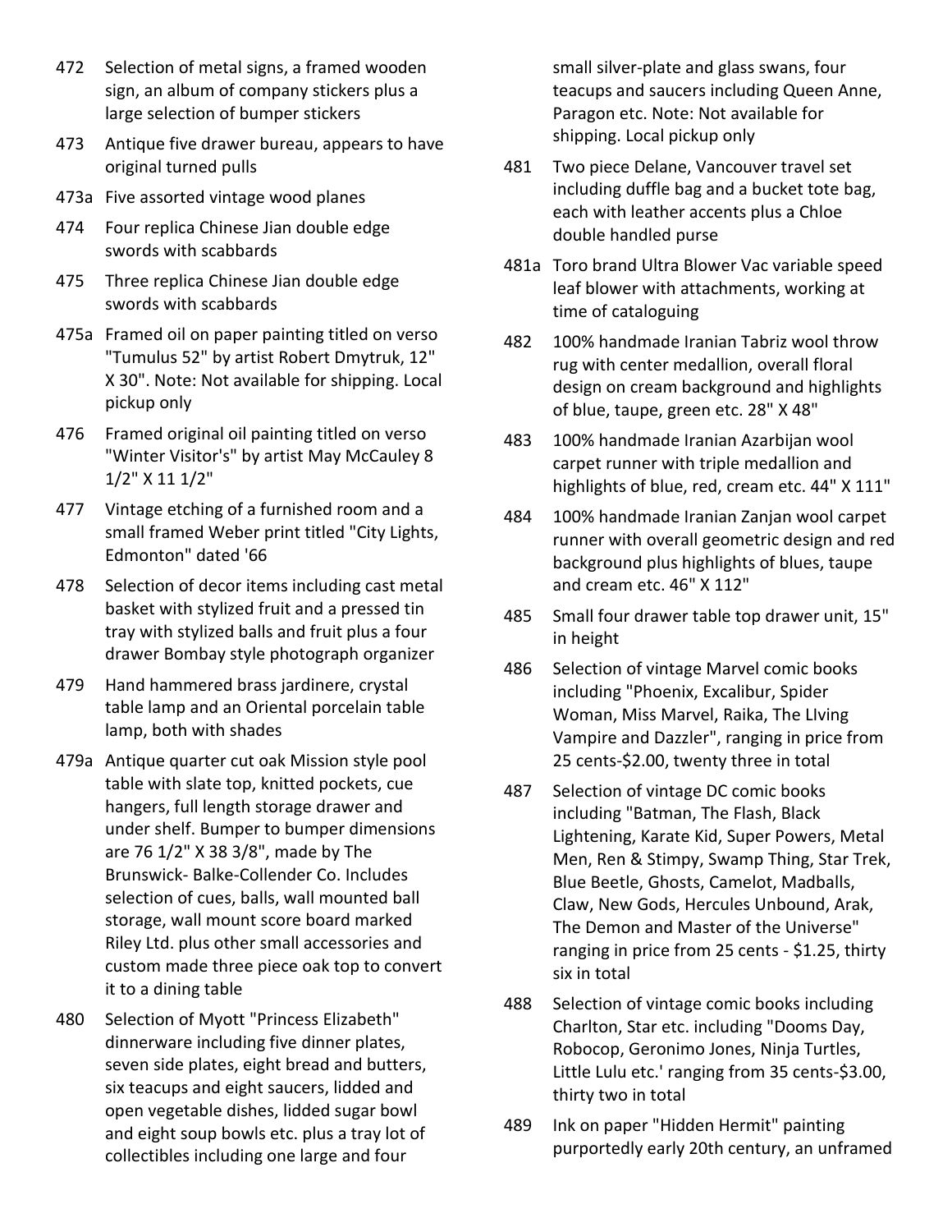472 Selection of metal signs, a framed wooden sign, an album of company stickers plus a large selection of bumper stickers

473 Antique five drawer bureau, appears to have original turned pulls

473a Five assorted vintage wood planes

474 Four replica Chinese Jian double edge swords with scabbards

475 Three replica Chinese Jian double edge swords with scabbards

475a Framed oil on paper painting titled on verso "Tumulus 52" by artist Robert Dmytruk, 12" X 30". Note: Not available for shipping. Local pickup only

476 Framed original oil painting titled on verso "Winter Visitor's" by artist May McCauley 8 1/2" X 11 1/2"

477 Vintage etching of a furnished room and a small framed Weber print titled "City Lights, Edmonton" dated '66

478 Selection of decor items including cast metal basket with stylized fruit and a pressed tin tray with stylized balls and fruit plus a four drawer Bombay style photograph organizer

479 Hand hammered brass jardinere, crystal table lamp and an Oriental porcelain table lamp, both with shades

479a Antique quarter cut oak Mission style pool table with slate top, knitted pockets, cue hangers, full length storage drawer and under shelf. Bumper to bumper dimensions are 76 1/2" X 38 3/8", made by The Brunswick- Balke-Collender Co. Includes selection of cues, balls, wall mounted ball storage, wall mount score board marked Riley Ltd. plus other small accessories and custom made three piece oak top to convert it to a dining table

480 Selection of Myott "Princess Elizabeth" dinnerware including five dinner plates, seven side plates, eight bread and butters, six teacups and eight saucers, lidded and open vegetable dishes, lidded sugar bowl and eight soup bowls etc. plus a tray lot of collectibles including one large and four small silver-plate and glass swans, four teacups and saucers including Queen Anne, Paragon etc. Note: Not available for shipping. Local pickup only

481 Two piece Delane, Vancouver travel set including duffle bag and a bucket tote bag, each with leather accents plus a Chloe double handled purse

481a Toro brand Ultra Blower Vac variable speed leaf blower with attachments, working at time of cataloguing

482 100% handmade Iranian Tabriz wool throw rug with center medallion, overall floral design on cream background and highlights of blue, taupe, green etc. 28" X 48"

483 100% handmade Iranian Azarbijan wool carpet runner with triple medallion and highlights of blue, red, cream etc. 44" X 111"

484 100% handmade Iranian Zanjan wool carpet runner with overall geometric design and red background plus highlights of blues, taupe and cream etc. 46" X 112"

485 Small four drawer table top drawer unit, 15" in height

486 Selection of vintage Marvel comic books including "Phoenix, Excalibur, Spider Woman, Miss Marvel, Raika, The LIving Vampire and Dazzler", ranging in price from 25 cents-$2.00, twenty three in total

487 Selection of vintage DC comic books including "Batman, The Flash, Black Lightening, Karate Kid, Super Powers, Metal Men, Ren & Stimpy, Swamp Thing, Star Trek, Blue Beetle, Ghosts, Camelot, Madballs, Claw, New Gods, Hercules Unbound, Arak, The Demon and Master of the Universe" ranging in price from 25 cents - $1.25, thirty six in total

488 Selection of vintage comic books including Charlton, Star etc. including "Dooms Day, Robocop, Geronimo Jones, Ninja Turtles, Little Lulu etc.' ranging from 35 cents-$3.00, thirty two in total

489 Ink on paper "Hidden Hermit" painting purportedly early 20th century, an unframed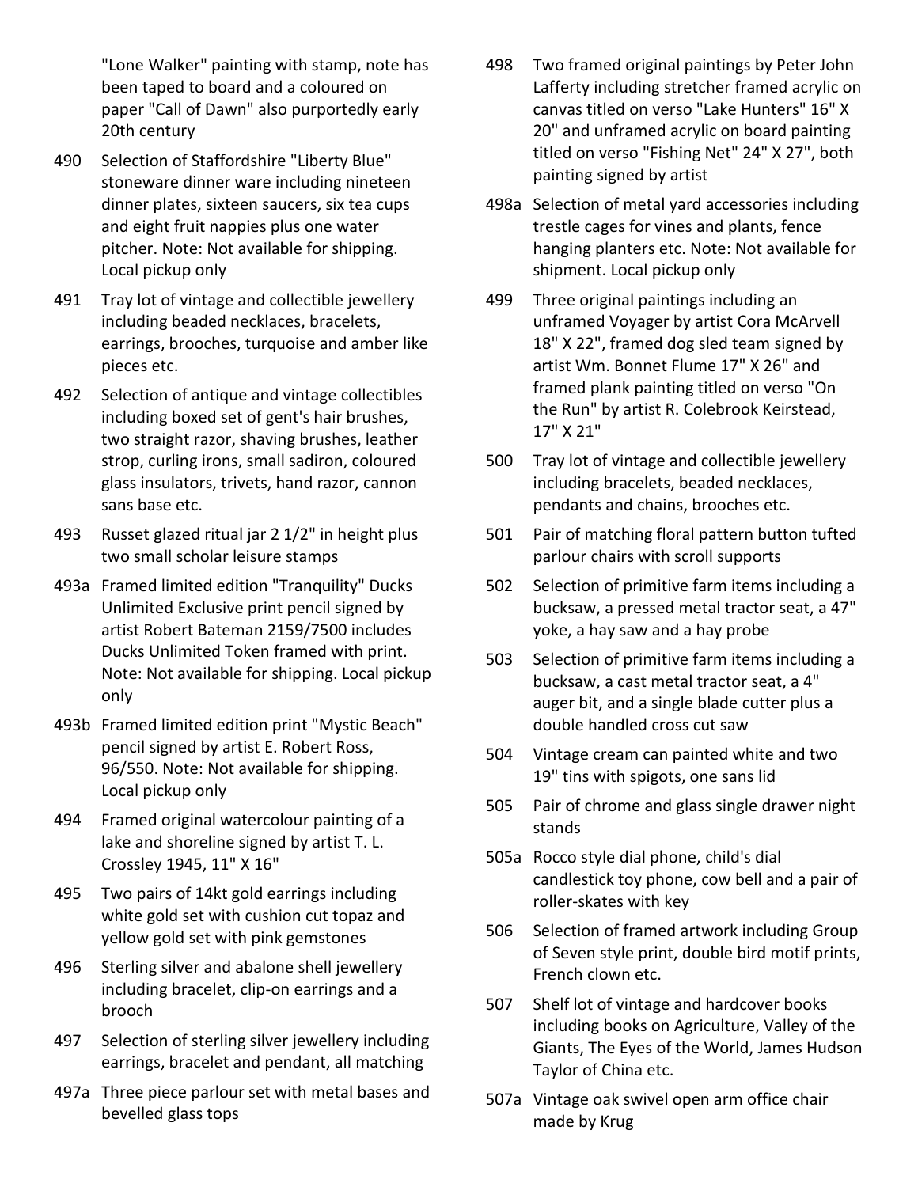"Lone Walker" painting with stamp, note has been taped to board and a coloured on paper "Call of Dawn" also purportedly early 20th century

490 Selection of Staffordshire "Liberty Blue" stoneware dinner ware including nineteen dinner plates, sixteen saucers, six tea cups and eight fruit nappies plus one water pitcher. Note: Not available for shipping. Local pickup only

491 Tray lot of vintage and collectible jewellery including beaded necklaces, bracelets, earrings, brooches, turquoise and amber like pieces etc.

492 Selection of antique and vintage collectibles including boxed set of gent's hair brushes, two straight razor, shaving brushes, leather strop, curling irons, small sadiron, coloured glass insulators, trivets, hand razor, cannon sans base etc.

493 Russet glazed ritual jar 2 1/2" in height plus two small scholar leisure stamps

493a Framed limited edition "Tranquility" Ducks Unlimited Exclusive print pencil signed by artist Robert Bateman 2159/7500 includes Ducks Unlimited Token framed with print. Note: Not available for shipping. Local pickup only

493b Framed limited edition print "Mystic Beach" pencil signed by artist E. Robert Ross, 96/550. Note: Not available for shipping. Local pickup only

494 Framed original watercolour painting of a lake and shoreline signed by artist T. L. Crossley 1945, 11" X 16"

495 Two pairs of 14kt gold earrings including white gold set with cushion cut topaz and yellow gold set with pink gemstones

496 Sterling silver and abalone shell jewellery including bracelet, clip-on earrings and a brooch

497 Selection of sterling silver jewellery including earrings, bracelet and pendant, all matching

497a Three piece parlour set with metal bases and bevelled glass tops

498 Two framed original paintings by Peter John Lafferty including stretcher framed acrylic on canvas titled on verso "Lake Hunters" 16" X 20" and unframed acrylic on board painting titled on verso "Fishing Net" 24" X 27", both painting signed by artist

498a Selection of metal yard accessories including trestle cages for vines and plants, fence hanging planters etc. Note: Not available for shipment. Local pickup only

499 Three original paintings including an unframed Voyager by artist Cora McArvell 18" X 22", framed dog sled team signed by artist Wm. Bonnet Flume 17" X 26" and framed plank painting titled on verso "On the Run" by artist R. Colebrook Keirstead, 17" X 21"

500 Tray lot of vintage and collectible jewellery including bracelets, beaded necklaces, pendants and chains, brooches etc.

501 Pair of matching floral pattern button tufted parlour chairs with scroll supports

502 Selection of primitive farm items including a bucksaw, a pressed metal tractor seat, a 47" yoke, a hay saw and a hay probe

503 Selection of primitive farm items including a bucksaw, a cast metal tractor seat, a 4" auger bit, and a single blade cutter plus a double handled cross cut saw

504 Vintage cream can painted white and two 19" tins with spigots, one sans lid

505 Pair of chrome and glass single drawer night stands

505a Rocco style dial phone, child's dial candlestick toy phone, cow bell and a pair of roller-skates with key

506 Selection of framed artwork including Group of Seven style print, double bird motif prints, French clown etc.

507 Shelf lot of vintage and hardcover books including books on Agriculture, Valley of the Giants, The Eyes of the World, James Hudson Taylor of China etc.

507a Vintage oak swivel open arm office chair made by Krug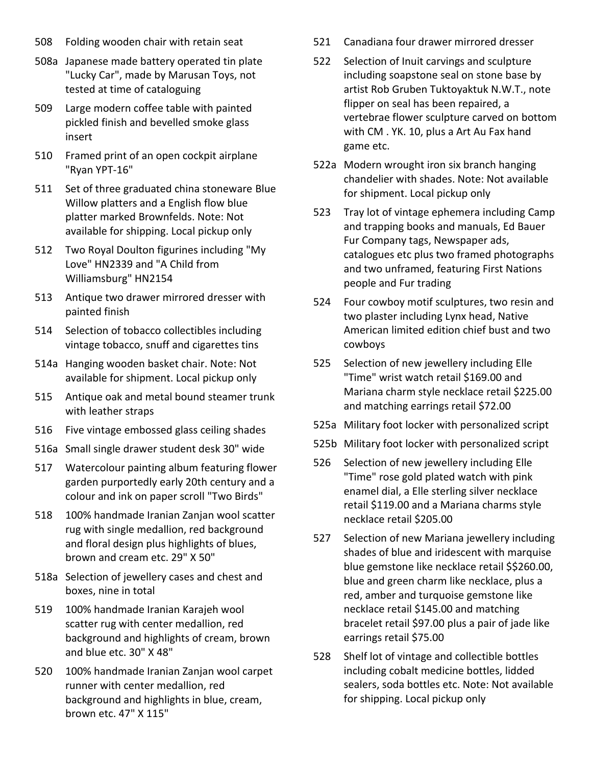508 Folding wooden chair with retain seat

508a Japanese made battery operated tin plate "Lucky Car", made by Marusan Toys, not tested at time of cataloguing

509 Large modern coffee table with painted pickled finish and bevelled smoke glass insert

510 Framed print of an open cockpit airplane "Ryan YPT-16"

511 Set of three graduated china stoneware Blue Willow platters and a English flow blue platter marked Brownfelds. Note: Not available for shipping. Local pickup only

512 Two Royal Doulton figurines including "My Love" HN2339 and "A Child from Williamsburg" HN2154

513 Antique two drawer mirrored dresser with painted finish

514 Selection of tobacco collectibles including vintage tobacco, snuff and cigarettes tins

514a Hanging wooden basket chair. Note: Not available for shipment. Local pickup only

515 Antique oak and metal bound steamer trunk with leather straps

516 Five vintage embossed glass ceiling shades

516a Small single drawer student desk 30" wide

517 Watercolour painting album featuring flower garden purportedly early 20th century and a colour and ink on paper scroll "Two Birds"

518 100% handmade Iranian Zanjan wool scatter rug with single medallion, red background and floral design plus highlights of blues, brown and cream etc. 29" X 50"

518a Selection of jewellery cases and chest and boxes, nine in total

519 100% handmade Iranian Karajeh wool scatter rug with center medallion, red background and highlights of cream, brown and blue etc. 30" X 48"

520 100% handmade Iranian Zanjan wool carpet runner with center medallion, red background and highlights in blue, cream, brown etc. 47" X 115"

521 Canadiana four drawer mirrored dresser

522 Selection of Inuit carvings and sculpture including soapstone seal on stone base by artist Rob Gruben Tuktoyaktuk N.W.T., note flipper on seal has been repaired, a vertebrae flower sculpture carved on bottom with CM . YK. 10, plus a Art Au Fax hand game etc.

522a Modern wrought iron six branch hanging chandelier with shades. Note: Not available for shipment. Local pickup only

523 Tray lot of vintage ephemera including Camp and trapping books and manuals, Ed Bauer Fur Company tags, Newspaper ads, catalogues etc plus two framed photographs and two unframed, featuring First Nations people and Fur trading

524 Four cowboy motif sculptures, two resin and two plaster including Lynx head, Native American limited edition chief bust and two cowboys

525 Selection of new jewellery including Elle "Time" wrist watch retail $169.00 and Mariana charm style necklace retail $225.00 and matching earrings retail $72.00

525a Military foot locker with personalized script

525b Military foot locker with personalized script

526 Selection of new jewellery including Elle "Time" rose gold plated watch with pink enamel dial, a Elle sterling silver necklace retail $119.00 and a Mariana charms style necklace retail $205.00

527 Selection of new Mariana jewellery including shades of blue and iridescent with marquise blue gemstone like necklace retail $$260.00, blue and green charm like necklace, plus a red, amber and turquoise gemstone like necklace retail $145.00 and matching bracelet retail $97.00 plus a pair of jade like earrings retail $75.00

528 Shelf lot of vintage and collectible bottles including cobalt medicine bottles, lidded sealers, soda bottles etc. Note: Not available for shipping. Local pickup only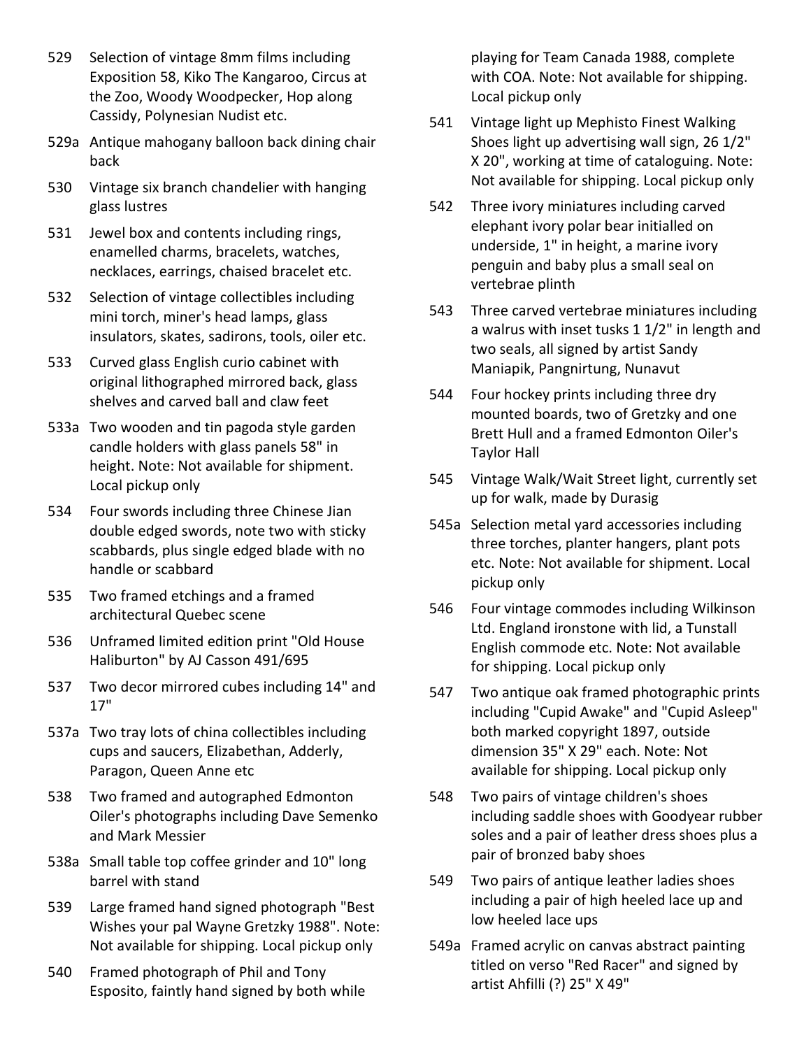529 Selection of vintage 8mm films including Exposition 58, Kiko The Kangaroo, Circus at the Zoo, Woody Woodpecker, Hop along Cassidy, Polynesian Nudist etc.

529a Antique mahogany balloon back dining chair back

530 Vintage six branch chandelier with hanging glass lustres

531 Jewel box and contents including rings, enamelled charms, bracelets, watches, necklaces, earrings, chaised bracelet etc.

532 Selection of vintage collectibles including mini torch, miner's head lamps, glass insulators, skates, sadirons, tools, oiler etc.

533 Curved glass English curio cabinet with original lithographed mirrored back, glass shelves and carved ball and claw feet

533a Two wooden and tin pagoda style garden candle holders with glass panels 58" in height. Note: Not available for shipment. Local pickup only

534 Four swords including three Chinese Jian double edged swords, note two with sticky scabbards, plus single edged blade with no handle or scabbard

535 Two framed etchings and a framed architectural Quebec scene

536 Unframed limited edition print "Old House Haliburton" by AJ Casson 491/695

537 Two decor mirrored cubes including 14" and 17"

537a Two tray lots of china collectibles including cups and saucers, Elizabethan, Adderly, Paragon, Queen Anne etc

538 Two framed and autographed Edmonton Oiler's photographs including Dave Semenko and Mark Messier

538a Small table top coffee grinder and 10" long barrel with stand

539 Large framed hand signed photograph "Best Wishes your pal Wayne Gretzky 1988". Note: Not available for shipping. Local pickup only

540 Framed photograph of Phil and Tony Esposito, faintly hand signed by both while playing for Team Canada 1988, complete with COA. Note: Not available for shipping. Local pickup only

541 Vintage light up Mephisto Finest Walking Shoes light up advertising wall sign, 26 1/2" X 20", working at time of cataloguing. Note: Not available for shipping. Local pickup only

542 Three ivory miniatures including carved elephant ivory polar bear initialled on underside, 1" in height, a marine ivory penguin and baby plus a small seal on vertebrae plinth

543 Three carved vertebrae miniatures including a walrus with inset tusks 1 1/2" in length and two seals, all signed by artist Sandy Maniapik, Pangnirtung, Nunavut

544 Four hockey prints including three dry mounted boards, two of Gretzky and one Brett Hull and a framed Edmonton Oiler's Taylor Hall

545 Vintage Walk/Wait Street light, currently set up for walk, made by Durasig

545a Selection metal yard accessories including three torches, planter hangers, plant pots etc. Note: Not available for shipment. Local pickup only

546 Four vintage commodes including Wilkinson Ltd. England ironstone with lid, a Tunstall English commode etc. Note: Not available for shipping. Local pickup only

547 Two antique oak framed photographic prints including "Cupid Awake" and "Cupid Asleep" both marked copyright 1897, outside dimension 35" X 29" each. Note: Not available for shipping. Local pickup only

548 Two pairs of vintage children's shoes including saddle shoes with Goodyear rubber soles and a pair of leather dress shoes plus a pair of bronzed baby shoes

549 Two pairs of antique leather ladies shoes including a pair of high heeled lace up and low heeled lace ups

549a Framed acrylic on canvas abstract painting titled on verso "Red Racer" and signed by artist Ahfilli (?) 25" X 49"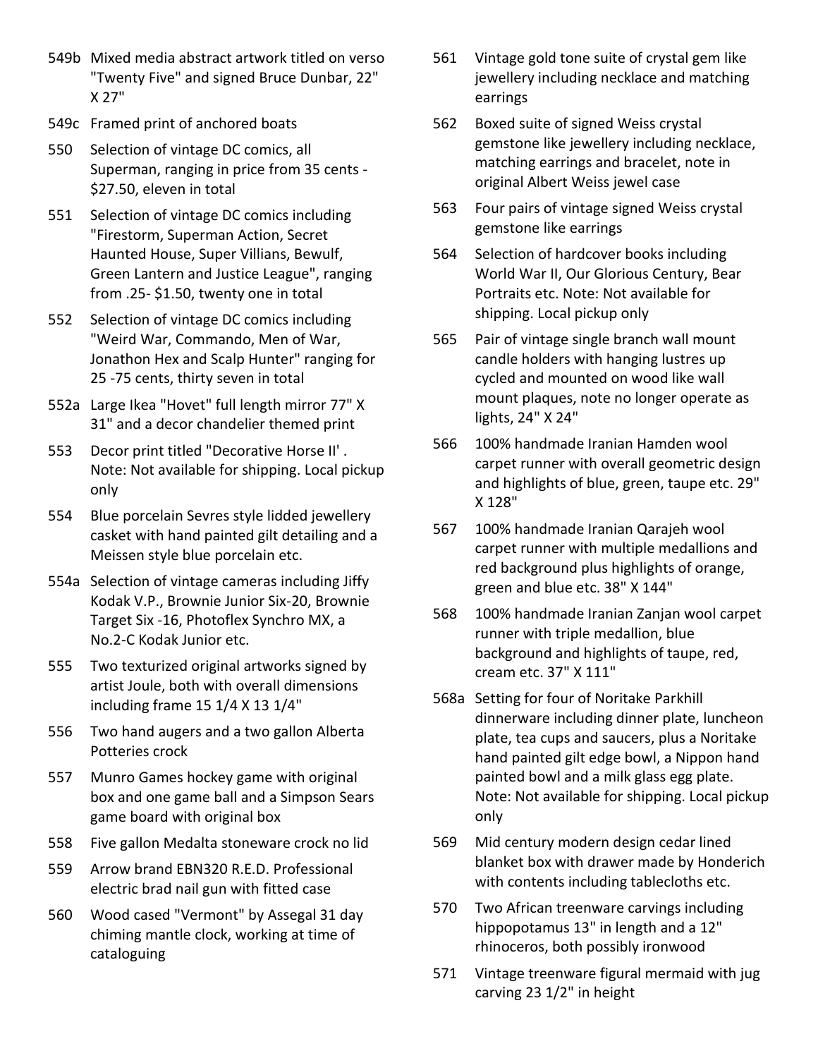549b Mixed media abstract artwork titled on verso "Twenty Five" and signed Bruce Dunbar, 22" X 27"

549c Framed print of anchored boats

550 Selection of vintage DC comics, all Superman, ranging in price from 35 cents - $27.50, eleven in total

551 Selection of vintage DC comics including "Firestorm, Superman Action, Secret Haunted House, Super Villians, Bewulf, Green Lantern and Justice League", ranging from .25- $1.50, twenty one in total

552 Selection of vintage DC comics including "Weird War, Commando, Men of War, Jonathon Hex and Scalp Hunter" ranging for 25 -75 cents, thirty seven in total

552a Large Ikea "Hovet" full length mirror 77" X 31" and a decor chandelier themed print

553 Decor print titled "Decorative Horse II' . Note: Not available for shipping. Local pickup only

554 Blue porcelain Sevres style lidded jewellery casket with hand painted gilt detailing and a Meissen style blue porcelain etc.

554a Selection of vintage cameras including Jiffy Kodak V.P., Brownie Junior Six-20, Brownie Target Six -16, Photoflex Synchro MX, a No.2-C Kodak Junior etc.

555 Two texturized original artworks signed by artist Joule, both with overall dimensions including frame 15 1/4 X 13 1/4"

556 Two hand augers and a two gallon Alberta Potteries crock

557 Munro Games hockey game with original box and one game ball and a Simpson Sears game board with original box

558 Five gallon Medalta stoneware crock no lid

559 Arrow brand EBN320 R.E.D. Professional electric brad nail gun with fitted case

560 Wood cased "Vermont" by Assegal 31 day chiming mantle clock, working at time of cataloguing

561 Vintage gold tone suite of crystal gem like jewellery including necklace and matching earrings

562 Boxed suite of signed Weiss crystal gemstone like jewellery including necklace, matching earrings and bracelet, note in original Albert Weiss jewel case

563 Four pairs of vintage signed Weiss crystal gemstone like earrings

564 Selection of hardcover books including World War II, Our Glorious Century, Bear Portraits etc. Note: Not available for shipping. Local pickup only

565 Pair of vintage single branch wall mount candle holders with hanging lustres up cycled and mounted on wood like wall mount plaques, note no longer operate as lights, 24" X 24"

566 100% handmade Iranian Hamden wool carpet runner with overall geometric design and highlights of blue, green, taupe etc. 29" X 128"

567 100% handmade Iranian Qarajeh wool carpet runner with multiple medallions and red background plus highlights of orange, green and blue etc. 38" X 144"

568 100% handmade Iranian Zanjan wool carpet runner with triple medallion, blue background and highlights of taupe, red, cream etc. 37" X 111"

568a Setting for four of Noritake Parkhill dinnerware including dinner plate, luncheon plate, tea cups and saucers, plus a Noritake hand painted gilt edge bowl, a Nippon hand painted bowl and a milk glass egg plate. Note: Not available for shipping. Local pickup only

569 Mid century modern design cedar lined blanket box with drawer made by Honderich with contents including tablecloths etc.

570 Two African treenware carvings including hippopotamus 13" in length and a 12" rhinoceros, both possibly ironwood

571 Vintage treenware figural mermaid with jug carving 23 1/2" in height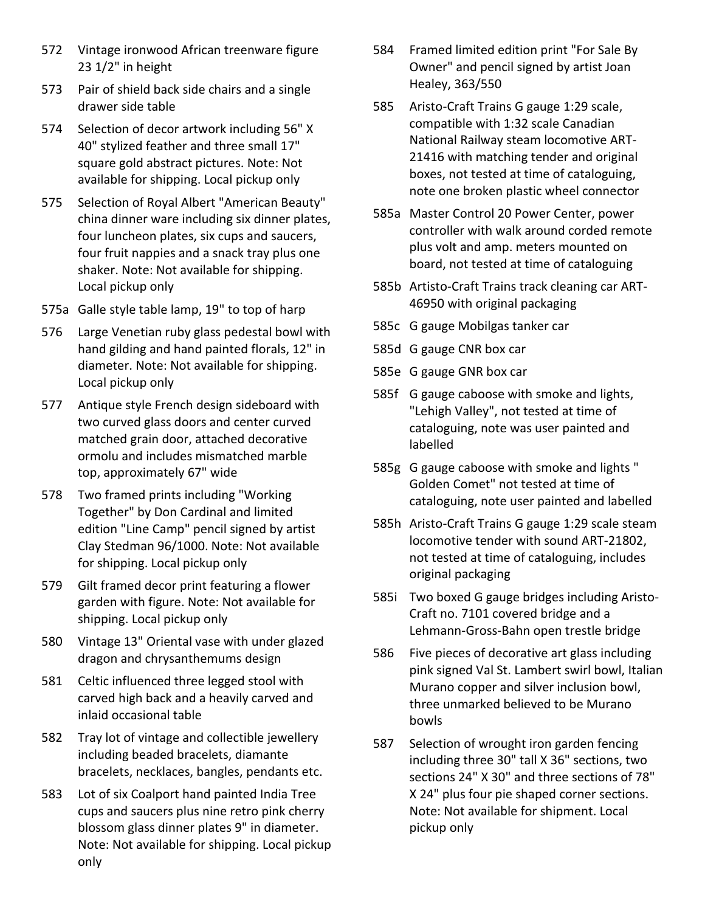572 Vintage ironwood African treenware figure 23 1/2" in height

573 Pair of shield back side chairs and a single drawer side table

574 Selection of decor artwork including 56" X 40" stylized feather and three small 17" square gold abstract pictures. Note: Not available for shipping. Local pickup only

575 Selection of Royal Albert "American Beauty" china dinner ware including six dinner plates, four luncheon plates, six cups and saucers, four fruit nappies and a snack tray plus one shaker. Note: Not available for shipping. Local pickup only

575a Galle style table lamp, 19" to top of harp

576 Large Venetian ruby glass pedestal bowl with hand gilding and hand painted florals, 12" in diameter. Note: Not available for shipping. Local pickup only

577 Antique style French design sideboard with two curved glass doors and center curved matched grain door, attached decorative ormolu and includes mismatched marble top, approximately 67" wide

578 Two framed prints including "Working Together" by Don Cardinal and limited edition "Line Camp" pencil signed by artist Clay Stedman 96/1000. Note: Not available for shipping. Local pickup only

579 Gilt framed decor print featuring a flower garden with figure. Note: Not available for shipping. Local pickup only

580 Vintage 13" Oriental vase with under glazed dragon and chrysanthemums design

581 Celtic influenced three legged stool with carved high back and a heavily carved and inlaid occasional table

582 Tray lot of vintage and collectible jewellery including beaded bracelets, diamante bracelets, necklaces, bangles, pendants etc.

583 Lot of six Coalport hand painted India Tree cups and saucers plus nine retro pink cherry blossom glass dinner plates 9" in diameter. Note: Not available for shipping. Local pickup only

584 Framed limited edition print "For Sale By Owner" and pencil signed by artist Joan Healey, 363/550

585 Aristo-Craft Trains G gauge 1:29 scale, compatible with 1:32 scale Canadian National Railway steam locomotive ART-21416 with matching tender and original boxes, not tested at time of cataloguing, note one broken plastic wheel connector

585a Master Control 20 Power Center, power controller with walk around corded remote plus volt and amp. meters mounted on board, not tested at time of cataloguing

585b Artisto-Craft Trains track cleaning car ART-46950 with original packaging

585c G gauge Mobilgas tanker car

585d G gauge CNR box car

585e G gauge GNR box car

585f G gauge caboose with smoke and lights, "Lehigh Valley", not tested at time of cataloguing, note was user painted and labelled

585g G gauge caboose with smoke and lights " Golden Comet" not tested at time of cataloguing, note user painted and labelled

585h Aristo-Craft Trains G gauge 1:29 scale steam locomotive tender with sound ART-21802, not tested at time of cataloguing, includes original packaging

585i Two boxed G gauge bridges including Aristo-Craft no. 7101 covered bridge and a Lehmann-Gross-Bahn open trestle bridge

586 Five pieces of decorative art glass including pink signed Val St. Lambert swirl bowl, Italian Murano copper and silver inclusion bowl, three unmarked believed to be Murano bowls

587 Selection of wrought iron garden fencing including three 30" tall X 36" sections, two sections 24" X 30" and three sections of 78" X 24" plus four pie shaped corner sections. Note: Not available for shipment. Local pickup only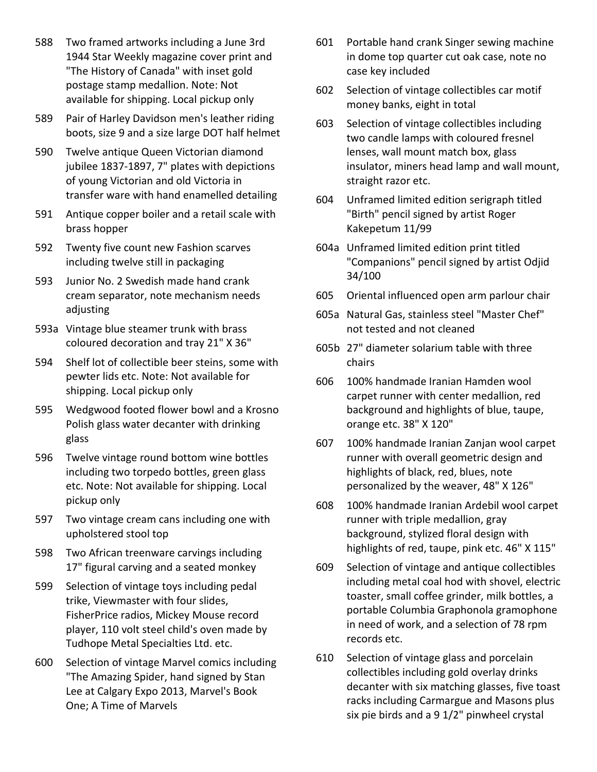588 Two framed artworks including a June 3rd 1944 Star Weekly magazine cover print and "The History of Canada" with inset gold postage stamp medallion. Note: Not available for shipping. Local pickup only

589 Pair of Harley Davidson men's leather riding boots, size 9 and a size large DOT half helmet

590 Twelve antique Queen Victorian diamond jubilee 1837-1897, 7" plates with depictions of young Victorian and old Victoria in transfer ware with hand enamelled detailing

591 Antique copper boiler and a retail scale with brass hopper

592 Twenty five count new Fashion scarves including twelve still in packaging

593 Junior No. 2 Swedish made hand crank cream separator, note mechanism needs adjusting

593a Vintage blue steamer trunk with brass coloured decoration and tray 21" X 36"

594 Shelf lot of collectible beer steins, some with pewter lids etc. Note: Not available for shipping. Local pickup only

595 Wedgwood footed flower bowl and a Krosno Polish glass water decanter with drinking glass

596 Twelve vintage round bottom wine bottles including two torpedo bottles, green glass etc. Note: Not available for shipping. Local pickup only

597 Two vintage cream cans including one with upholstered stool top

598 Two African treenware carvings including 17" figural carving and a seated monkey

599 Selection of vintage toys including pedal trike, Viewmaster with four slides, FisherPrice radios, Mickey Mouse record player, 110 volt steel child's oven made by Tudhope Metal Specialties Ltd. etc.

600 Selection of vintage Marvel comics including "The Amazing Spider, hand signed by Stan Lee at Calgary Expo 2013, Marvel's Book One; A Time of Marvels

601 Portable hand crank Singer sewing machine in dome top quarter cut oak case, note no case key included

602 Selection of vintage collectibles car motif money banks, eight in total

603 Selection of vintage collectibles including two candle lamps with coloured fresnel lenses, wall mount match box, glass insulator, miners head lamp and wall mount, straight razor etc.

604 Unframed limited edition serigraph titled "Birth" pencil signed by artist Roger Kakepetum 11/99

604a Unframed limited edition print titled "Companions" pencil signed by artist Odjid 34/100

605 Oriental influenced open arm parlour chair

605a Natural Gas, stainless steel "Master Chef" not tested and not cleaned

605b 27" diameter solarium table with three chairs

606 100% handmade Iranian Hamden wool carpet runner with center medallion, red background and highlights of blue, taupe, orange etc. 38" X 120"

607 100% handmade Iranian Zanjan wool carpet runner with overall geometric design and highlights of black, red, blues, note personalized by the weaver, 48" X 126"

608 100% handmade Iranian Ardebil wool carpet runner with triple medallion, gray background, stylized floral design with highlights of red, taupe, pink etc. 46" X 115"

609 Selection of vintage and antique collectibles including metal coal hod with shovel, electric toaster, small coffee grinder, milk bottles, a portable Columbia Graphonola gramophone in need of work, and a selection of 78 rpm records etc.

610 Selection of vintage glass and porcelain collectibles including gold overlay drinks decanter with six matching glasses, five toast racks including Carmargue and Masons plus six pie birds and a 9 1/2" pinwheel crystal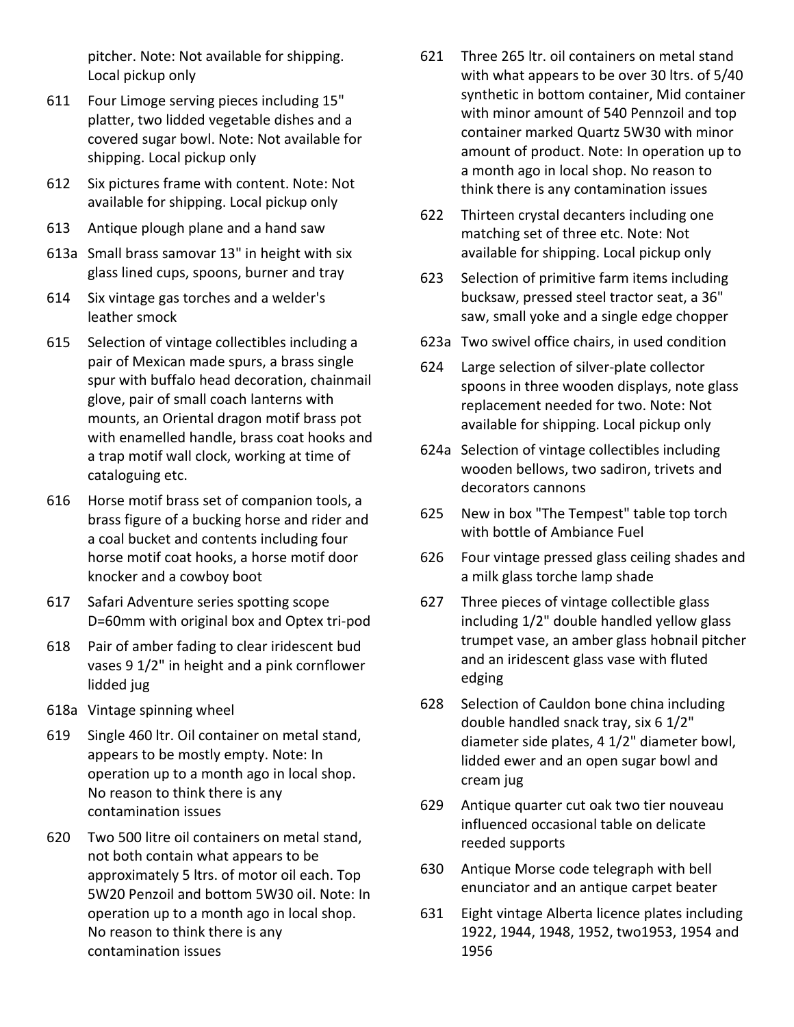pitcher. Note: Not available for shipping. Local pickup only

611 Four Limoge serving pieces including 15" platter, two lidded vegetable dishes and a covered sugar bowl. Note: Not available for shipping. Local pickup only

612 Six pictures frame with content. Note: Not available for shipping. Local pickup only

613 Antique plough plane and a hand saw

613a Small brass samovar 13" in height with six glass lined cups, spoons, burner and tray

614 Six vintage gas torches and a welder's leather smock

615 Selection of vintage collectibles including a pair of Mexican made spurs, a brass single spur with buffalo head decoration, chainmail glove, pair of small coach lanterns with mounts, an Oriental dragon motif brass pot with enamelled handle, brass coat hooks and a trap motif wall clock, working at time of cataloguing etc.

616 Horse motif brass set of companion tools, a brass figure of a bucking horse and rider and a coal bucket and contents including four horse motif coat hooks, a horse motif door knocker and a cowboy boot

617 Safari Adventure series spotting scope D=60mm with original box and Optex tri-pod

618 Pair of amber fading to clear iridescent bud vases 9 1/2" in height and a pink cornflower lidded jug

618a Vintage spinning wheel

619 Single 460 ltr. Oil container on metal stand, appears to be mostly empty. Note: In operation up to a month ago in local shop. No reason to think there is any contamination issues

620 Two 500 litre oil containers on metal stand, not both contain what appears to be approximately 5 ltrs. of motor oil each. Top 5W20 Penzoil and bottom 5W30 oil. Note: In operation up to a month ago in local shop. No reason to think there is any contamination issues

621 Three 265 ltr. oil containers on metal stand with what appears to be over 30 ltrs. of 5/40 synthetic in bottom container, Mid container with minor amount of 540 Pennzoil and top container marked Quartz 5W30 with minor amount of product. Note: In operation up to a month ago in local shop. No reason to think there is any contamination issues

622 Thirteen crystal decanters including one matching set of three etc. Note: Not available for shipping. Local pickup only

623 Selection of primitive farm items including bucksaw, pressed steel tractor seat, a 36" saw, small yoke and a single edge chopper

623a Two swivel office chairs, in used condition

624 Large selection of silver-plate collector spoons in three wooden displays, note glass replacement needed for two. Note: Not available for shipping. Local pickup only

624a Selection of vintage collectibles including wooden bellows, two sadiron, trivets and decorators cannons

625 New in box "The Tempest" table top torch with bottle of Ambiance Fuel

626 Four vintage pressed glass ceiling shades and a milk glass torche lamp shade

627 Three pieces of vintage collectible glass including 1/2" double handled yellow glass trumpet vase, an amber glass hobnail pitcher and an iridescent glass vase with fluted edging

628 Selection of Cauldon bone china including double handled snack tray, six 6 1/2" diameter side plates, 4 1/2" diameter bowl, lidded ewer and an open sugar bowl and cream jug

629 Antique quarter cut oak two tier nouveau influenced occasional table on delicate reeded supports

630 Antique Morse code telegraph with bell enunciator and an antique carpet beater

631 Eight vintage Alberta licence plates including 1922, 1944, 1948, 1952, two1953, 1954 and 1956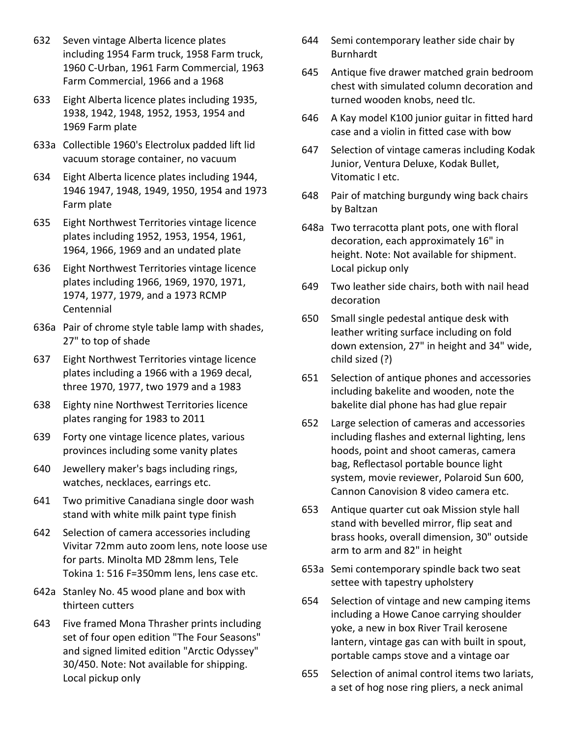632 Seven vintage Alberta licence plates including 1954 Farm truck, 1958 Farm truck, 1960 C-Urban, 1961 Farm Commercial, 1963 Farm Commercial, 1966 and a 1968

633 Eight Alberta licence plates including 1935, 1938, 1942, 1948, 1952, 1953, 1954 and 1969 Farm plate

633a Collectible 1960's Electrolux padded lift lid vacuum storage container, no vacuum

634 Eight Alberta licence plates including 1944, 1946 1947, 1948, 1949, 1950, 1954 and 1973 Farm plate

635 Eight Northwest Territories vintage licence plates including 1952, 1953, 1954, 1961, 1964, 1966, 1969 and an undated plate

636 Eight Northwest Territories vintage licence plates including 1966, 1969, 1970, 1971, 1974, 1977, 1979, and a 1973 RCMP Centennial

636a Pair of chrome style table lamp with shades, 27" to top of shade

637 Eight Northwest Territories vintage licence plates including a 1966 with a 1969 decal, three 1970, 1977, two 1979 and a 1983

638 Eighty nine Northwest Territories licence plates ranging for 1983 to 2011

639 Forty one vintage licence plates, various provinces including some vanity plates

640 Jewellery maker's bags including rings, watches, necklaces, earrings etc.

641 Two primitive Canadiana single door wash stand with white milk paint type finish

642 Selection of camera accessories including Vivitar 72mm auto zoom lens, note loose use for parts. Minolta MD 28mm lens, Tele Tokina 1: 516 F=350mm lens, lens case etc.

642a Stanley No. 45 wood plane and box with thirteen cutters

643 Five framed Mona Thrasher prints including set of four open edition "The Four Seasons" and signed limited edition "Arctic Odyssey" 30/450. Note: Not available for shipping. Local pickup only

644 Semi contemporary leather side chair by Burnhardt

645 Antique five drawer matched grain bedroom chest with simulated column decoration and turned wooden knobs, need tlc.

646 A Kay model K100 junior guitar in fitted hard case and a violin in fitted case with bow

647 Selection of vintage cameras including Kodak Junior, Ventura Deluxe, Kodak Bullet, Vitomatic I etc.

648 Pair of matching burgundy wing back chairs by Baltzan

648a Two terracotta plant pots, one with floral decoration, each approximately 16" in height. Note: Not available for shipment. Local pickup only

649 Two leather side chairs, both with nail head decoration

650 Small single pedestal antique desk with leather writing surface including on fold down extension, 27" in height and 34" wide, child sized (?)

651 Selection of antique phones and accessories including bakelite and wooden, note the bakelite dial phone has had glue repair

652 Large selection of cameras and accessories including flashes and external lighting, lens hoods, point and shoot cameras, camera bag, Reflectasol portable bounce light system, movie reviewer, Polaroid Sun 600, Cannon Canovision 8 video camera etc.

653 Antique quarter cut oak Mission style hall stand with bevelled mirror, flip seat and brass hooks, overall dimension, 30" outside arm to arm and 82" in height

653a Semi contemporary spindle back two seat settee with tapestry upholstery

654 Selection of vintage and new camping items including a Howe Canoe carrying shoulder yoke, a new in box River Trail kerosene lantern, vintage gas can with built in spout, portable camps stove and a vintage oar

655 Selection of animal control items two lariats, a set of hog nose ring pliers, a neck animal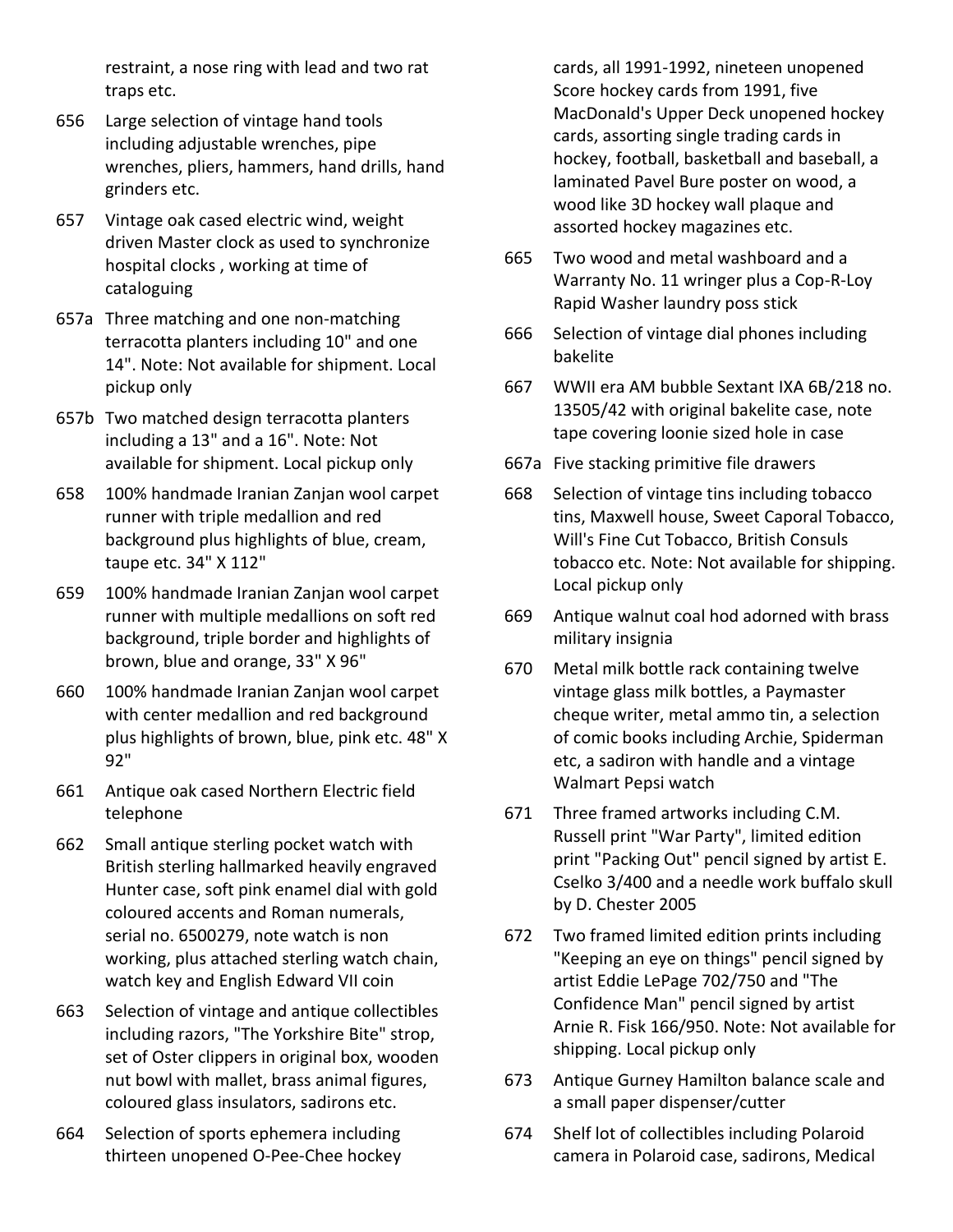restraint, a nose ring with lead and two rat traps etc.

656 Large selection of vintage hand tools including adjustable wrenches, pipe wrenches, pliers, hammers, hand drills, hand grinders etc.

657 Vintage oak cased electric wind, weight driven Master clock as used to synchronize hospital clocks , working at time of cataloguing

657a Three matching and one non-matching terracotta planters including 10" and one 14". Note: Not available for shipment. Local pickup only

657b Two matched design terracotta planters including a 13" and a 16". Note: Not available for shipment. Local pickup only

658 100% handmade Iranian Zanjan wool carpet runner with triple medallion and red background plus highlights of blue, cream, taupe etc. 34" X 112"

659 100% handmade Iranian Zanjan wool carpet runner with multiple medallions on soft red background, triple border and highlights of brown, blue and orange, 33" X 96"

660 100% handmade Iranian Zanjan wool carpet with center medallion and red background plus highlights of brown, blue, pink etc. 48" X 92"

661 Antique oak cased Northern Electric field telephone

662 Small antique sterling pocket watch with British sterling hallmarked heavily engraved Hunter case, soft pink enamel dial with gold coloured accents and Roman numerals, serial no. 6500279, note watch is non working, plus attached sterling watch chain, watch key and English Edward VII coin

663 Selection of vintage and antique collectibles including razors, "The Yorkshire Bite" strop, set of Oster clippers in original box, wooden nut bowl with mallet, brass animal figures, coloured glass insulators, sadirons etc.

664 Selection of sports ephemera including thirteen unopened O-Pee-Chee hockey cards, all 1991-1992, nineteen unopened Score hockey cards from 1991, five MacDonald's Upper Deck unopened hockey cards, assorting single trading cards in hockey, football, basketball and baseball, a laminated Pavel Bure poster on wood, a wood like 3D hockey wall plaque and assorted hockey magazines etc.

665 Two wood and metal washboard and a Warranty No. 11 wringer plus a Cop-R-Loy Rapid Washer laundry poss stick

666 Selection of vintage dial phones including bakelite

667 WWII era AM bubble Sextant IXA 6B/218 no. 13505/42 with original bakelite case, note tape covering loonie sized hole in case

667a Five stacking primitive file drawers

668 Selection of vintage tins including tobacco tins, Maxwell house, Sweet Caporal Tobacco, Will's Fine Cut Tobacco, British Consuls tobacco etc. Note: Not available for shipping. Local pickup only

669 Antique walnut coal hod adorned with brass military insignia

670 Metal milk bottle rack containing twelve vintage glass milk bottles, a Paymaster cheque writer, metal ammo tin, a selection of comic books including Archie, Spiderman etc, a sadiron with handle and a vintage Walmart Pepsi watch

671 Three framed artworks including C.M. Russell print "War Party", limited edition print "Packing Out" pencil signed by artist E. Cselko 3/400 and a needle work buffalo skull by D. Chester 2005

672 Two framed limited edition prints including "Keeping an eye on things" pencil signed by artist Eddie LePage 702/750 and "The Confidence Man" pencil signed by artist Arnie R. Fisk 166/950. Note: Not available for shipping. Local pickup only

673 Antique Gurney Hamilton balance scale and a small paper dispenser/cutter

674 Shelf lot of collectibles including Polaroid camera in Polaroid case, sadirons, Medical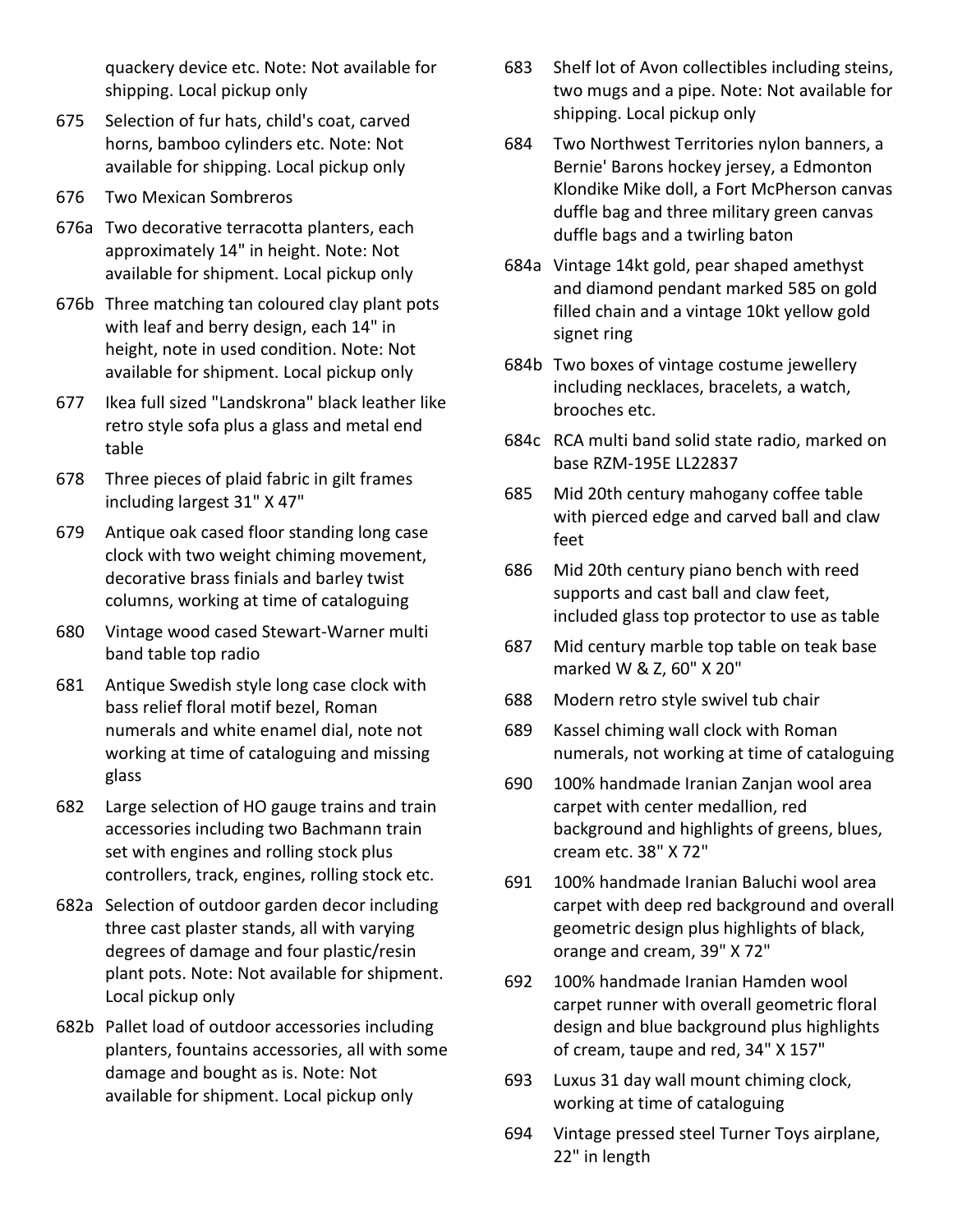quackery device etc. Note: Not available for shipping. Local pickup only

675 Selection of fur hats, child's coat, carved horns, bamboo cylinders etc. Note: Not available for shipping. Local pickup only

676 Two Mexican Sombreros

676a Two decorative terracotta planters, each approximately 14" in height. Note: Not available for shipment. Local pickup only

676b Three matching tan coloured clay plant pots with leaf and berry design, each 14" in height, note in used condition. Note: Not available for shipment. Local pickup only

677 Ikea full sized "Landskrona" black leather like retro style sofa plus a glass and metal end table

678 Three pieces of plaid fabric in gilt frames including largest 31" X 47"

679 Antique oak cased floor standing long case clock with two weight chiming movement, decorative brass finials and barley twist columns, working at time of cataloguing

680 Vintage wood cased Stewart-Warner multi band table top radio

681 Antique Swedish style long case clock with bass relief floral motif bezel, Roman numerals and white enamel dial, note not working at time of cataloguing and missing glass

682 Large selection of HO gauge trains and train accessories including two Bachmann train set with engines and rolling stock plus controllers, track, engines, rolling stock etc.

682a Selection of outdoor garden decor including three cast plaster stands, all with varying degrees of damage and four plastic/resin plant pots. Note: Not available for shipment. Local pickup only

682b Pallet load of outdoor accessories including planters, fountains accessories, all with some damage and bought as is. Note: Not available for shipment. Local pickup only

683 Shelf lot of Avon collectibles including steins, two mugs and a pipe. Note: Not available for shipping. Local pickup only

684 Two Northwest Territories nylon banners, a Bernie' Barons hockey jersey, a Edmonton Klondike Mike doll, a Fort McPherson canvas duffle bag and three military green canvas duffle bags and a twirling baton

684a Vintage 14kt gold, pear shaped amethyst and diamond pendant marked 585 on gold filled chain and a vintage 10kt yellow gold signet ring

684b Two boxes of vintage costume jewellery including necklaces, bracelets, a watch, brooches etc.

684c RCA multi band solid state radio, marked on base RZM-195E LL22837

685 Mid 20th century mahogany coffee table with pierced edge and carved ball and claw feet

686 Mid 20th century piano bench with reed supports and cast ball and claw feet, included glass top protector to use as table

687 Mid century marble top table on teak base marked W & Z, 60" X 20"

688 Modern retro style swivel tub chair

689 Kassel chiming wall clock with Roman numerals, not working at time of cataloguing

690 100% handmade Iranian Zanjan wool area carpet with center medallion, red background and highlights of greens, blues, cream etc. 38" X 72"

691 100% handmade Iranian Baluchi wool area carpet with deep red background and overall geometric design plus highlights of black, orange and cream, 39" X 72"

692 100% handmade Iranian Hamden wool carpet runner with overall geometric floral design and blue background plus highlights of cream, taupe and red, 34" X 157"

693 Luxus 31 day wall mount chiming clock, working at time of cataloguing

694 Vintage pressed steel Turner Toys airplane, 22" in length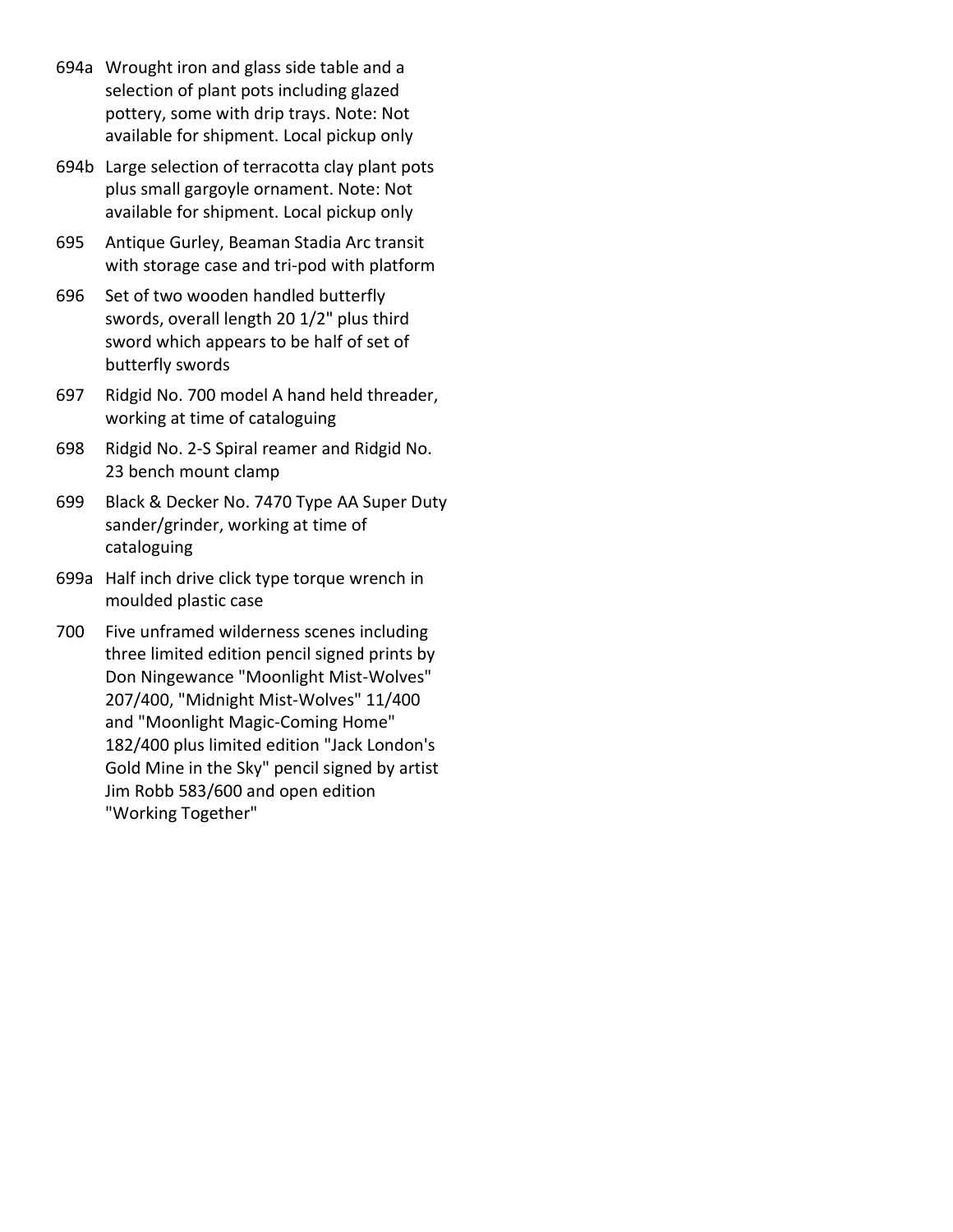694a Wrought iron and glass side table and a selection of plant pots including glazed pottery, some with drip trays. Note: Not available for shipment. Local pickup only

694b Large selection of terracotta clay plant pots plus small gargoyle ornament. Note: Not available for shipment. Local pickup only

695 Antique Gurley, Beaman Stadia Arc transit with storage case and tri-pod with platform

696 Set of two wooden handled butterfly swords, overall length 20 1/2" plus third sword which appears to be half of set of butterfly swords

697 Ridgid No. 700 model A hand held threader, working at time of cataloguing

698 Ridgid No. 2-S Spiral reamer and Ridgid No. 23 bench mount clamp

699 Black & Decker No. 7470 Type AA Super Duty sander/grinder, working at time of cataloguing

699a Half inch drive click type torque wrench in moulded plastic case

700 Five unframed wilderness scenes including three limited edition pencil signed prints by Don Ningewance "Moonlight Mist-Wolves" 207/400, "Midnight Mist-Wolves" 11/400 and "Moonlight Magic-Coming Home" 182/400 plus limited edition "Jack London's Gold Mine in the Sky" pencil signed by artist Jim Robb 583/600 and open edition "Working Together"